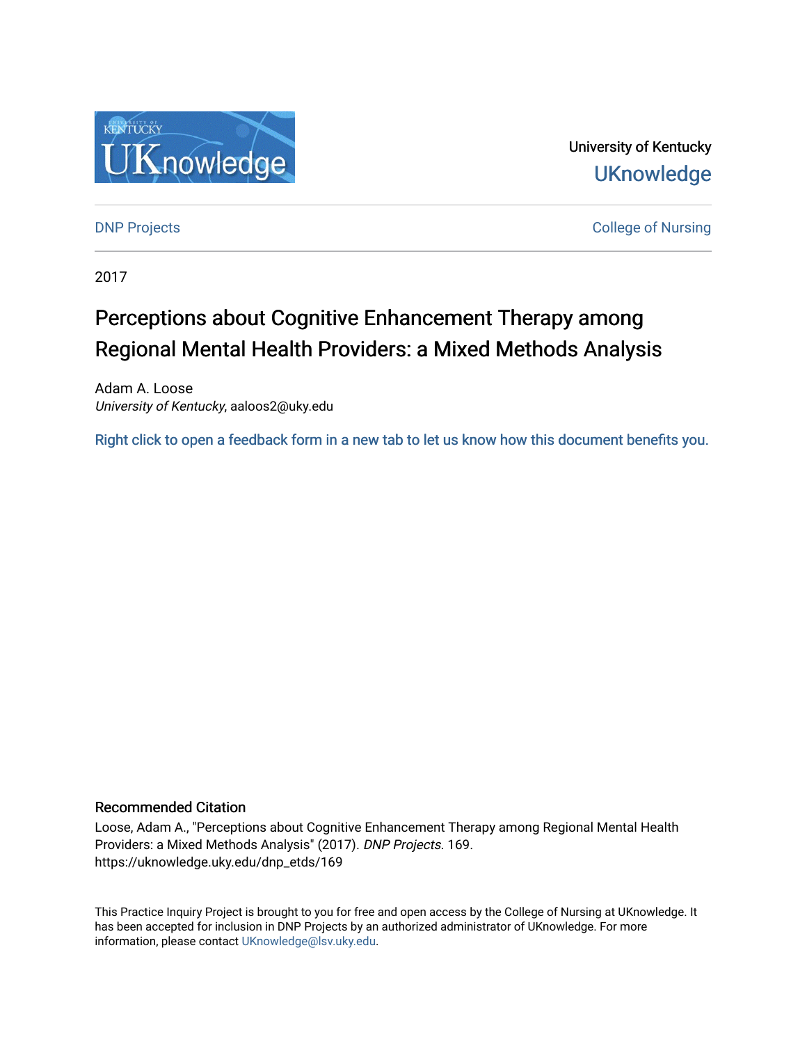University of Kentucky

UKnowledge

DNP Projects

College of Nursing

2017

# Perceptions about Cognitive Enhancement Therapy among Regional Mental Health Providers: a Mixed Methods Analysis

Adam A. Loose
*University of Kentucky*, aaloos2@uky.edu

Right click to open a feedback form in a new tab to let us know how this document benefits you.

## Recommended Citation

Loose, Adam A., "Perceptions about Cognitive Enhancement Therapy among Regional Mental Health Providers: a Mixed Methods Analysis" (2017). *DNP Projects*. 169.
https://uknowledge.uky.edu/dnp_etds/169

This Practice Inquiry Project is brought to you for free and open access by the College of Nursing at UKnowledge. It has been accepted for inclusion in DNP Projects by an authorized administrator of UKnowledge. For more information, please contact UKnowledge@lsv.uky.edu.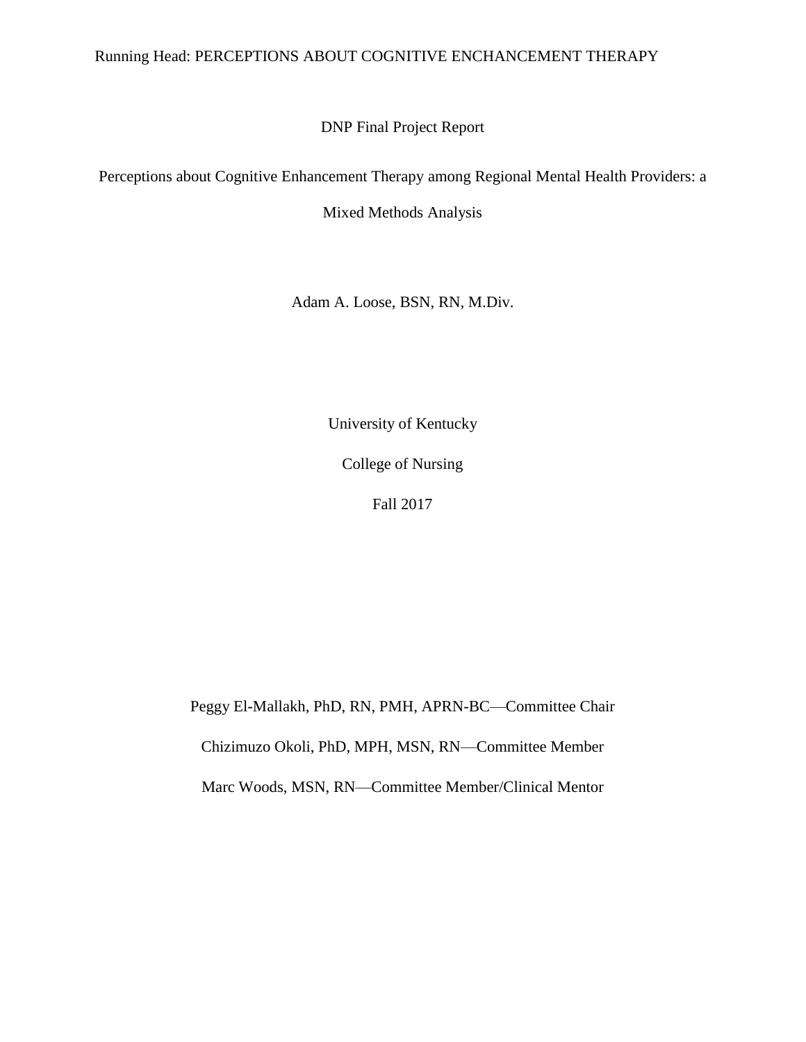DNP Final Project Report

Perceptions about Cognitive Enhancement Therapy among Regional Mental Health Providers: a Mixed Methods Analysis

Adam A. Loose, BSN, RN, M.Div.

University of Kentucky

College of Nursing

Fall 2017

Peggy El-Mallakh, PhD, RN, PMH, APRN-BC—Committee Chair

Chizimuzo Okoli, PhD, MPH, MSN, RN—Committee Member

Marc Woods, MSN, RN—Committee Member/Clinical Mentor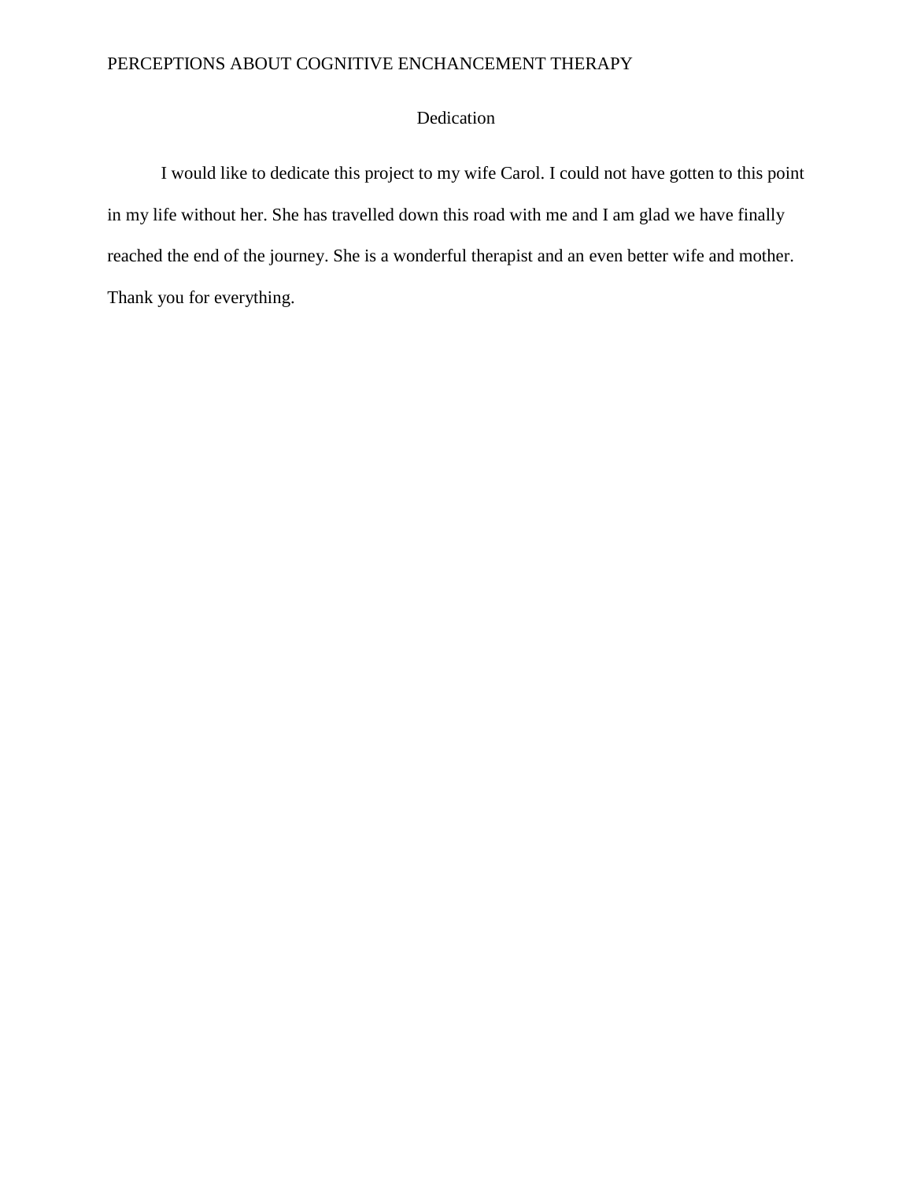# Dedication

I would like to dedicate this project to my wife Carol. I could not have gotten to this point in my life without her. She has travelled down this road with me and I am glad we have finally reached the end of the journey. She is a wonderful therapist and an even better wife and mother. Thank you for everything.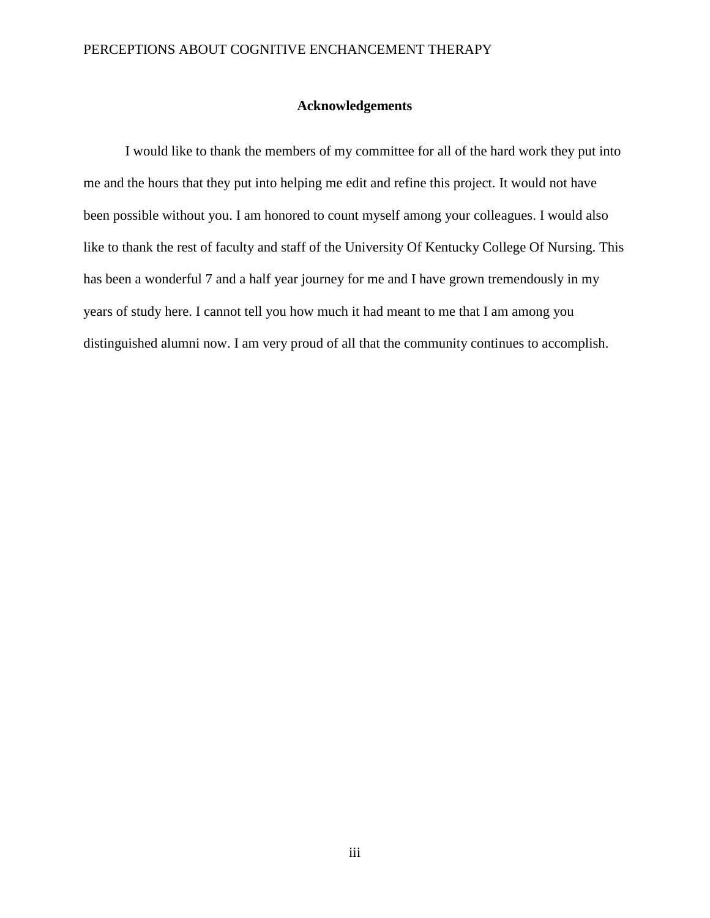## Acknowledgements

I would like to thank the members of my committee for all of the hard work they put into me and the hours that they put into helping me edit and refine this project. It would not have been possible without you. I am honored to count myself among your colleagues. I would also like to thank the rest of faculty and staff of the University Of Kentucky College Of Nursing. This has been a wonderful 7 and a half year journey for me and I have grown tremendously in my years of study here. I cannot tell you how much it had meant to me that I am among you distinguished alumni now. I am very proud of all that the community continues to accomplish.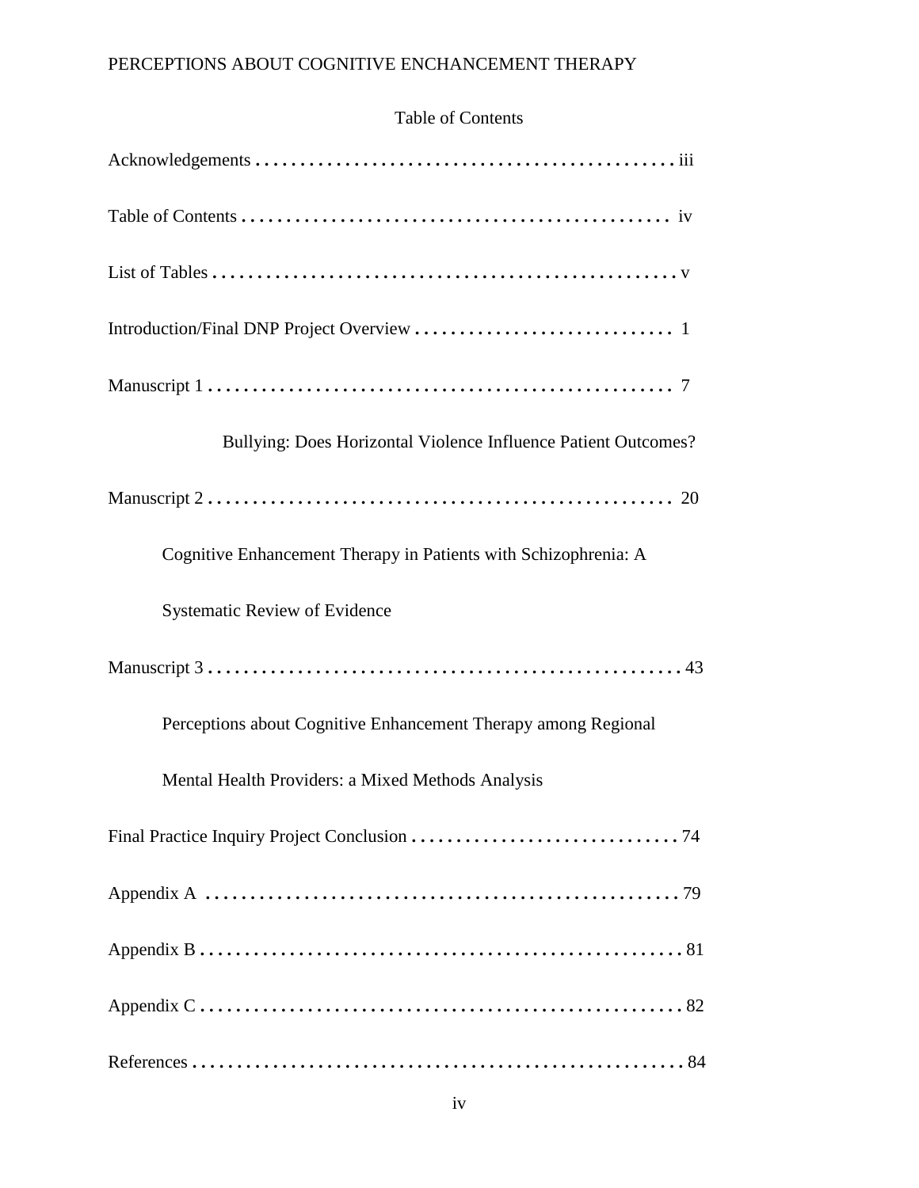## Table of Contents

Acknowledgements . . . . . . . . . . . . . . . . . . . . . . . . . . . . . . . . . . . . . . . . . . . . . . iii

Table of Contents . . . . . . . . . . . . . . . . . . . . . . . . . . . . . . . . . . . . . . . . . . . . . . iv

List of Tables . . . . . . . . . . . . . . . . . . . . . . . . . . . . . . . . . . . . . . . . . . . . . . . . . . v

Introduction/Final DNP Project Overview . . . . . . . . . . . . . . . . . . . . . . . . . . . . . 1

Manuscript 1 . . . . . . . . . . . . . . . . . . . . . . . . . . . . . . . . . . . . . . . . . . . . . . . . . . 7

Bullying: Does Horizontal Violence Influence Patient Outcomes?

Manuscript 2 . . . . . . . . . . . . . . . . . . . . . . . . . . . . . . . . . . . . . . . . . . . . . . . . . . 20

Cognitive Enhancement Therapy in Patients with Schizophrenia: A Systematic Review of Evidence

Manuscript 3 . . . . . . . . . . . . . . . . . . . . . . . . . . . . . . . . . . . . . . . . . . . . . . . . . . 43

Perceptions about Cognitive Enhancement Therapy among Regional Mental Health Providers: a Mixed Methods Analysis

Final Practice Inquiry Project Conclusion . . . . . . . . . . . . . . . . . . . . . . . . . . . . . 74

Appendix A . . . . . . . . . . . . . . . . . . . . . . . . . . . . . . . . . . . . . . . . . . . . . . . . . . . 79

Appendix B . . . . . . . . . . . . . . . . . . . . . . . . . . . . . . . . . . . . . . . . . . . . . . . . . . . 81

Appendix C . . . . . . . . . . . . . . . . . . . . . . . . . . . . . . . . . . . . . . . . . . . . . . . . . . . 82

References . . . . . . . . . . . . . . . . . . . . . . . . . . . . . . . . . . . . . . . . . . . . . . . . . . . . 84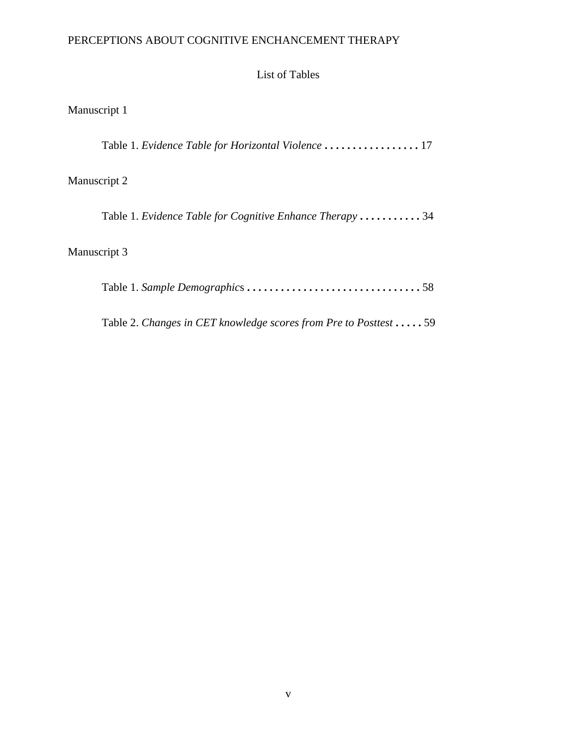## List of Tables

Manuscript 1

Table 1. *Evidence Table for Horizontal Violence* . . . . . . . . . . . . . . . . . 17

Manuscript 2

Table 1. *Evidence Table for Cognitive Enhance Therapy* . . . . . . . . . . . 34

Manuscript 3

Table 1. *Sample Demographics* . . . . . . . . . . . . . . . . . . . . . . . . . . . . . . . 58

Table 2. *Changes in CET knowledge scores from Pre to Posttest* . . . . . 59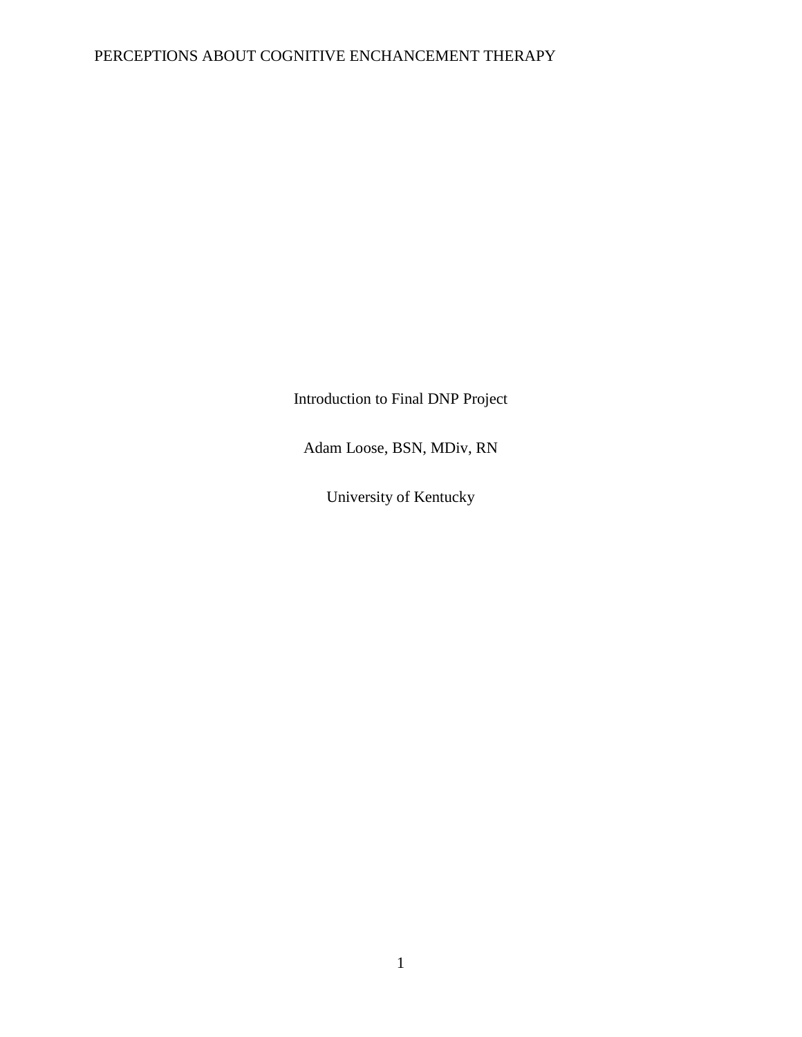Introduction to Final DNP Project

Adam Loose, BSN, MDiv, RN

University of Kentucky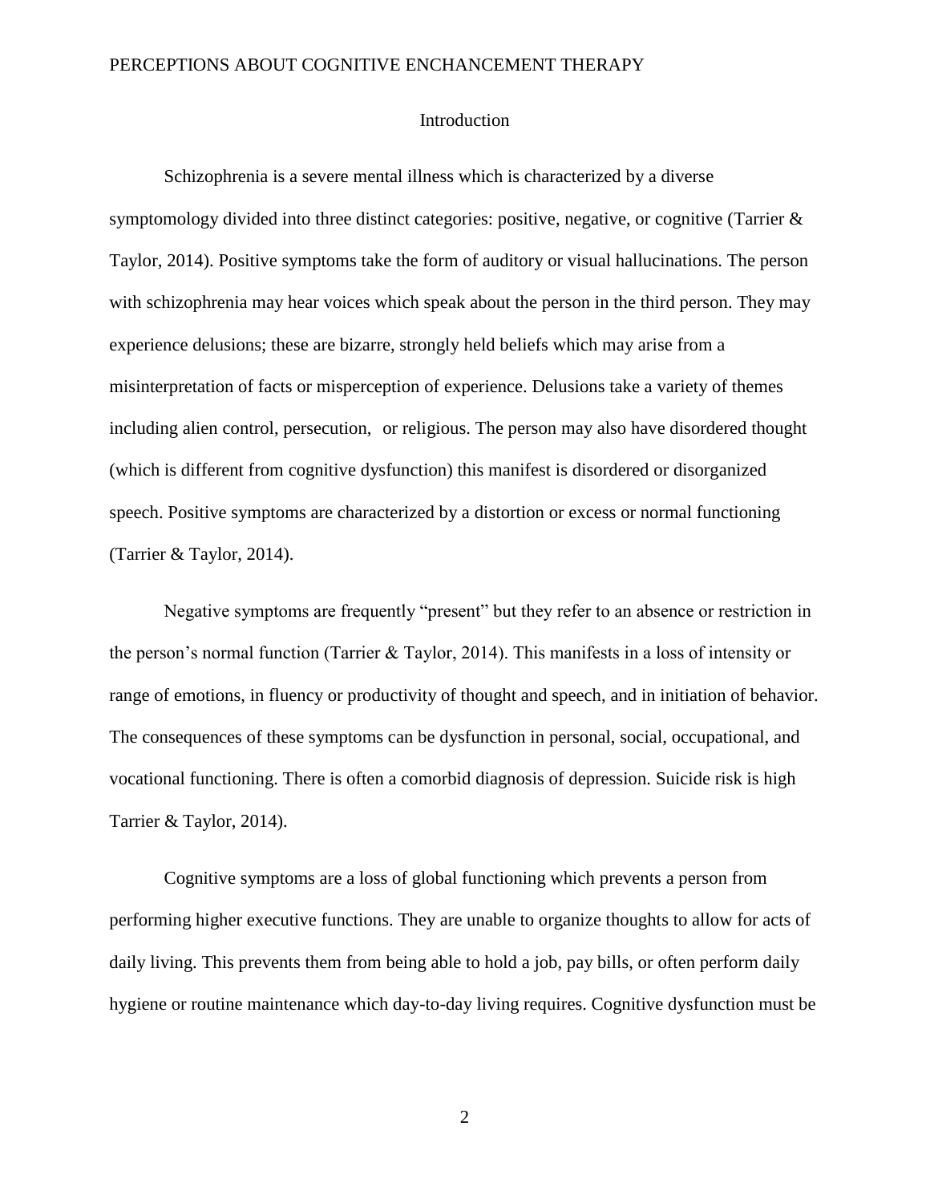## Introduction

Schizophrenia is a severe mental illness which is characterized by a diverse symptomology divided into three distinct categories: positive, negative, or cognitive (Tarrier & Taylor, 2014). Positive symptoms take the form of auditory or visual hallucinations. The person with schizophrenia may hear voices which speak about the person in the third person. They may experience delusions; these are bizarre, strongly held beliefs which may arise from a misinterpretation of facts or misperception of experience. Delusions take a variety of themes including alien control, persecution,  or religious. The person may also have disordered thought (which is different from cognitive dysfunction) this manifest is disordered or disorganized speech. Positive symptoms are characterized by a distortion or excess or normal functioning (Tarrier & Taylor, 2014).

Negative symptoms are frequently "present" but they refer to an absence or restriction in the person's normal function (Tarrier & Taylor, 2014). This manifests in a loss of intensity or range of emotions, in fluency or productivity of thought and speech, and in initiation of behavior. The consequences of these symptoms can be dysfunction in personal, social, occupational, and vocational functioning. There is often a comorbid diagnosis of depression. Suicide risk is high Tarrier & Taylor, 2014).

Cognitive symptoms are a loss of global functioning which prevents a person from performing higher executive functions. They are unable to organize thoughts to allow for acts of daily living. This prevents them from being able to hold a job, pay bills, or often perform daily hygiene or routine maintenance which day-to-day living requires. Cognitive dysfunction must be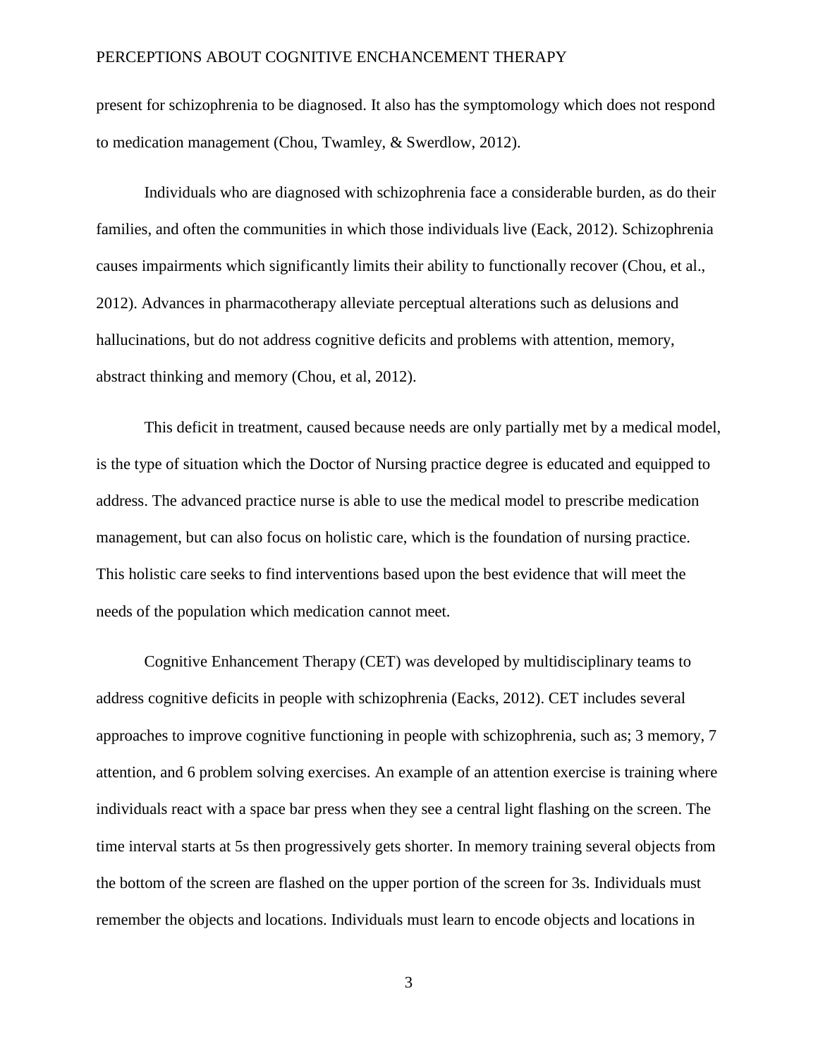present for schizophrenia to be diagnosed. It also has the symptomology which does not respond to medication management (Chou, Twamley, & Swerdlow, 2012).

Individuals who are diagnosed with schizophrenia face a considerable burden, as do their families, and often the communities in which those individuals live (Eack, 2012). Schizophrenia causes impairments which significantly limits their ability to functionally recover (Chou, et al., 2012). Advances in pharmacotherapy alleviate perceptual alterations such as delusions and hallucinations, but do not address cognitive deficits and problems with attention, memory, abstract thinking and memory (Chou, et al, 2012).

This deficit in treatment, caused because needs are only partially met by a medical model, is the type of situation which the Doctor of Nursing practice degree is educated and equipped to address. The advanced practice nurse is able to use the medical model to prescribe medication management, but can also focus on holistic care, which is the foundation of nursing practice. This holistic care seeks to find interventions based upon the best evidence that will meet the needs of the population which medication cannot meet.

Cognitive Enhancement Therapy (CET) was developed by multidisciplinary teams to address cognitive deficits in people with schizophrenia (Eacks, 2012). CET includes several approaches to improve cognitive functioning in people with schizophrenia, such as; 3 memory, 7 attention, and 6 problem solving exercises. An example of an attention exercise is training where individuals react with a space bar press when they see a central light flashing on the screen. The time interval starts at 5s then progressively gets shorter. In memory training several objects from the bottom of the screen are flashed on the upper portion of the screen for 3s. Individuals must remember the objects and locations. Individuals must learn to encode objects and locations in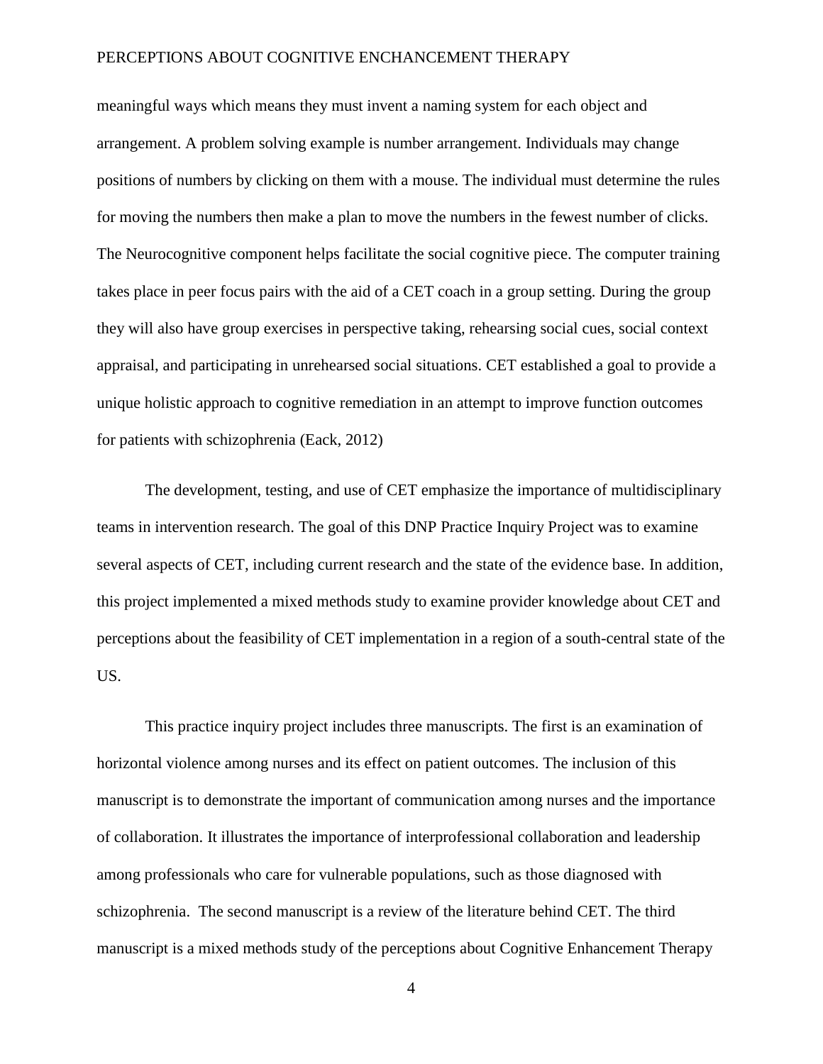meaningful ways which means they must invent a naming system for each object and arrangement. A problem solving example is number arrangement. Individuals may change positions of numbers by clicking on them with a mouse. The individual must determine the rules for moving the numbers then make a plan to move the numbers in the fewest number of clicks. The Neurocognitive component helps facilitate the social cognitive piece. The computer training takes place in peer focus pairs with the aid of a CET coach in a group setting. During the group they will also have group exercises in perspective taking, rehearsing social cues, social context appraisal, and participating in unrehearsed social situations. CET established a goal to provide a unique holistic approach to cognitive remediation in an attempt to improve function outcomes for patients with schizophrenia (Eack, 2012)

The development, testing, and use of CET emphasize the importance of multidisciplinary teams in intervention research. The goal of this DNP Practice Inquiry Project was to examine several aspects of CET, including current research and the state of the evidence base. In addition, this project implemented a mixed methods study to examine provider knowledge about CET and perceptions about the feasibility of CET implementation in a region of a south-central state of the US.

This practice inquiry project includes three manuscripts. The first is an examination of horizontal violence among nurses and its effect on patient outcomes. The inclusion of this manuscript is to demonstrate the important of communication among nurses and the importance of collaboration. It illustrates the importance of interprofessional collaboration and leadership among professionals who care for vulnerable populations, such as those diagnosed with schizophrenia.  The second manuscript is a review of the literature behind CET. The third manuscript is a mixed methods study of the perceptions about Cognitive Enhancement Therapy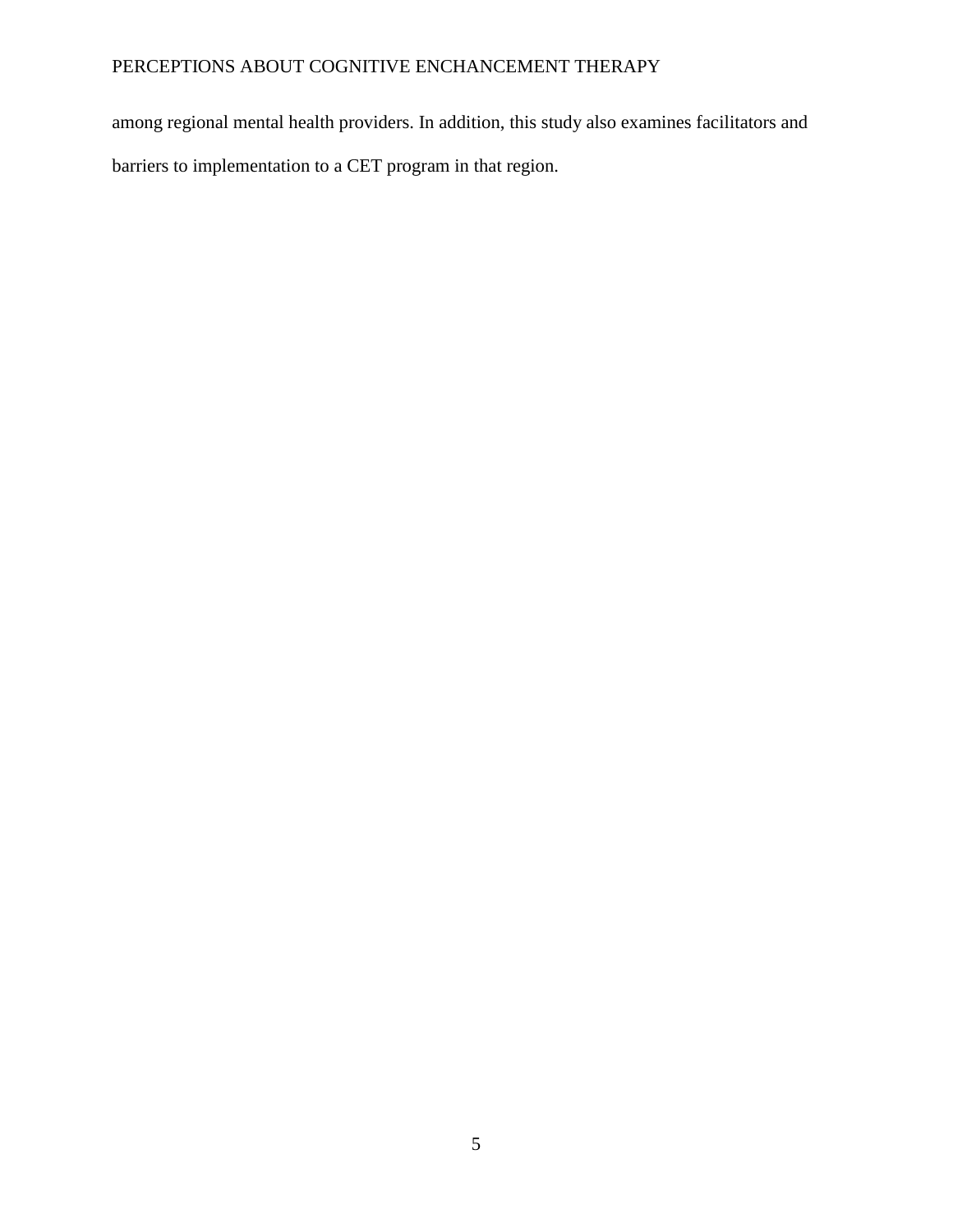among regional mental health providers. In addition, this study also examines facilitators and barriers to implementation to a CET program in that region.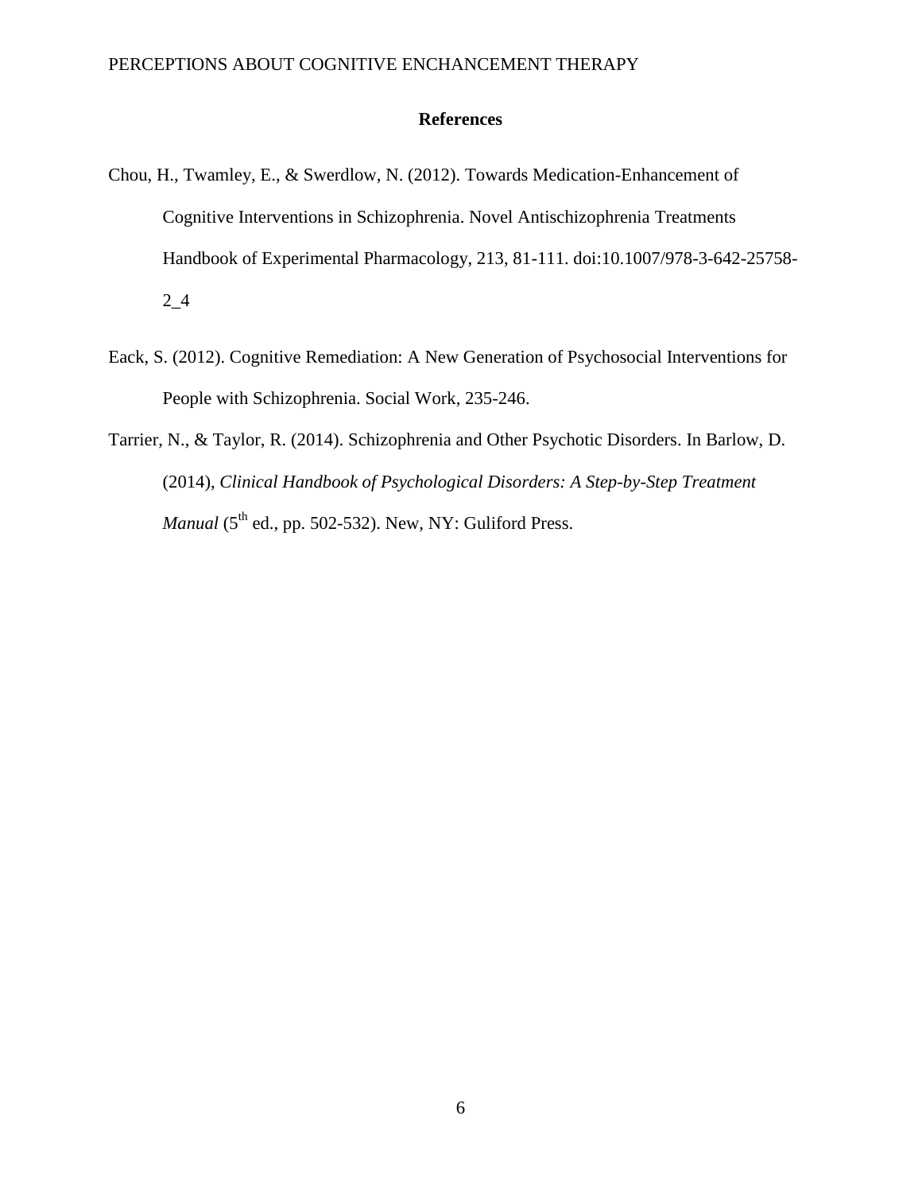# References

Chou, H., Twamley, E., & Swerdlow, N. (2012). Towards Medication-Enhancement of Cognitive Interventions in Schizophrenia. Novel Antischizophrenia Treatments Handbook of Experimental Pharmacology, 213, 81-111. doi:10.1007/978-3-642-25758-2_4

Eack, S. (2012). Cognitive Remediation: A New Generation of Psychosocial Interventions for People with Schizophrenia. Social Work, 235-246.

Tarrier, N., & Taylor, R. (2014). Schizophrenia and Other Psychotic Disorders. In Barlow, D. (2014), *Clinical Handbook of Psychological Disorders: A Step-by-Step Treatment Manual* (5th ed., pp. 502-532). New, NY: Guliford Press.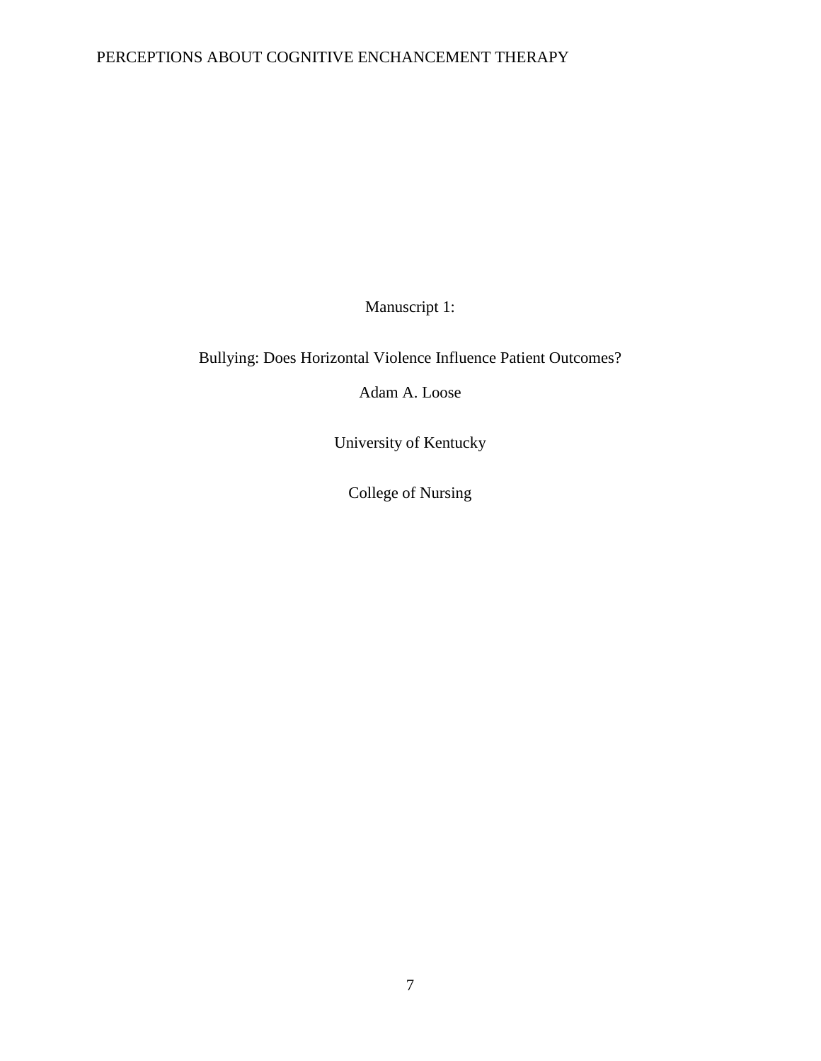Manuscript 1:

Bullying: Does Horizontal Violence Influence Patient Outcomes?

Adam A. Loose

University of Kentucky

College of Nursing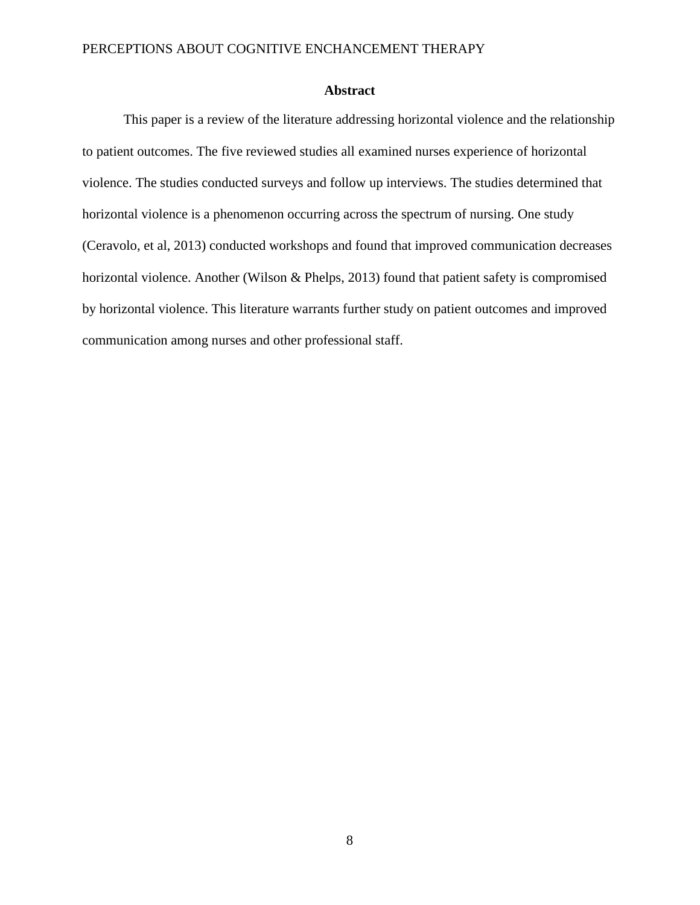## Abstract

This paper is a review of the literature addressing horizontal violence and the relationship to patient outcomes. The five reviewed studies all examined nurses experience of horizontal violence. The studies conducted surveys and follow up interviews. The studies determined that horizontal violence is a phenomenon occurring across the spectrum of nursing. One study (Ceravolo, et al, 2013) conducted workshops and found that improved communication decreases horizontal violence. Another (Wilson & Phelps, 2013) found that patient safety is compromised by horizontal violence. This literature warrants further study on patient outcomes and improved communication among nurses and other professional staff.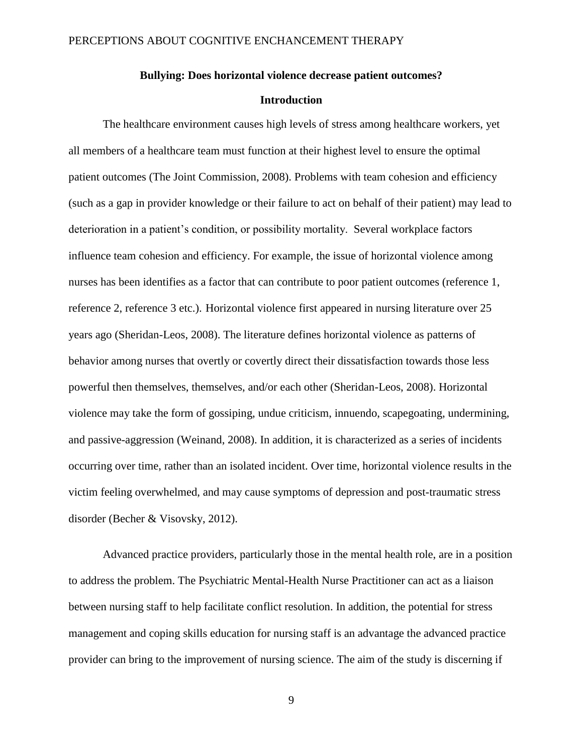**Bullying: Does horizontal violence decrease patient outcomes?**

**Introduction**

The healthcare environment causes high levels of stress among healthcare workers, yet all members of a healthcare team must function at their highest level to ensure the optimal patient outcomes (The Joint Commission, 2008). Problems with team cohesion and efficiency (such as a gap in provider knowledge or their failure to act on behalf of their patient) may lead to deterioration in a patient's condition, or possibility mortality. Several workplace factors influence team cohesion and efficiency. For example, the issue of horizontal violence among nurses has been identifies as a factor that can contribute to poor patient outcomes (reference 1, reference 2, reference 3 etc.). Horizontal violence first appeared in nursing literature over 25 years ago (Sheridan-Leos, 2008). The literature defines horizontal violence as patterns of behavior among nurses that overtly or covertly direct their dissatisfaction towards those less powerful then themselves, themselves, and/or each other (Sheridan-Leos, 2008). Horizontal violence may take the form of gossiping, undue criticism, innuendo, scapegoating, undermining, and passive-aggression (Weinand, 2008). In addition, it is characterized as a series of incidents occurring over time, rather than an isolated incident. Over time, horizontal violence results in the victim feeling overwhelmed, and may cause symptoms of depression and post-traumatic stress disorder (Becher & Visovsky, 2012).

Advanced practice providers, particularly those in the mental health role, are in a position to address the problem. The Psychiatric Mental-Health Nurse Practitioner can act as a liaison between nursing staff to help facilitate conflict resolution. In addition, the potential for stress management and coping skills education for nursing staff is an advantage the advanced practice provider can bring to the improvement of nursing science. The aim of the study is discerning if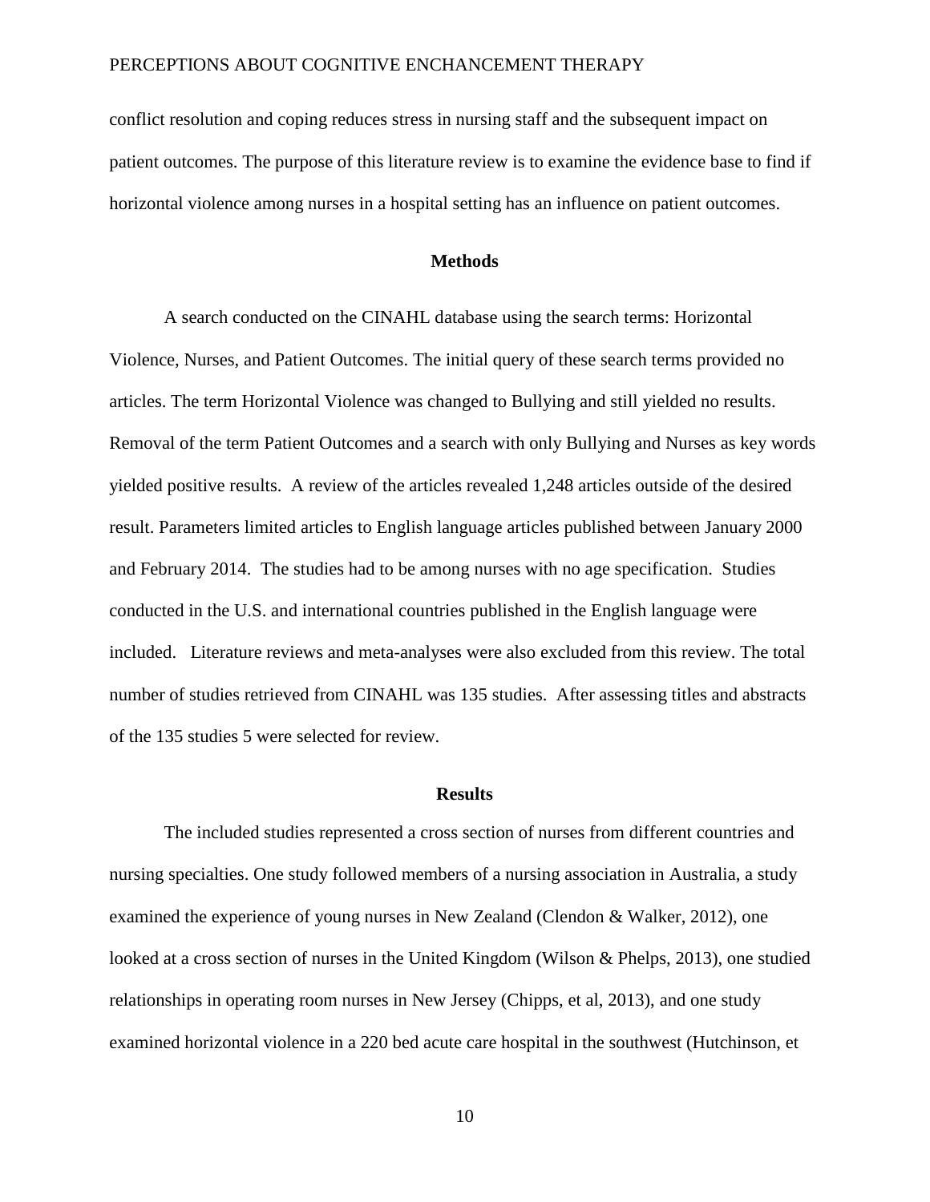conflict resolution and coping reduces stress in nursing staff and the subsequent impact on patient outcomes. The purpose of this literature review is to examine the evidence base to find if horizontal violence among nurses in a hospital setting has an influence on patient outcomes.

## Methods

A search conducted on the CINAHL database using the search terms: Horizontal Violence, Nurses, and Patient Outcomes. The initial query of these search terms provided no articles. The term Horizontal Violence was changed to Bullying and still yielded no results. Removal of the term Patient Outcomes and a search with only Bullying and Nurses as key words yielded positive results. A review of the articles revealed 1,248 articles outside of the desired result. Parameters limited articles to English language articles published between January 2000 and February 2014. The studies had to be among nurses with no age specification. Studies conducted in the U.S. and international countries published in the English language were included. Literature reviews and meta-analyses were also excluded from this review. The total number of studies retrieved from CINAHL was 135 studies. After assessing titles and abstracts of the 135 studies 5 were selected for review.

## Results

The included studies represented a cross section of nurses from different countries and nursing specialties. One study followed members of a nursing association in Australia, a study examined the experience of young nurses in New Zealand (Clendon & Walker, 2012), one looked at a cross section of nurses in the United Kingdom (Wilson & Phelps, 2013), one studied relationships in operating room nurses in New Jersey (Chipps, et al, 2013), and one study examined horizontal violence in a 220 bed acute care hospital in the southwest (Hutchinson, et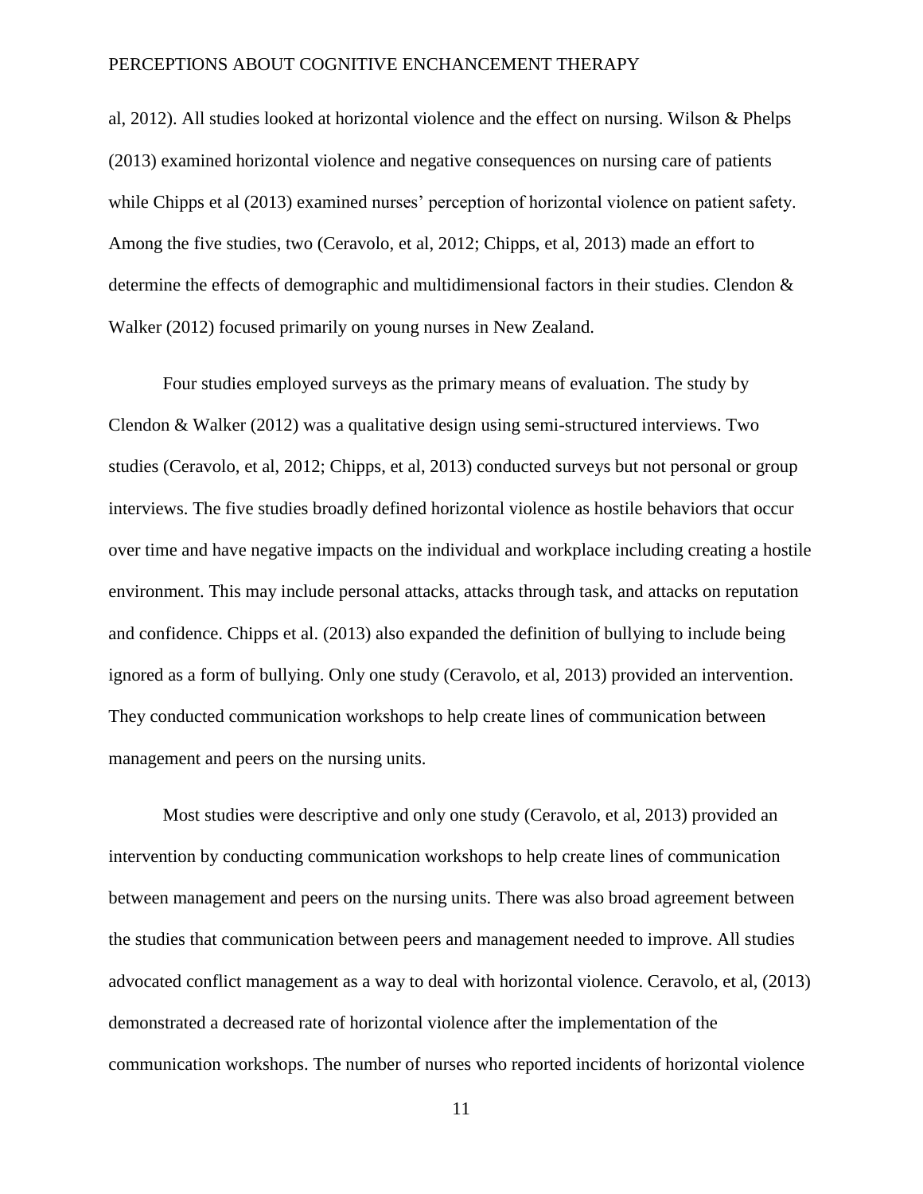al, 2012). All studies looked at horizontal violence and the effect on nursing. Wilson & Phelps (2013) examined horizontal violence and negative consequences on nursing care of patients while Chipps et al (2013) examined nurses' perception of horizontal violence on patient safety. Among the five studies, two (Ceravolo, et al, 2012; Chipps, et al, 2013) made an effort to determine the effects of demographic and multidimensional factors in their studies. Clendon & Walker (2012) focused primarily on young nurses in New Zealand.

Four studies employed surveys as the primary means of evaluation. The study by Clendon & Walker (2012) was a qualitative design using semi-structured interviews. Two studies (Ceravolo, et al, 2012; Chipps, et al, 2013) conducted surveys but not personal or group interviews. The five studies broadly defined horizontal violence as hostile behaviors that occur over time and have negative impacts on the individual and workplace including creating a hostile environment. This may include personal attacks, attacks through task, and attacks on reputation and confidence. Chipps et al. (2013) also expanded the definition of bullying to include being ignored as a form of bullying. Only one study (Ceravolo, et al, 2013) provided an intervention. They conducted communication workshops to help create lines of communication between management and peers on the nursing units.

Most studies were descriptive and only one study (Ceravolo, et al, 2013) provided an intervention by conducting communication workshops to help create lines of communication between management and peers on the nursing units. There was also broad agreement between the studies that communication between peers and management needed to improve. All studies advocated conflict management as a way to deal with horizontal violence. Ceravolo, et al, (2013) demonstrated a decreased rate of horizontal violence after the implementation of the communication workshops. The number of nurses who reported incidents of horizontal violence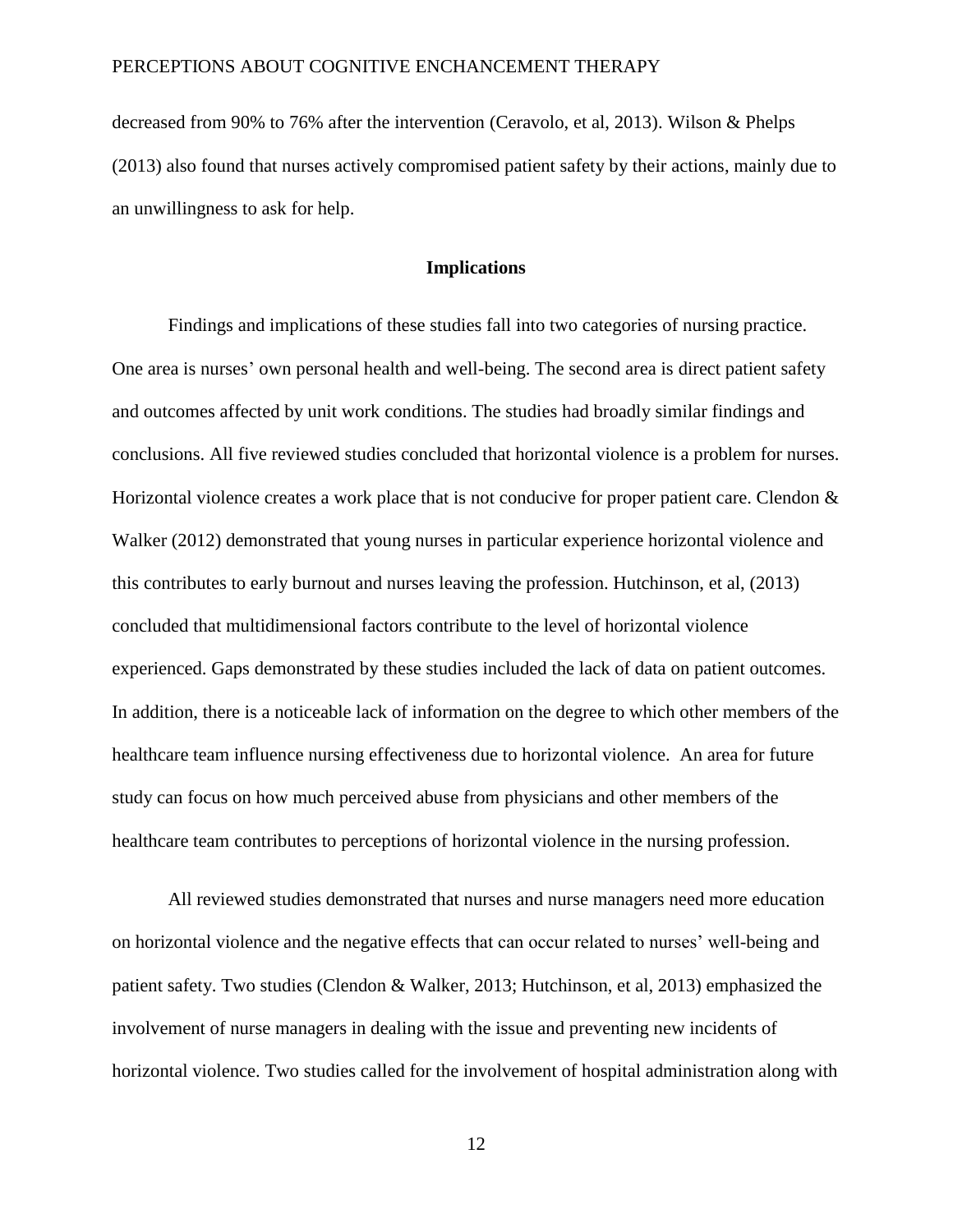decreased from 90% to 76% after the intervention (Ceravolo, et al, 2013). Wilson & Phelps (2013) also found that nurses actively compromised patient safety by their actions, mainly due to an unwillingness to ask for help.

## Implications

Findings and implications of these studies fall into two categories of nursing practice. One area is nurses' own personal health and well-being. The second area is direct patient safety and outcomes affected by unit work conditions. The studies had broadly similar findings and conclusions. All five reviewed studies concluded that horizontal violence is a problem for nurses. Horizontal violence creates a work place that is not conducive for proper patient care. Clendon & Walker (2012) demonstrated that young nurses in particular experience horizontal violence and this contributes to early burnout and nurses leaving the profession. Hutchinson, et al, (2013) concluded that multidimensional factors contribute to the level of horizontal violence experienced. Gaps demonstrated by these studies included the lack of data on patient outcomes. In addition, there is a noticeable lack of information on the degree to which other members of the healthcare team influence nursing effectiveness due to horizontal violence. An area for future study can focus on how much perceived abuse from physicians and other members of the healthcare team contributes to perceptions of horizontal violence in the nursing profession.

All reviewed studies demonstrated that nurses and nurse managers need more education on horizontal violence and the negative effects that can occur related to nurses' well-being and patient safety. Two studies (Clendon & Walker, 2013; Hutchinson, et al, 2013) emphasized the involvement of nurse managers in dealing with the issue and preventing new incidents of horizontal violence. Two studies called for the involvement of hospital administration along with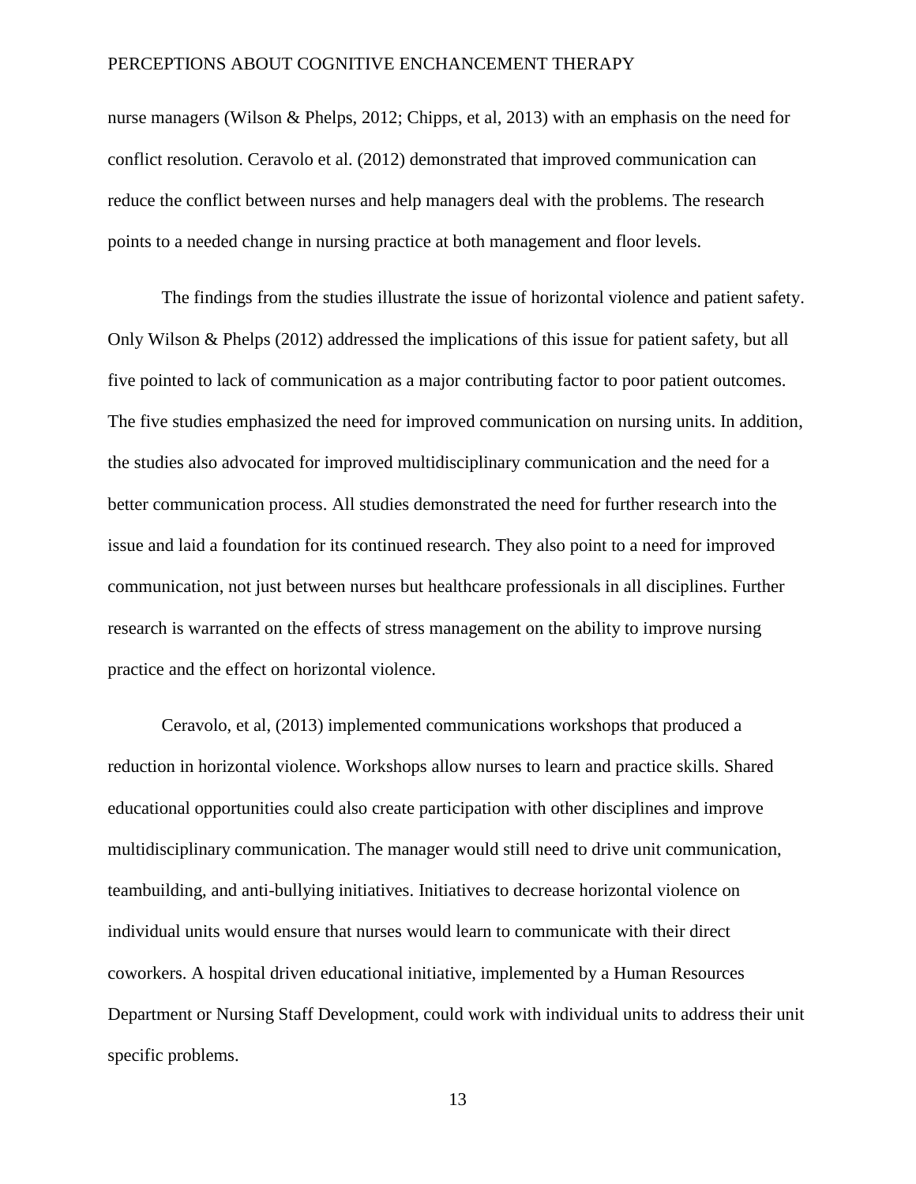nurse managers (Wilson & Phelps, 2012; Chipps, et al, 2013) with an emphasis on the need for conflict resolution. Ceravolo et al. (2012) demonstrated that improved communication can reduce the conflict between nurses and help managers deal with the problems. The research points to a needed change in nursing practice at both management and floor levels.

The findings from the studies illustrate the issue of horizontal violence and patient safety. Only Wilson & Phelps (2012) addressed the implications of this issue for patient safety, but all five pointed to lack of communication as a major contributing factor to poor patient outcomes. The five studies emphasized the need for improved communication on nursing units. In addition, the studies also advocated for improved multidisciplinary communication and the need for a better communication process. All studies demonstrated the need for further research into the issue and laid a foundation for its continued research. They also point to a need for improved communication, not just between nurses but healthcare professionals in all disciplines. Further research is warranted on the effects of stress management on the ability to improve nursing practice and the effect on horizontal violence.

Ceravolo, et al, (2013) implemented communications workshops that produced a reduction in horizontal violence. Workshops allow nurses to learn and practice skills. Shared educational opportunities could also create participation with other disciplines and improve multidisciplinary communication. The manager would still need to drive unit communication, teambuilding, and anti-bullying initiatives. Initiatives to decrease horizontal violence on individual units would ensure that nurses would learn to communicate with their direct coworkers. A hospital driven educational initiative, implemented by a Human Resources Department or Nursing Staff Development, could work with individual units to address their unit specific problems.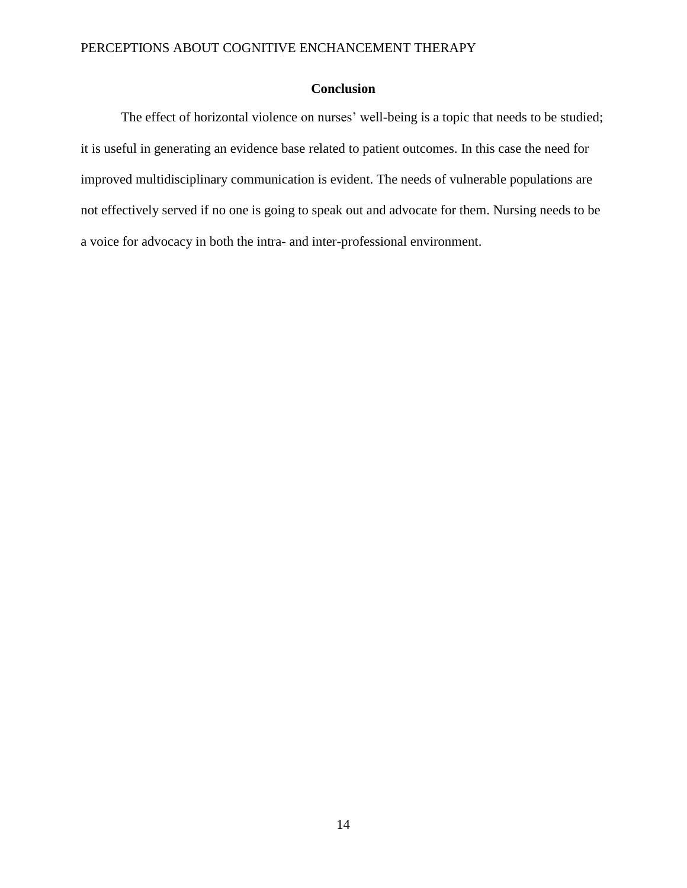## Conclusion

The effect of horizontal violence on nurses' well-being is a topic that needs to be studied; it is useful in generating an evidence base related to patient outcomes. In this case the need for improved multidisciplinary communication is evident. The needs of vulnerable populations are not effectively served if no one is going to speak out and advocate for them. Nursing needs to be a voice for advocacy in both the intra- and inter-professional environment.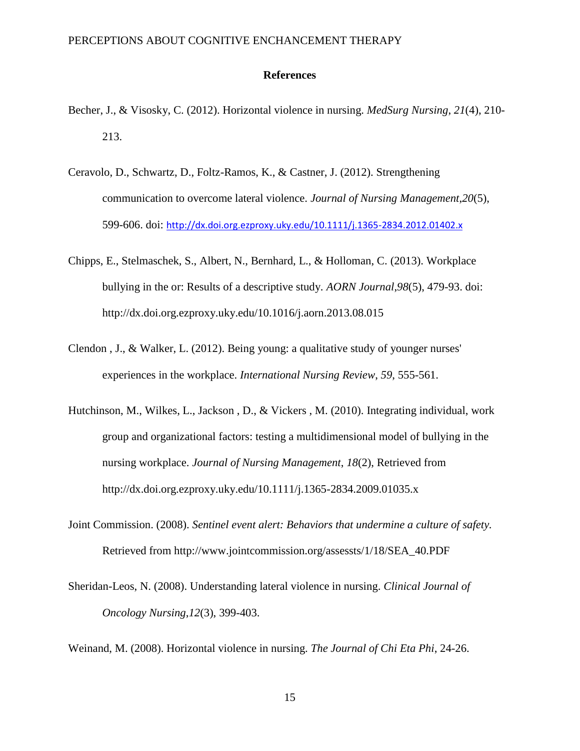## References

Becher, J., & Visosky, C. (2012). Horizontal violence in nursing. *MedSurg Nursing*, *21*(4), 210-213.

Ceravolo, D., Schwartz, D., Foltz-Ramos, K., & Castner, J. (2012). Strengthening communication to overcome lateral violence. *Journal of Nursing Management*,*20*(5), 599-606. doi: http://dx.doi.org.ezproxy.uky.edu/10.1111/j.1365-2834.2012.01402.x

Chipps, E., Stelmaschek, S., Albert, N., Bernhard, L., & Holloman, C. (2013). Workplace bullying in the or: Results of a descriptive study. *AORN Journal*,*98*(5), 479-93. doi: http://dx.doi.org.ezproxy.uky.edu/10.1016/j.aorn.2013.08.015

Clendon , J., & Walker, L. (2012). Being young: a qualitative study of younger nurses' experiences in the workplace. *International Nursing Review*, *59*, 555-561.

Hutchinson, M., Wilkes, L., Jackson , D., & Vickers , M. (2010). Integrating individual, work group and organizational factors: testing a multidimensional model of bullying in the nursing workplace. *Journal of Nursing Management*, *18*(2), Retrieved from http://dx.doi.org.ezproxy.uky.edu/10.1111/j.1365-2834.2009.01035.x

Joint Commission. (2008). *Sentinel event alert: Behaviors that undermine a culture of safety*. Retrieved from http://www.jointcommission.org/assessts/1/18/SEA_40.PDF

Sheridan-Leos, N. (2008). Understanding lateral violence in nursing. *Clinical Journal of Oncology Nursing*,*12*(3), 399-403.

Weinand, M. (2008). Horizontal violence in nursing. *The Journal of Chi Eta Phi*, 24-26.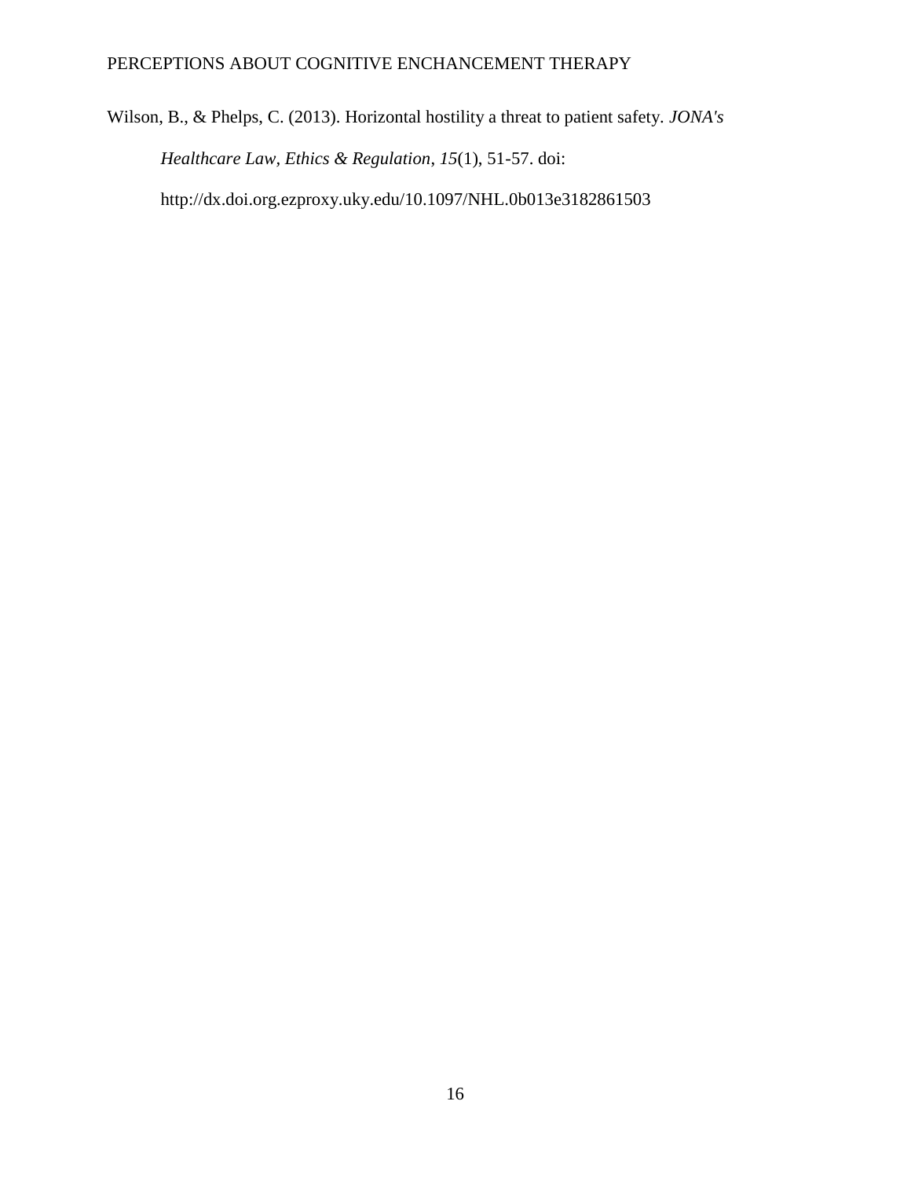Wilson, B., & Phelps, C. (2013). Horizontal hostility a threat to patient safety. *JONA's Healthcare Law, Ethics & Regulation*, *15*(1), 51-57. doi: http://dx.doi.org.ezproxy.uky.edu/10.1097/NHL.0b013e3182861503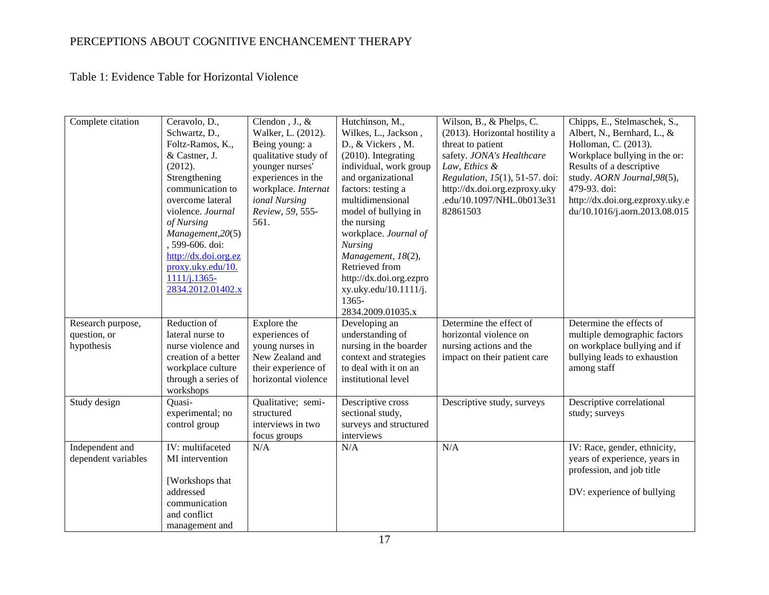Table 1: Evidence Table for Horizontal Violence

| Complete citation | Ceravolo, D., Schwartz, D., Foltz-Ramos, K., & Castner, J. (2012). Strengthening communication to overcome lateral violence. *Journal of Nursing Management,20*(5), 599-606. doi: http://dx.doi.org.ezproxy.uky.edu/10.1111/j.1365-2834.2012.01402.x | Clendon , J., & Walker, L. (2012). Being young: a qualitative study of younger nurses' experiences in the workplace. *International Nursing Review*, *59*, 555-561. | Hutchinson, M., Wilkes, L., Jackson , D., & Vickers , M. (2010). Integrating individual, work group and organizational factors: testing a multidimensional model of bullying in the nursing workplace. *Journal of Nursing Management*, *18*(2), Retrieved from http://dx.doi.org.ezproxy.uky.edu/10.1111/j.1365-2834.2009.01035.x | Wilson, B., & Phelps, C. (2013). Horizontal hostility a threat to patient safety. *JONA's Healthcare Law, Ethics & Regulation*, *15*(1), 51-57. doi: http://dx.doi.org.ezproxy.uky.edu/10.1097/NHL.0b013e3182861503 | Chipps, E., Stelmaschek, S., Albert, N., Bernhard, L., & Holloman, C. (2013). Workplace bullying in the or: Results of a descriptive study. *AORN Journal,98*(5), 479-93. doi: http://dx.doi.org.ezproxy.uky.edu/10.1016/j.aorn.2013.08.015 |
|---|---|---|---|---|---|
| Research purpose, question, or hypothesis | Reduction of lateral nurse to nurse violence and creation of a better workplace culture through a series of workshops | Explore the experiences of young nurses in New Zealand and their experience of horizontal violence | Developing an understanding of nursing in the boarder context and strategies to deal with it on an institutional level | Determine the effect of horizontal violence on nursing actions and the impact on their patient care | Determine the effects of multiple demographic factors on workplace bullying and if bullying leads to exhaustion among staff |
| Study design | Quasi-experimental; no control group | Qualitative; semi-structured interviews in two focus groups | Descriptive cross sectional study, surveys and structured interviews | Descriptive study, surveys | Descriptive correlational study; surveys |
| Independent and dependent variables | IV: multifaceted MI intervention<br><br>[Workshops that addressed communication and conflict management and | N/A | N/A | N/A | IV: Race, gender, ethnicity, years of experience, years in profession, and job title<br><br>DV: experience of bullying |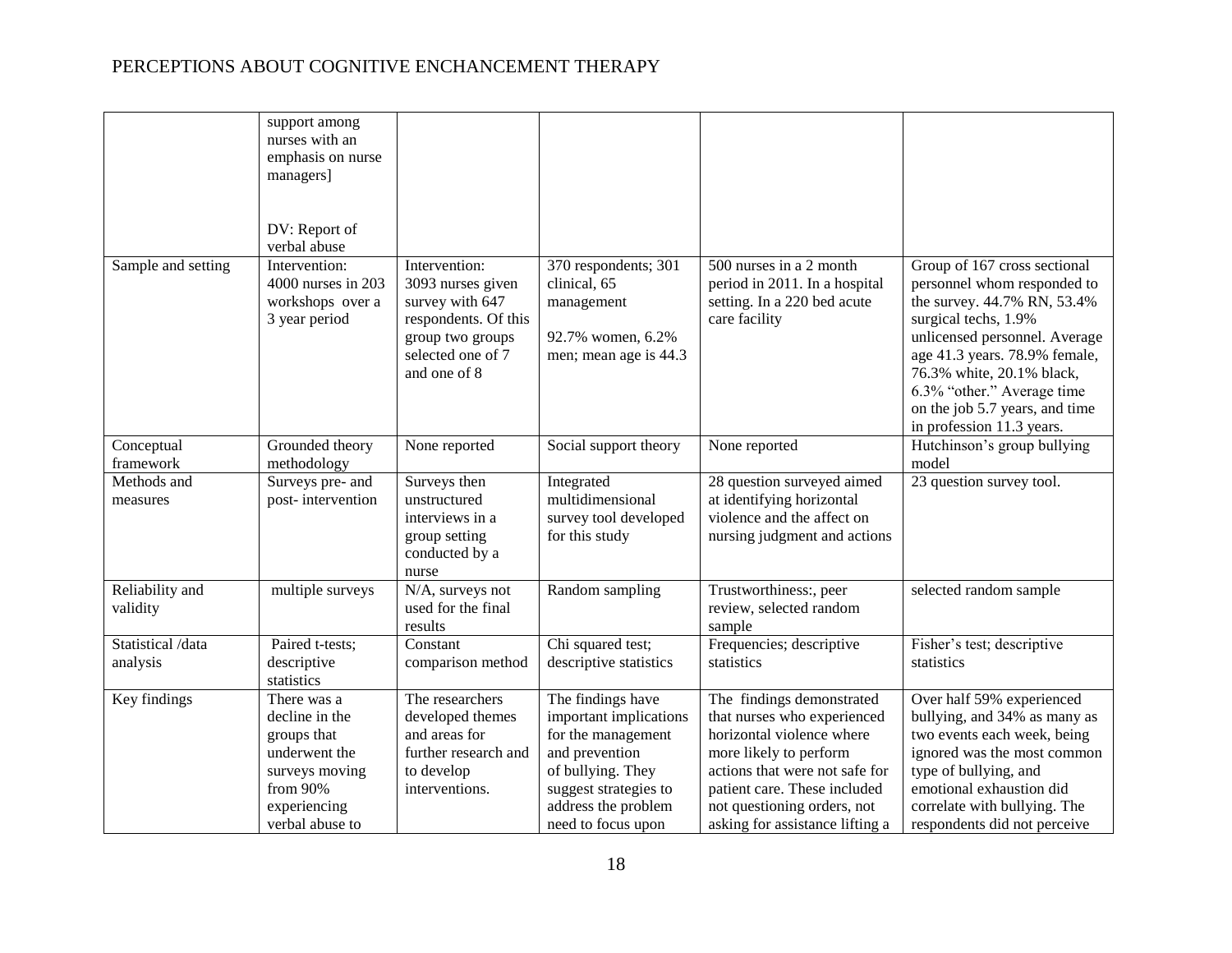| | | | | | |
|---|---|---|---|---|---|
| | support among nurses with an emphasis on nurse managers]<br><br>DV: Report of verbal abuse | | | | |
| Sample and setting | Intervention: 4000 nurses in 203 workshops over a 3 year period | Intervention: 3093 nurses given survey with 647 respondents. Of this group two groups selected one of 7 and one of 8 | 370 respondents; 301 clinical, 65 management<br><br>92.7% women, 6.2% men; mean age is 44.3 | 500 nurses in a 2 month period in 2011. In a hospital setting. In a 220 bed acute care facility | Group of 167 cross sectional personnel whom responded to the survey. 44.7% RN, 53.4% surgical techs, 1.9% unlicensed personnel. Average age 41.3 years. 78.9% female, 76.3% white, 20.1% black, 6.3% "other." Average time on the job 5.7 years, and time in profession 11.3 years. |
| Conceptual framework | Grounded theory methodology | None reported | Social support theory | None reported | Hutchinson's group bullying model |
| Methods and measures | Surveys pre- and post- intervention | Surveys then unstructured interviews in a group setting conducted by a nurse | Integrated multidimensional survey tool developed for this study | 28 question surveyed aimed at identifying horizontal violence and the affect on nursing judgment and actions | 23 question survey tool. |
| Reliability and validity | multiple surveys | N/A, surveys not used for the final results | Random sampling | Trustworthiness:, peer review, selected random sample | selected random sample |
| Statistical /data analysis | Paired t-tests; descriptive statistics | Constant comparison method | Chi squared test; descriptive statistics | Frequencies; descriptive statistics | Fisher's test; descriptive statistics |
| Key findings | There was a decline in the groups that underwent the surveys moving from 90% experiencing verbal abuse to | The researchers developed themes and areas for further research and to develop interventions. | The findings have important implications for the management and prevention of bullying. They suggest strategies to address the problem need to focus upon | The findings demonstrated that nurses who experienced horizontal violence where more likely to perform actions that were not safe for patient care. These included not questioning orders, not asking for assistance lifting a | Over half 59% experienced bullying, and 34% as many as two events each week, being ignored was the most common type of bullying, and emotional exhaustion did correlate with bullying. The respondents did not perceive |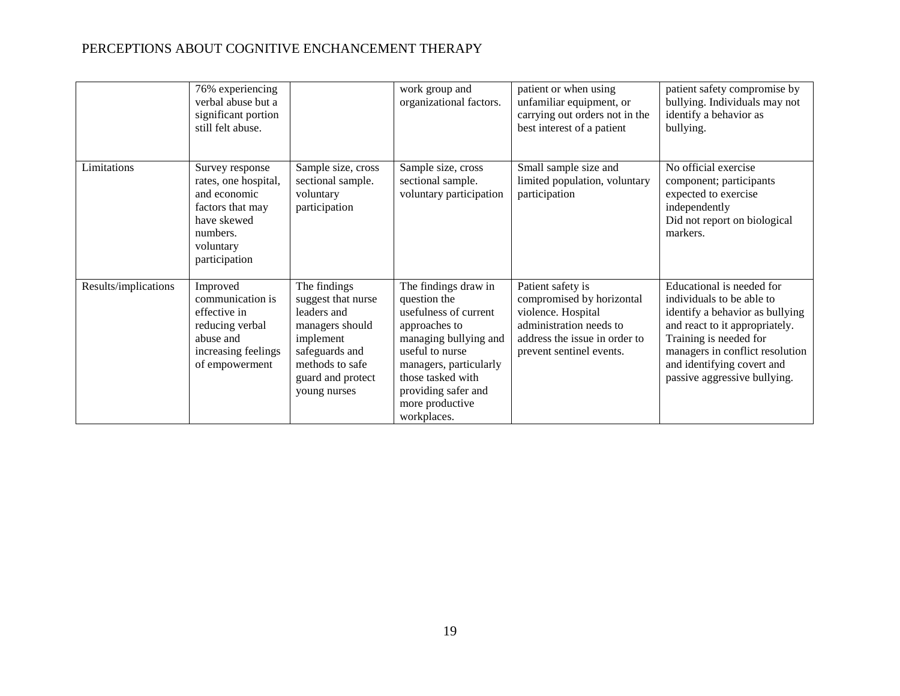| | 76% experiencing verbal abuse but a significant portion still felt abuse. | | work group and organizational factors. | patient or when using unfamiliar equipment, or carrying out orders not in the best interest of a patient | patient safety compromise by bullying. Individuals may not identify a behavior as bullying. |
|---|---|---|---|---|---|
| Limitations | Survey response rates, one hospital, and economic factors that may have skewed numbers. voluntary participation | Sample size, cross sectional sample. voluntary participation | Sample size, cross sectional sample. voluntary participation | Small sample size and limited population, voluntary participation | No official exercise component; participants expected to exercise independently Did not report on biological markers. |
| Results/implications | Improved communication is effective in reducing verbal abuse and increasing feelings of empowerment | The findings suggest that nurse leaders and managers should implement safeguards and methods to safe guard and protect young nurses | The findings draw in question the usefulness of current approaches to managing bullying and useful to nurse managers, particularly those tasked with providing safer and more productive workplaces. | Patient safety is compromised by horizontal violence. Hospital administration needs to address the issue in order to prevent sentinel events. | Educational is needed for individuals to be able to identify a behavior as bullying and react to it appropriately. Training is needed for managers in conflict resolution and identifying covert and passive aggressive bullying. |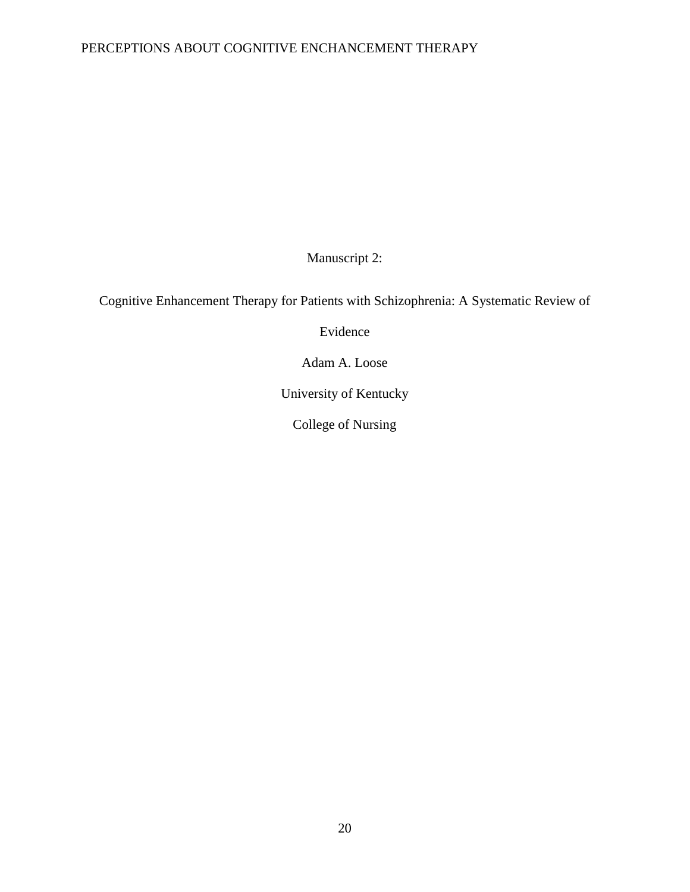Manuscript 2:

Cognitive Enhancement Therapy for Patients with Schizophrenia: A Systematic Review of Evidence

Adam A. Loose

University of Kentucky

College of Nursing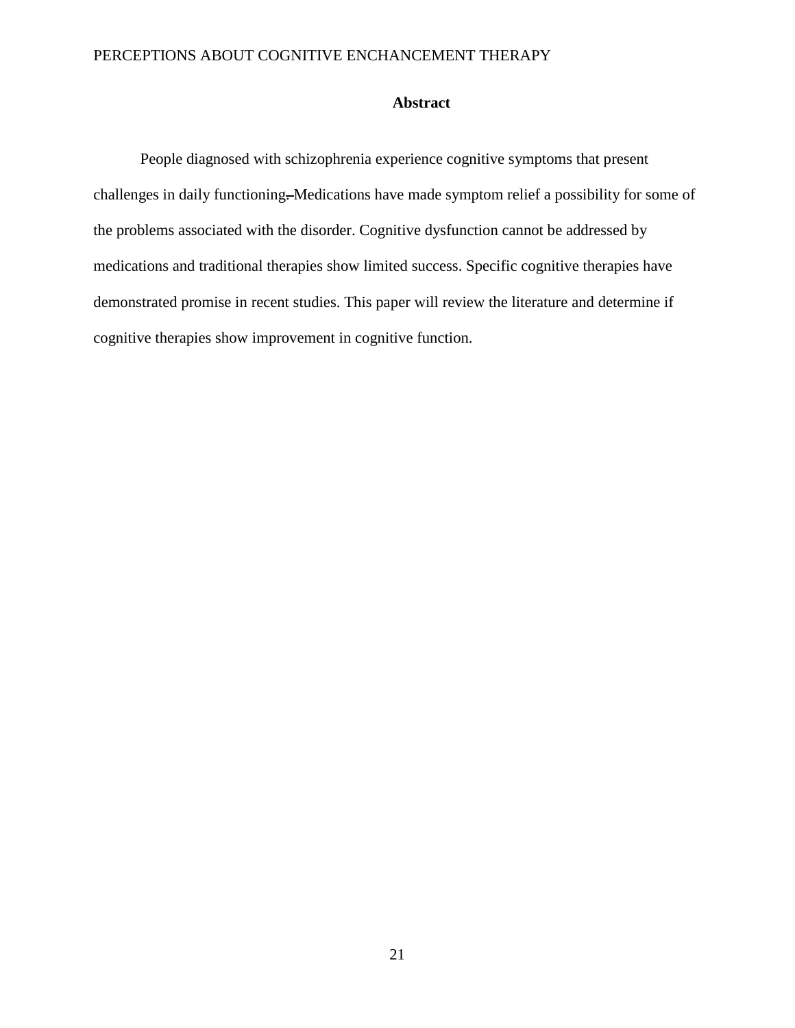**Abstract**

People diagnosed with schizophrenia experience cognitive symptoms that present challenges in daily functioning. Medications have made symptom relief a possibility for some of the problems associated with the disorder. Cognitive dysfunction cannot be addressed by medications and traditional therapies show limited success. Specific cognitive therapies have demonstrated promise in recent studies. This paper will review the literature and determine if cognitive therapies show improvement in cognitive function.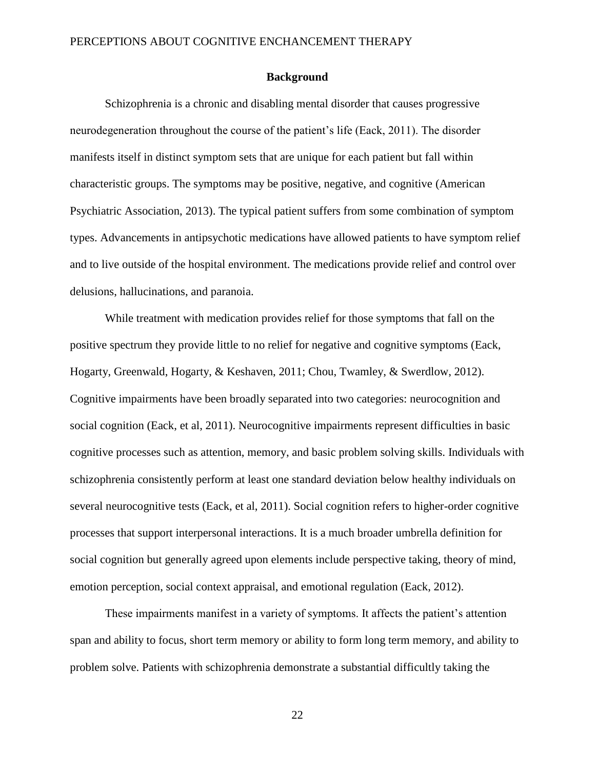## Background

Schizophrenia is a chronic and disabling mental disorder that causes progressive neurodegeneration throughout the course of the patient's life (Eack, 2011). The disorder manifests itself in distinct symptom sets that are unique for each patient but fall within characteristic groups. The symptoms may be positive, negative, and cognitive (American Psychiatric Association, 2013). The typical patient suffers from some combination of symptom types. Advancements in antipsychotic medications have allowed patients to have symptom relief and to live outside of the hospital environment. The medications provide relief and control over delusions, hallucinations, and paranoia.

While treatment with medication provides relief for those symptoms that fall on the positive spectrum they provide little to no relief for negative and cognitive symptoms (Eack, Hogarty, Greenwald, Hogarty, & Keshaven, 2011; Chou, Twamley, & Swerdlow, 2012). Cognitive impairments have been broadly separated into two categories: neurocognition and social cognition (Eack, et al, 2011). Neurocognitive impairments represent difficulties in basic cognitive processes such as attention, memory, and basic problem solving skills. Individuals with schizophrenia consistently perform at least one standard deviation below healthy individuals on several neurocognitive tests (Eack, et al, 2011). Social cognition refers to higher-order cognitive processes that support interpersonal interactions. It is a much broader umbrella definition for social cognition but generally agreed upon elements include perspective taking, theory of mind, emotion perception, social context appraisal, and emotional regulation (Eack, 2012).

These impairments manifest in a variety of symptoms. It affects the patient's attention span and ability to focus, short term memory or ability to form long term memory, and ability to problem solve. Patients with schizophrenia demonstrate a substantial difficultly taking the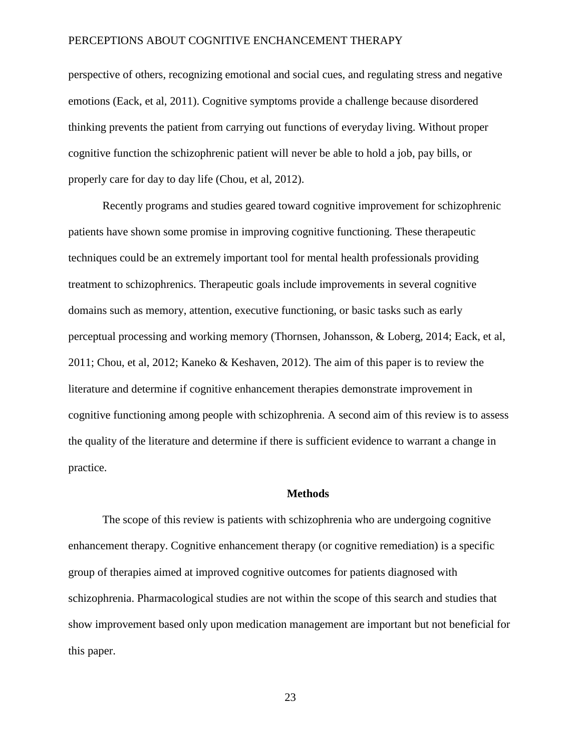perspective of others, recognizing emotional and social cues, and regulating stress and negative emotions (Eack, et al, 2011). Cognitive symptoms provide a challenge because disordered thinking prevents the patient from carrying out functions of everyday living. Without proper cognitive function the schizophrenic patient will never be able to hold a job, pay bills, or properly care for day to day life (Chou, et al, 2012).

Recently programs and studies geared toward cognitive improvement for schizophrenic patients have shown some promise in improving cognitive functioning. These therapeutic techniques could be an extremely important tool for mental health professionals providing treatment to schizophrenics. Therapeutic goals include improvements in several cognitive domains such as memory, attention, executive functioning, or basic tasks such as early perceptual processing and working memory (Thornsen, Johansson, & Loberg, 2014; Eack, et al, 2011; Chou, et al, 2012; Kaneko & Keshaven, 2012). The aim of this paper is to review the literature and determine if cognitive enhancement therapies demonstrate improvement in cognitive functioning among people with schizophrenia. A second aim of this review is to assess the quality of the literature and determine if there is sufficient evidence to warrant a change in practice.

## Methods

The scope of this review is patients with schizophrenia who are undergoing cognitive enhancement therapy. Cognitive enhancement therapy (or cognitive remediation) is a specific group of therapies aimed at improved cognitive outcomes for patients diagnosed with schizophrenia. Pharmacological studies are not within the scope of this search and studies that show improvement based only upon medication management are important but not beneficial for this paper.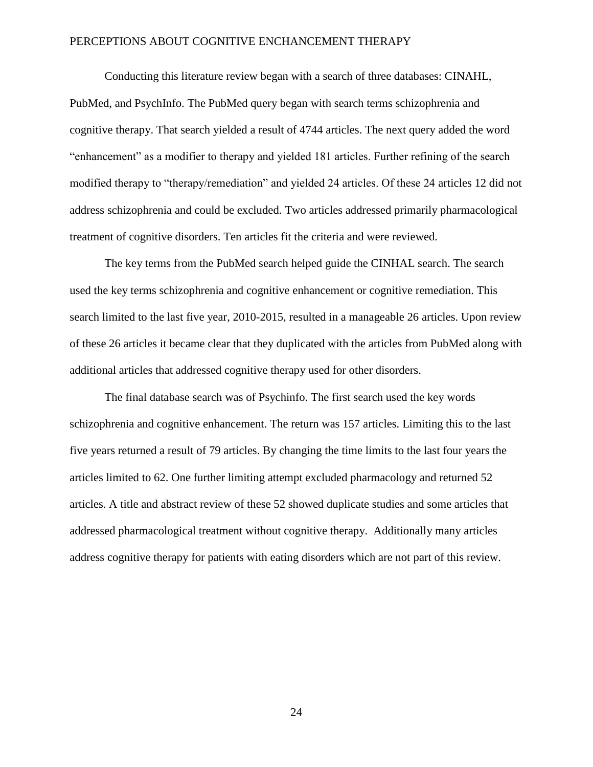Conducting this literature review began with a search of three databases: CINAHL, PubMed, and PsychInfo. The PubMed query began with search terms schizophrenia and cognitive therapy. That search yielded a result of 4744 articles. The next query added the word "enhancement" as a modifier to therapy and yielded 181 articles. Further refining of the search modified therapy to "therapy/remediation" and yielded 24 articles. Of these 24 articles 12 did not address schizophrenia and could be excluded. Two articles addressed primarily pharmacological treatment of cognitive disorders. Ten articles fit the criteria and were reviewed.

The key terms from the PubMed search helped guide the CINHAL search. The search used the key terms schizophrenia and cognitive enhancement or cognitive remediation. This search limited to the last five year, 2010-2015, resulted in a manageable 26 articles. Upon review of these 26 articles it became clear that they duplicated with the articles from PubMed along with additional articles that addressed cognitive therapy used for other disorders.

The final database search was of Psychinfo. The first search used the key words schizophrenia and cognitive enhancement. The return was 157 articles. Limiting this to the last five years returned a result of 79 articles. By changing the time limits to the last four years the articles limited to 62. One further limiting attempt excluded pharmacology and returned 52 articles. A title and abstract review of these 52 showed duplicate studies and some articles that addressed pharmacological treatment without cognitive therapy. Additionally many articles address cognitive therapy for patients with eating disorders which are not part of this review.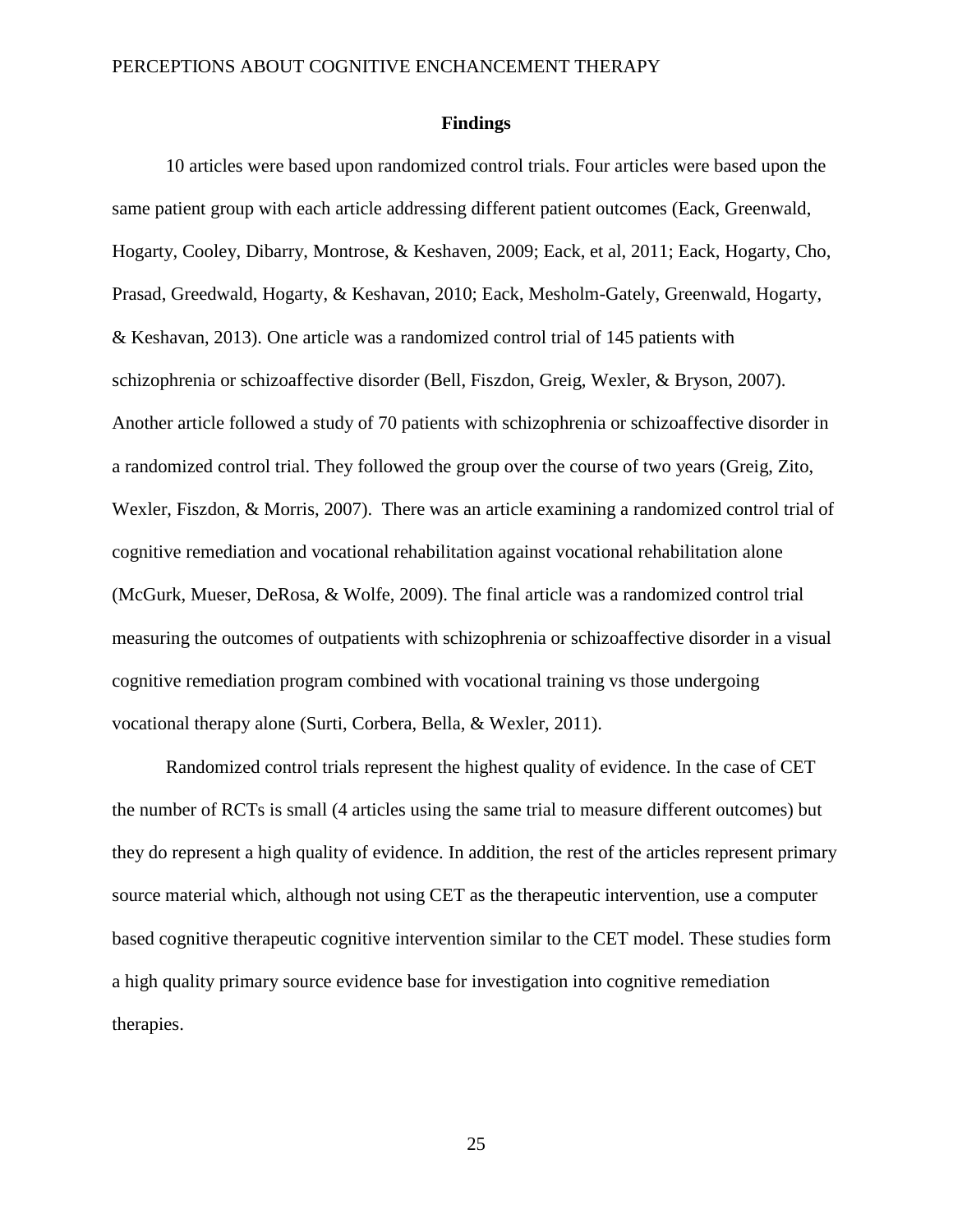## Findings

10 articles were based upon randomized control trials. Four articles were based upon the same patient group with each article addressing different patient outcomes (Eack, Greenwald, Hogarty, Cooley, Dibarry, Montrose, & Keshaven, 2009; Eack, et al, 2011; Eack, Hogarty, Cho, Prasad, Greedwald, Hogarty, & Keshavan, 2010; Eack, Mesholm-Gately, Greenwald, Hogarty, & Keshavan, 2013). One article was a randomized control trial of 145 patients with schizophrenia or schizoaffective disorder (Bell, Fiszdon, Greig, Wexler, & Bryson, 2007). Another article followed a study of 70 patients with schizophrenia or schizoaffective disorder in a randomized control trial. They followed the group over the course of two years (Greig, Zito, Wexler, Fiszdon, & Morris, 2007). There was an article examining a randomized control trial of cognitive remediation and vocational rehabilitation against vocational rehabilitation alone (McGurk, Mueser, DeRosa, & Wolfe, 2009). The final article was a randomized control trial measuring the outcomes of outpatients with schizophrenia or schizoaffective disorder in a visual cognitive remediation program combined with vocational training vs those undergoing vocational therapy alone (Surti, Corbera, Bella, & Wexler, 2011).

Randomized control trials represent the highest quality of evidence. In the case of CET the number of RCTs is small (4 articles using the same trial to measure different outcomes) but they do represent a high quality of evidence. In addition, the rest of the articles represent primary source material which, although not using CET as the therapeutic intervention, use a computer based cognitive therapeutic cognitive intervention similar to the CET model. These studies form a high quality primary source evidence base for investigation into cognitive remediation therapies.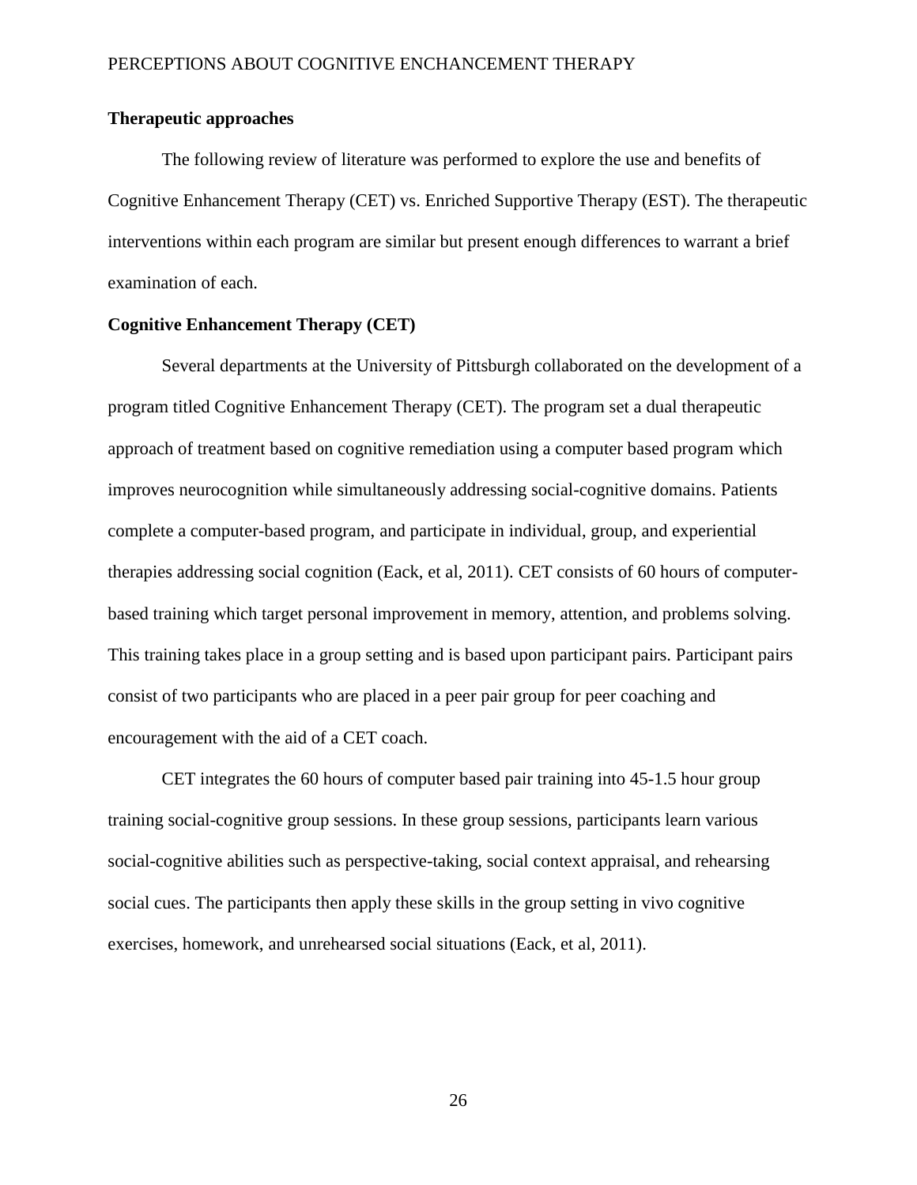## Therapeutic approaches

The following review of literature was performed to explore the use and benefits of Cognitive Enhancement Therapy (CET) vs. Enriched Supportive Therapy (EST). The therapeutic interventions within each program are similar but present enough differences to warrant a brief examination of each.

## Cognitive Enhancement Therapy (CET)

Several departments at the University of Pittsburgh collaborated on the development of a program titled Cognitive Enhancement Therapy (CET). The program set a dual therapeutic approach of treatment based on cognitive remediation using a computer based program which improves neurocognition while simultaneously addressing social-cognitive domains. Patients complete a computer-based program, and participate in individual, group, and experiential therapies addressing social cognition (Eack, et al, 2011). CET consists of 60 hours of computer-based training which target personal improvement in memory, attention, and problems solving. This training takes place in a group setting and is based upon participant pairs. Participant pairs consist of two participants who are placed in a peer pair group for peer coaching and encouragement with the aid of a CET coach.

CET integrates the 60 hours of computer based pair training into 45-1.5 hour group training social-cognitive group sessions. In these group sessions, participants learn various social-cognitive abilities such as perspective-taking, social context appraisal, and rehearsing social cues. The participants then apply these skills in the group setting in vivo cognitive exercises, homework, and unrehearsed social situations (Eack, et al, 2011).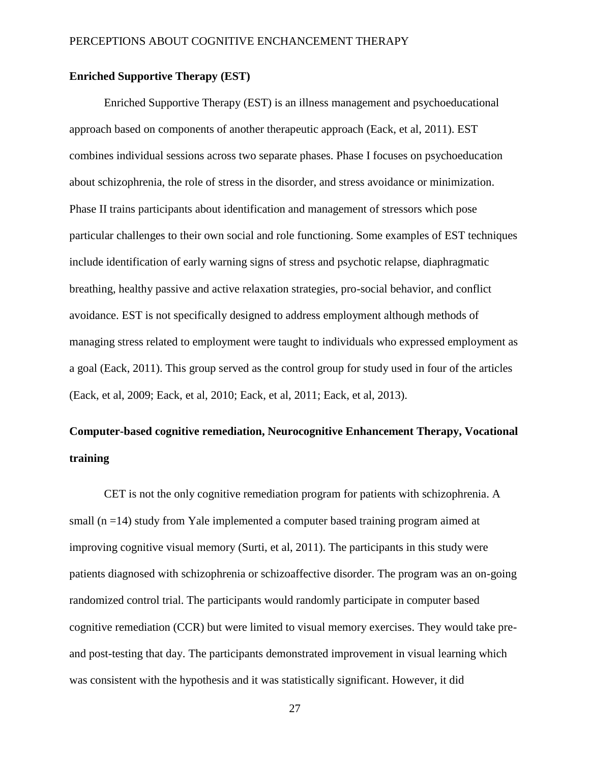### Enriched Supportive Therapy (EST)

Enriched Supportive Therapy (EST) is an illness management and psychoeducational approach based on components of another therapeutic approach (Eack, et al, 2011). EST combines individual sessions across two separate phases. Phase I focuses on psychoeducation about schizophrenia, the role of stress in the disorder, and stress avoidance or minimization. Phase II trains participants about identification and management of stressors which pose particular challenges to their own social and role functioning. Some examples of EST techniques include identification of early warning signs of stress and psychotic relapse, diaphragmatic breathing, healthy passive and active relaxation strategies, pro-social behavior, and conflict avoidance. EST is not specifically designed to address employment although methods of managing stress related to employment were taught to individuals who expressed employment as a goal (Eack, 2011). This group served as the control group for study used in four of the articles (Eack, et al, 2009; Eack, et al, 2010; Eack, et al, 2011; Eack, et al, 2013).

### Computer-based cognitive remediation, Neurocognitive Enhancement Therapy, Vocational training

CET is not the only cognitive remediation program for patients with schizophrenia. A small (n =14) study from Yale implemented a computer based training program aimed at improving cognitive visual memory (Surti, et al, 2011). The participants in this study were patients diagnosed with schizophrenia or schizoaffective disorder. The program was an on-going randomized control trial. The participants would randomly participate in computer based cognitive remediation (CCR) but were limited to visual memory exercises. They would take pre- and post-testing that day. The participants demonstrated improvement in visual learning which was consistent with the hypothesis and it was statistically significant. However, it did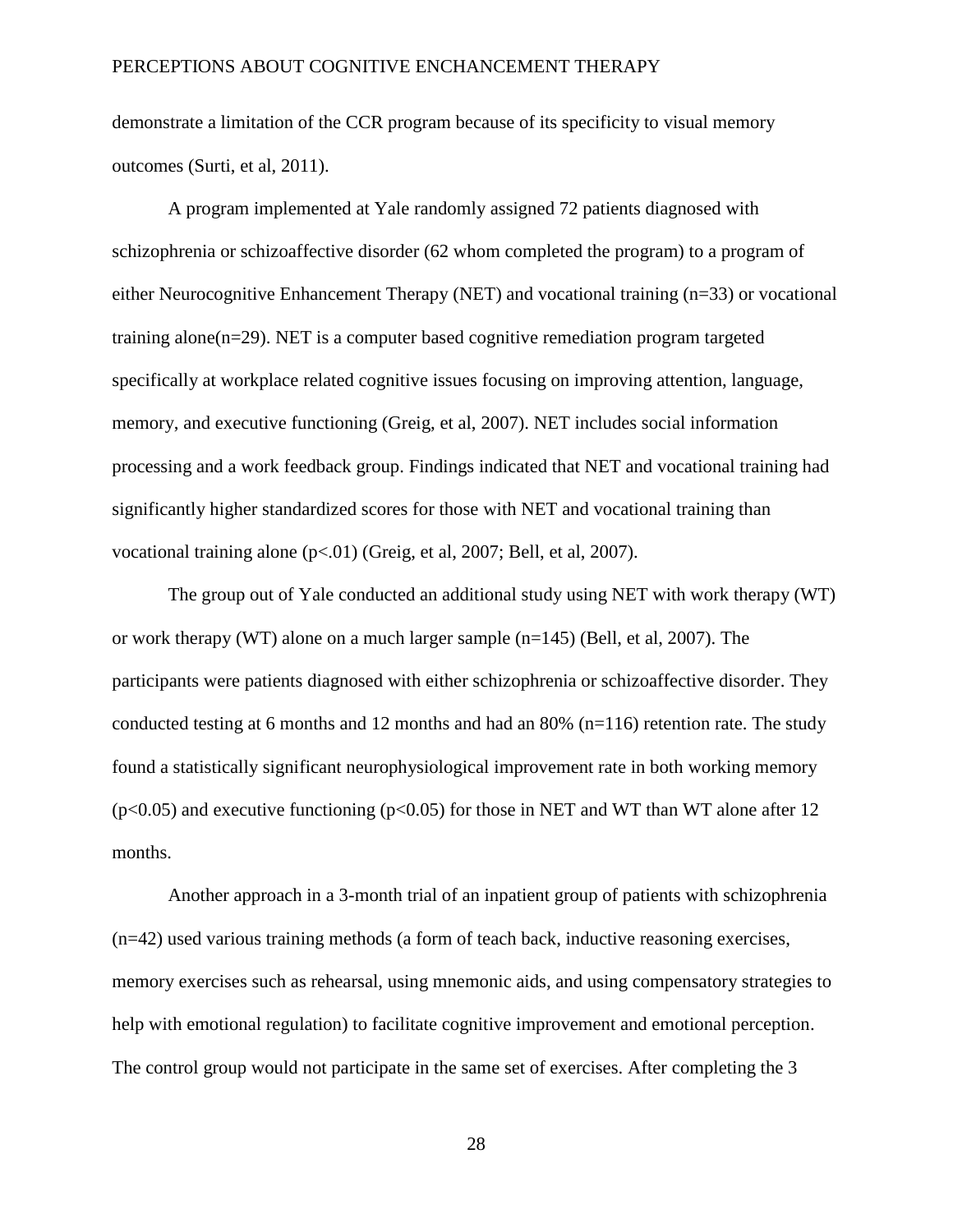demonstrate a limitation of the CCR program because of its specificity to visual memory outcomes (Surti, et al, 2011).

A program implemented at Yale randomly assigned 72 patients diagnosed with schizophrenia or schizoaffective disorder (62 whom completed the program) to a program of either Neurocognitive Enhancement Therapy (NET) and vocational training (n=33) or vocational training alone(n=29). NET is a computer based cognitive remediation program targeted specifically at workplace related cognitive issues focusing on improving attention, language, memory, and executive functioning (Greig, et al, 2007). NET includes social information processing and a work feedback group. Findings indicated that NET and vocational training had significantly higher standardized scores for those with NET and vocational training than vocational training alone ($p<.01$) (Greig, et al, 2007; Bell, et al, 2007).

The group out of Yale conducted an additional study using NET with work therapy (WT) or work therapy (WT) alone on a much larger sample (n=145) (Bell, et al, 2007). The participants were patients diagnosed with either schizophrenia or schizoaffective disorder. They conducted testing at 6 months and 12 months and had an 80% (n=116) retention rate. The study found a statistically significant neurophysiological improvement rate in both working memory ($p<0.05$) and executive functioning ($p<0.05$) for those in NET and WT than WT alone after 12 months.

Another approach in a 3-month trial of an inpatient group of patients with schizophrenia (n=42) used various training methods (a form of teach back, inductive reasoning exercises, memory exercises such as rehearsal, using mnemonic aids, and using compensatory strategies to help with emotional regulation) to facilitate cognitive improvement and emotional perception. The control group would not participate in the same set of exercises. After completing the 3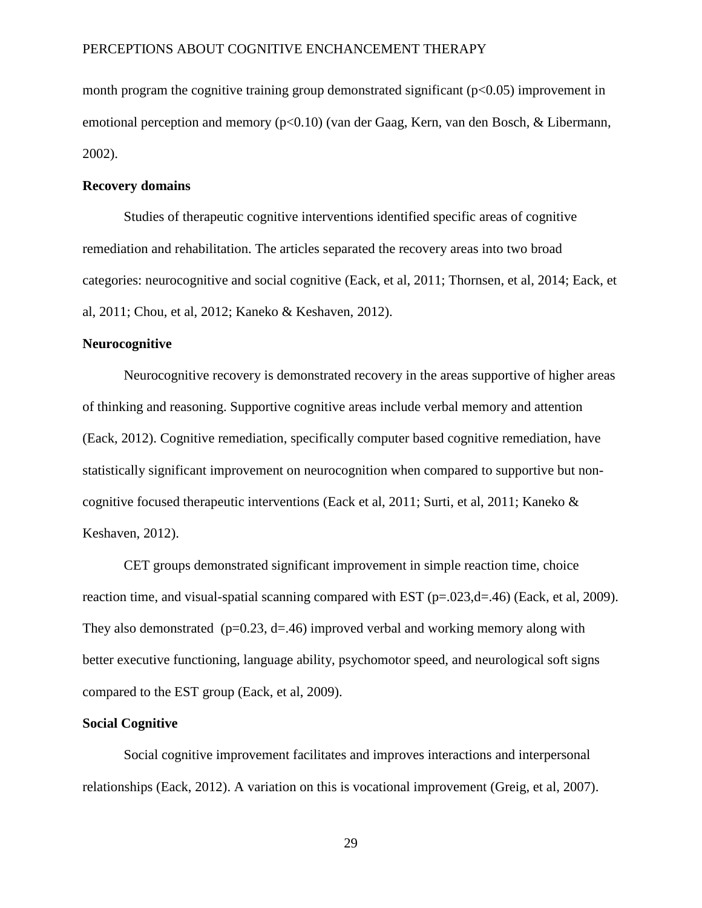month program the cognitive training group demonstrated significant ($p<0.05$) improvement in emotional perception and memory ($p<0.10$) (van der Gaag, Kern, van den Bosch, & Libermann, 2002).

**Recovery domains**

Studies of therapeutic cognitive interventions identified specific areas of cognitive remediation and rehabilitation. The articles separated the recovery areas into two broad categories: neurocognitive and social cognitive (Eack, et al, 2011; Thornsen, et al, 2014; Eack, et al, 2011; Chou, et al, 2012; Kaneko & Keshaven, 2012).

**Neurocognitive**

Neurocognitive recovery is demonstrated recovery in the areas supportive of higher areas of thinking and reasoning. Supportive cognitive areas include verbal memory and attention (Eack, 2012). Cognitive remediation, specifically computer based cognitive remediation, have statistically significant improvement on neurocognition when compared to supportive but non-cognitive focused therapeutic interventions (Eack et al, 2011; Surti, et al, 2011; Kaneko & Keshaven, 2012).

CET groups demonstrated significant improvement in simple reaction time, choice reaction time, and visual-spatial scanning compared with EST ($p=.023, d=.46$) (Eack, et al, 2009). They also demonstrated ($p=0.23$, $d=.46$) improved verbal and working memory along with better executive functioning, language ability, psychomotor speed, and neurological soft signs compared to the EST group (Eack, et al, 2009).

**Social Cognitive**

Social cognitive improvement facilitates and improves interactions and interpersonal relationships (Eack, 2012). A variation on this is vocational improvement (Greig, et al, 2007).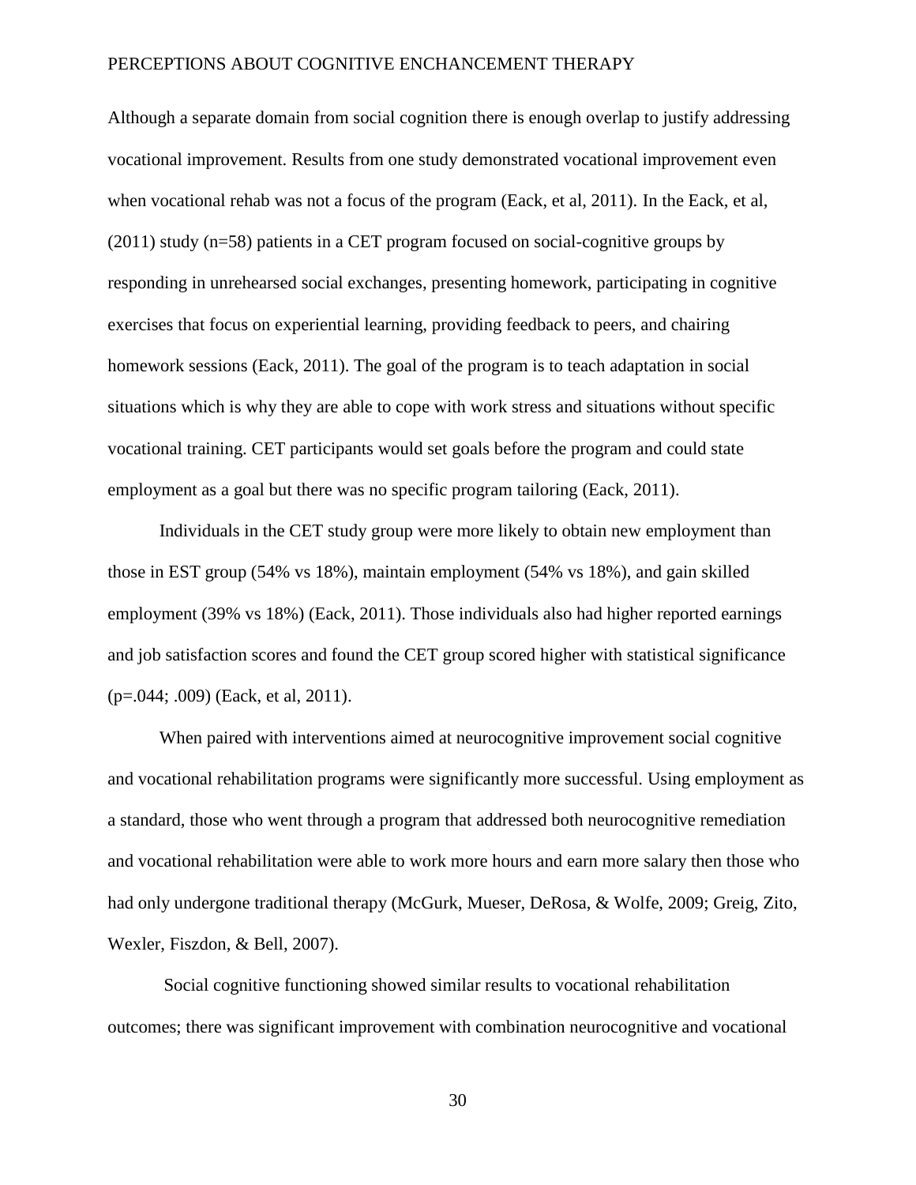Although a separate domain from social cognition there is enough overlap to justify addressing vocational improvement. Results from one study demonstrated vocational improvement even when vocational rehab was not a focus of the program (Eack, et al, 2011). In the Eack, et al, (2011) study (n=58) patients in a CET program focused on social-cognitive groups by responding in unrehearsed social exchanges, presenting homework, participating in cognitive exercises that focus on experiential learning, providing feedback to peers, and chairing homework sessions (Eack, 2011). The goal of the program is to teach adaptation in social situations which is why they are able to cope with work stress and situations without specific vocational training. CET participants would set goals before the program and could state employment as a goal but there was no specific program tailoring (Eack, 2011).

Individuals in the CET study group were more likely to obtain new employment than those in EST group (54% vs 18%), maintain employment (54% vs 18%), and gain skilled employment (39% vs 18%) (Eack, 2011). Those individuals also had higher reported earnings and job satisfaction scores and found the CET group scored higher with statistical significance (p=.044; .009) (Eack, et al, 2011).

When paired with interventions aimed at neurocognitive improvement social cognitive and vocational rehabilitation programs were significantly more successful. Using employment as a standard, those who went through a program that addressed both neurocognitive remediation and vocational rehabilitation were able to work more hours and earn more salary then those who had only undergone traditional therapy (McGurk, Mueser, DeRosa, & Wolfe, 2009; Greig, Zito, Wexler, Fiszdon, & Bell, 2007).

Social cognitive functioning showed similar results to vocational rehabilitation outcomes; there was significant improvement with combination neurocognitive and vocational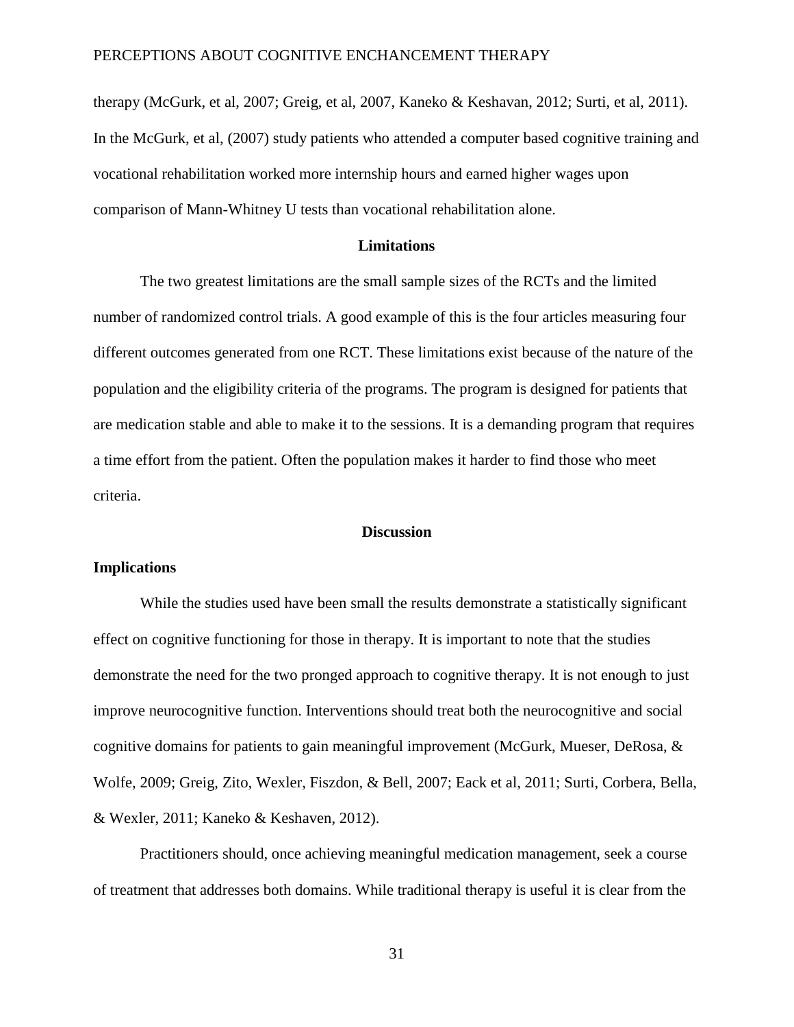therapy (McGurk, et al, 2007; Greig, et al, 2007, Kaneko & Keshavan, 2012; Surti, et al, 2011). In the McGurk, et al, (2007) study patients who attended a computer based cognitive training and vocational rehabilitation worked more internship hours and earned higher wages upon comparison of Mann-Whitney U tests than vocational rehabilitation alone.

## Limitations

The two greatest limitations are the small sample sizes of the RCTs and the limited number of randomized control trials. A good example of this is the four articles measuring four different outcomes generated from one RCT. These limitations exist because of the nature of the population and the eligibility criteria of the programs. The program is designed for patients that are medication stable and able to make it to the sessions. It is a demanding program that requires a time effort from the patient. Often the population makes it harder to find those who meet criteria.

## Discussion

### Implications

While the studies used have been small the results demonstrate a statistically significant effect on cognitive functioning for those in therapy. It is important to note that the studies demonstrate the need for the two pronged approach to cognitive therapy. It is not enough to just improve neurocognitive function. Interventions should treat both the neurocognitive and social cognitive domains for patients to gain meaningful improvement (McGurk, Mueser, DeRosa, & Wolfe, 2009; Greig, Zito, Wexler, Fiszdon, & Bell, 2007; Eack et al, 2011; Surti, Corbera, Bella, & Wexler, 2011; Kaneko & Keshaven, 2012).

Practitioners should, once achieving meaningful medication management, seek a course of treatment that addresses both domains. While traditional therapy is useful it is clear from the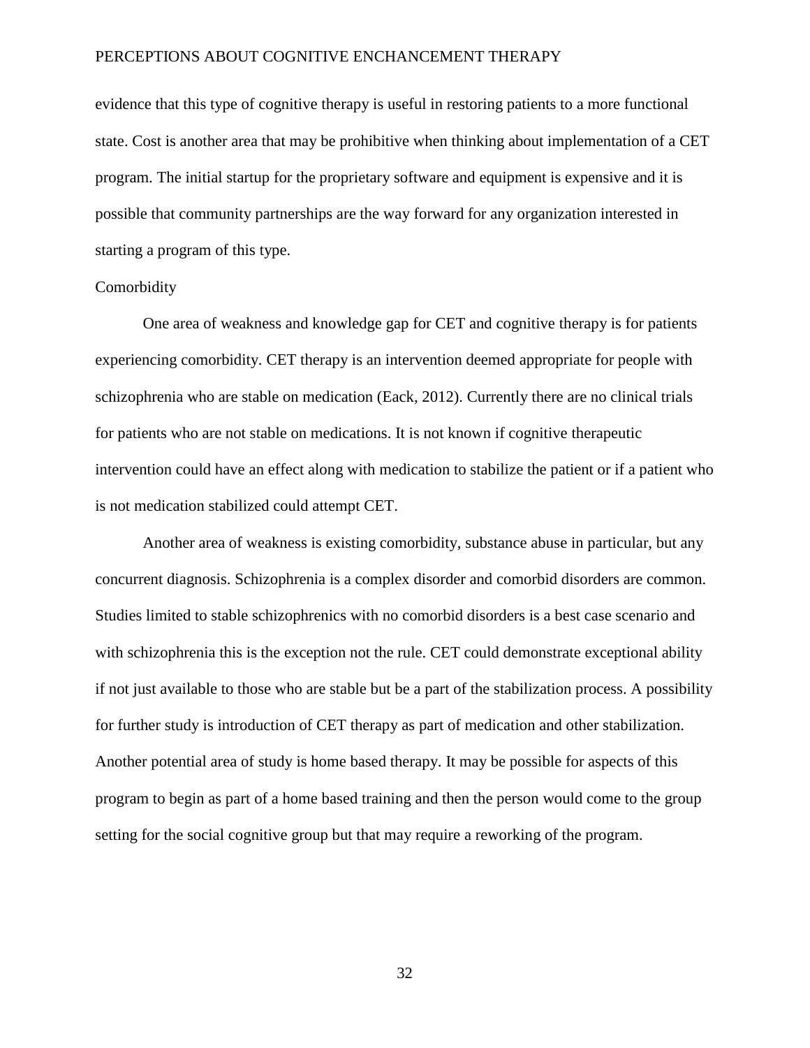evidence that this type of cognitive therapy is useful in restoring patients to a more functional state. Cost is another area that may be prohibitive when thinking about implementation of a CET program. The initial startup for the proprietary software and equipment is expensive and it is possible that community partnerships are the way forward for any organization interested in starting a program of this type.

## Comorbidity

One area of weakness and knowledge gap for CET and cognitive therapy is for patients experiencing comorbidity. CET therapy is an intervention deemed appropriate for people with schizophrenia who are stable on medication (Eack, 2012). Currently there are no clinical trials for patients who are not stable on medications. It is not known if cognitive therapeutic intervention could have an effect along with medication to stabilize the patient or if a patient who is not medication stabilized could attempt CET.

Another area of weakness is existing comorbidity, substance abuse in particular, but any concurrent diagnosis. Schizophrenia is a complex disorder and comorbid disorders are common. Studies limited to stable schizophrenics with no comorbid disorders is a best case scenario and with schizophrenia this is the exception not the rule. CET could demonstrate exceptional ability if not just available to those who are stable but be a part of the stabilization process. A possibility for further study is introduction of CET therapy as part of medication and other stabilization. Another potential area of study is home based therapy. It may be possible for aspects of this program to begin as part of a home based training and then the person would come to the group setting for the social cognitive group but that may require a reworking of the program.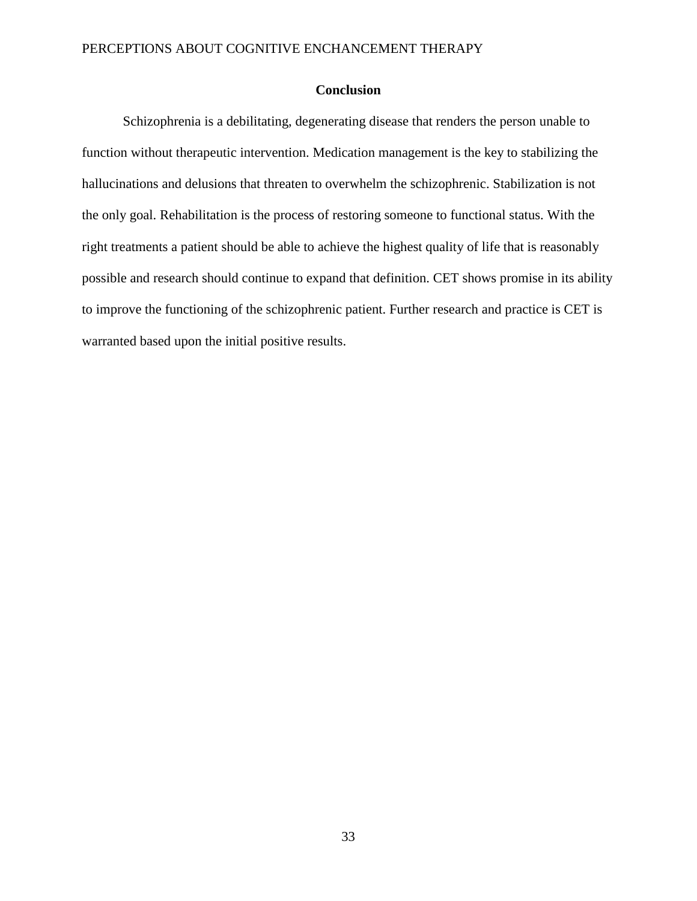## Conclusion

Schizophrenia is a debilitating, degenerating disease that renders the person unable to function without therapeutic intervention. Medication management is the key to stabilizing the hallucinations and delusions that threaten to overwhelm the schizophrenic. Stabilization is not the only goal. Rehabilitation is the process of restoring someone to functional status. With the right treatments a patient should be able to achieve the highest quality of life that is reasonably possible and research should continue to expand that definition. CET shows promise in its ability to improve the functioning of the schizophrenic patient. Further research and practice is CET is warranted based upon the initial positive results.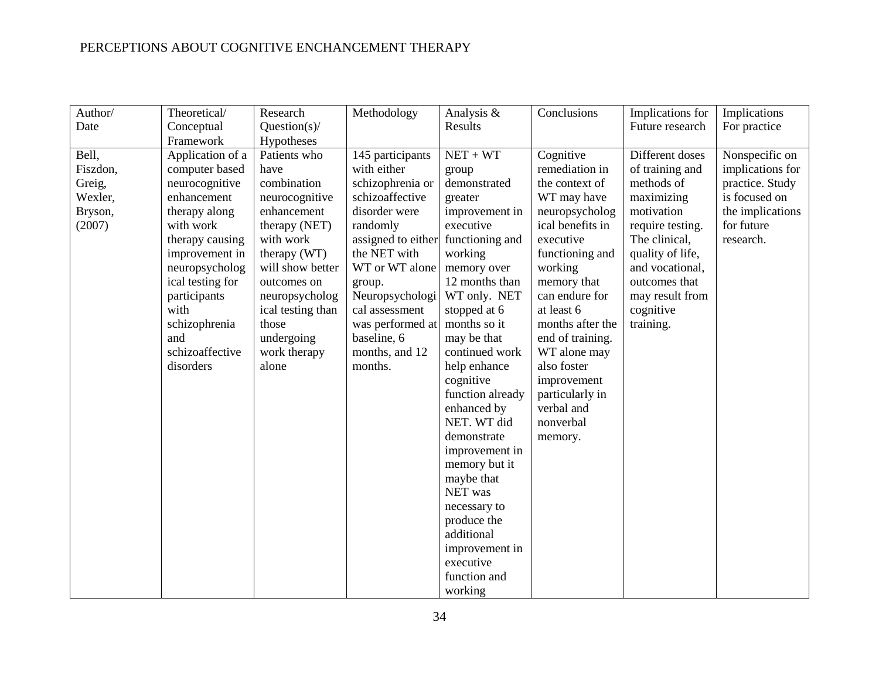| Author/ Date | Theoretical/ Conceptual Framework | Research Question(s)/ Hypotheses | Methodology | Analysis & Results | Conclusions | Implications for Future research | Implications For practice |
|---|---|---|---|---|---|---|---|
| Bell, Fiszdon, Greig, Wexler, Bryson, (2007) | Application of a computer based neurocognitive enhancement therapy along with work therapy causing improvement in neuropsychological testing for participants with schizophrenia and schizoaffective disorders | Patients who have combination neurocognitive enhancement therapy (NET) with work therapy (WT) will show better outcomes on neuropsychological testing than those undergoing work therapy alone | 145 participants with either schizophrenia or schizoaffective disorder were randomly assigned to either the NET with WT or WT alone group. Neuropsychological assessment was performed at baseline, 6 months, and 12 months. | NET + WT group demonstrated greater improvement in executive functioning and working memory over 12 months than WT only. NET stopped at 6 months so it may be that continued work help enhance cognitive function already enhanced by NET. WT did demonstrate improvement in memory but it maybe that NET was necessary to produce the additional improvement in executive function and working | Cognitive remediation in the context of WT may have neuropsychological benefits in executive functioning and working memory that can endure for at least 6 months after the end of training. WT alone may also foster improvement particularly in verbal and nonverbal memory. | Different doses of training and methods of maximizing motivation require testing. The clinical, quality of life, and vocational, outcomes that may result from cognitive training. | Nonspecific on implications for practice. Study is focused on the implications for future research. |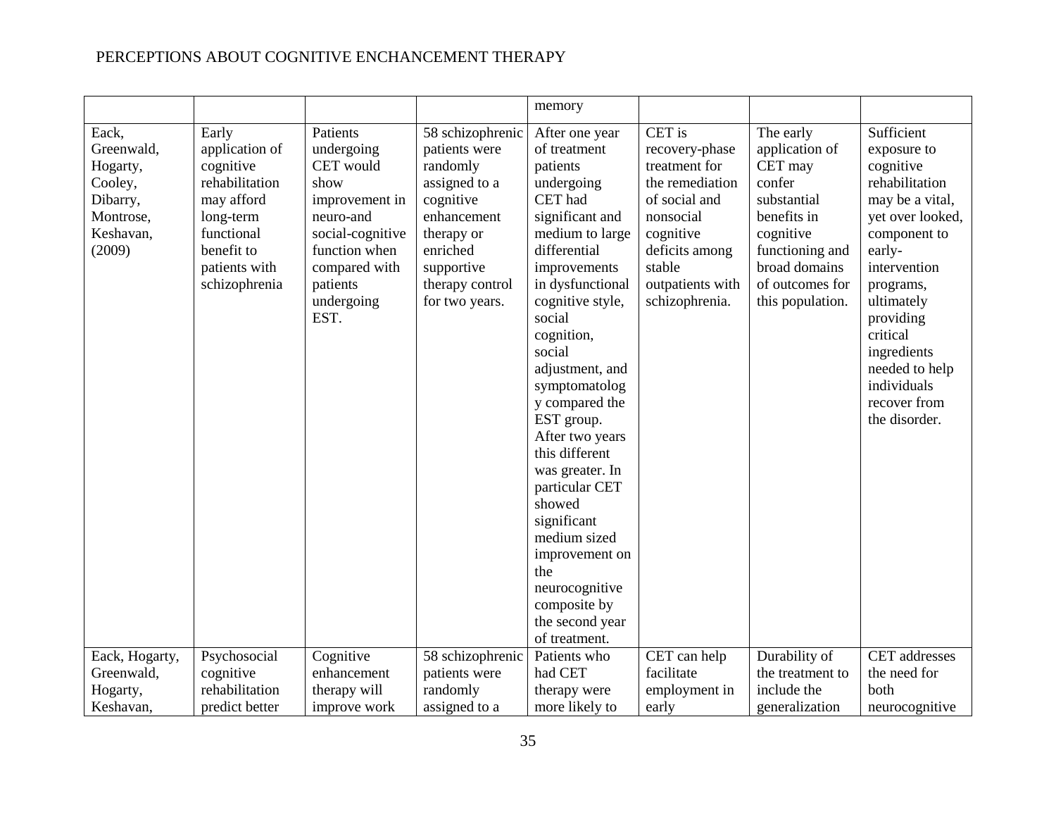| | | | | memory | | | |
|---|---|---|---|---|---|---|---|
| Eack, Greenwald, Hogarty, Cooley, Dibarry, Montrose, Keshavan, (2009) | Early application of cognitive rehabilitation may afford long-term functional benefit to patients with schizophrenia | Patients undergoing CET would show improvement in neuro-and social-cognitive function when compared with patients undergoing EST. | 58 schizophrenic patients were randomly assigned to a cognitive enhancement therapy or enriched supportive therapy control for two years. | After one year of treatment patients undergoing CET had significant and medium to large differential improvements in dysfunctional cognitive style, social cognition, social adjustment, and symptomatology compared the EST group. After two years this different was greater. In particular CET showed significant medium sized improvement on the neurocognitive composite by the second year of treatment. | CET is recovery-phase treatment for the remediation of social and nonsocial cognitive deficits among stable outpatients with schizophrenia. | The early application of CET may confer substantial benefits in cognitive functioning and broad domains of outcomes for this population. | Sufficient exposure to cognitive rehabilitation may be a vital, yet over looked, component to early-intervention programs, ultimately providing critical ingredients needed to help individuals recover from the disorder. |
| Eack, Hogarty, Greenwald, Hogarty, Keshavan, | Psychosocial cognitive rehabilitation predict better | Cognitive enhancement therapy will improve work | 58 schizophrenic patients were randomly assigned to a | Patients who had CET therapy were more likely to | CET can help facilitate employment in early | Durability of the treatment to include the generalization | CET addresses the need for both neurocognitive |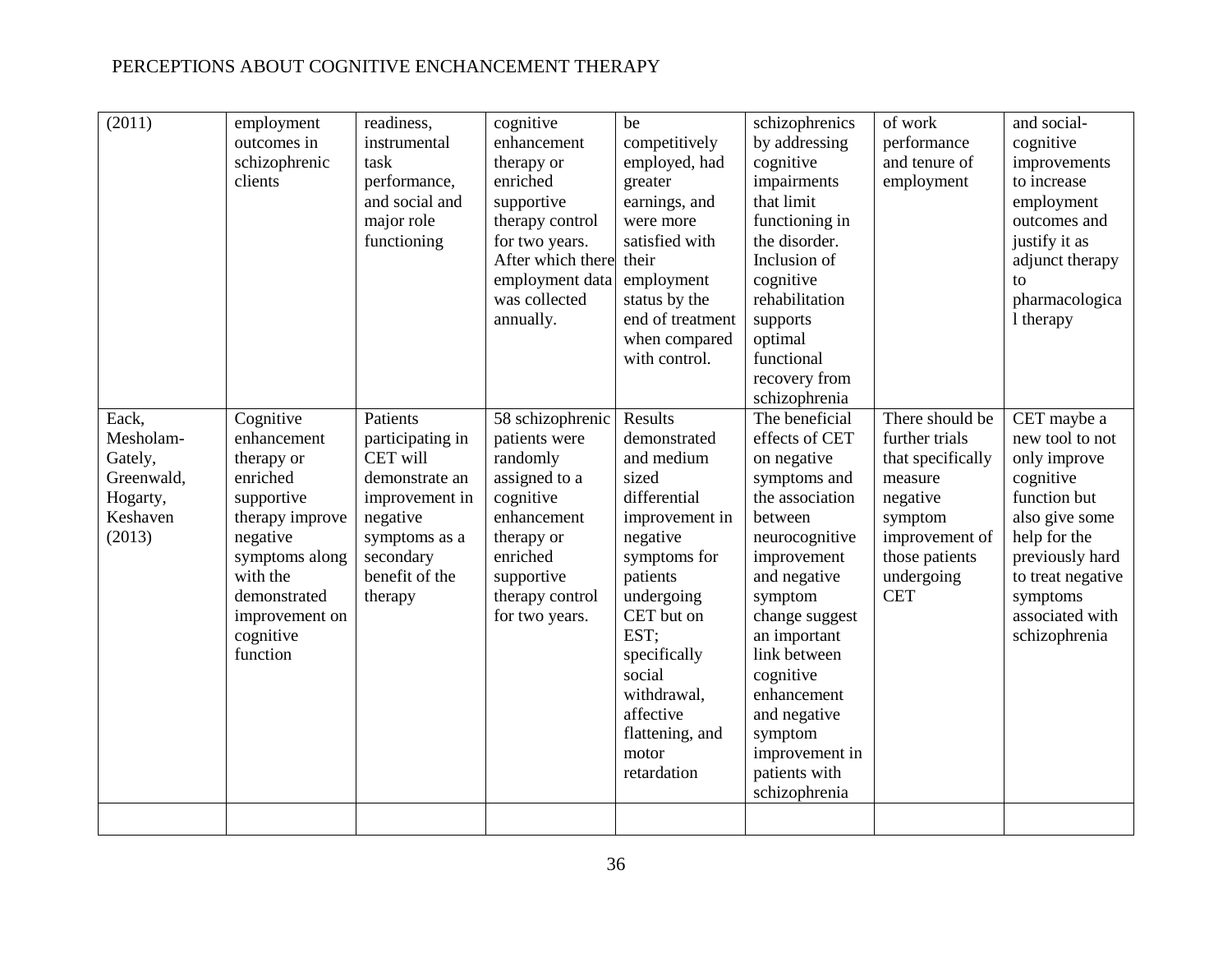| (2011) | employment outcomes in schizophrenic clients | readiness, instrumental task performance, and social and major role functioning | cognitive enhancement therapy or enriched supportive therapy control for two years. After which there employment data was collected annually. | be competitively employed, had greater earnings, and were more satisfied with their employment status by the end of treatment when compared with control. | schizophrenics by addressing cognitive impairments that limit functioning in the disorder. Inclusion of cognitive rehabilitation supports optimal functional recovery from schizophrenia | of work performance and tenure of employment | and social-cognitive improvements to increase employment outcomes and justify it as adjunct therapy to pharmacological therapy |
|---|---|---|---|---|---|---|---|
| Eack, Mesholam-Gately, Greenwald, Hogarty, Keshaven (2013) | Cognitive enhancement therapy or enriched supportive therapy improve negative symptoms along with the demonstrated improvement on cognitive function | Patients participating in CET will demonstrate an improvement in negative symptoms as a secondary benefit of the therapy | 58 schizophrenic patients were randomly assigned to a cognitive enhancement therapy or enriched supportive therapy control for two years. | Results demonstrated and medium sized differential improvement in negative symptoms for patients undergoing CET but on EST; specifically social withdrawal, affective flattening, and motor retardation | The beneficial effects of CET on negative symptoms and the association between neurocognitive improvement and negative symptom change suggest an important link between cognitive enhancement and negative symptom improvement in patients with schizophrenia | There should be further trials that specifically measure negative symptom improvement of those patients undergoing CET | CET maybe a new tool to not only improve cognitive function but also give some help for the previously hard to treat negative symptoms associated with schizophrenia |
| | | | | | | | |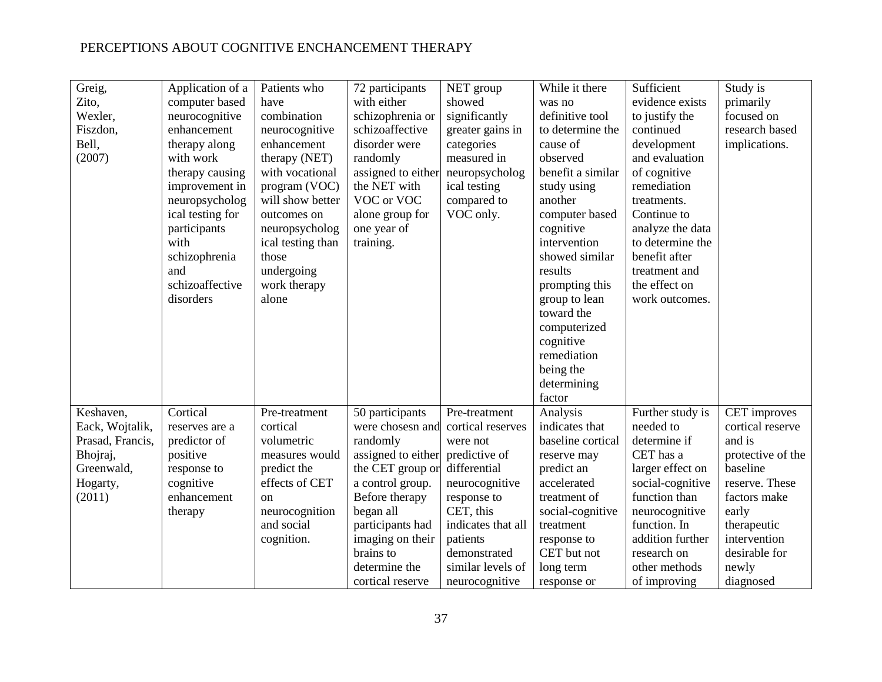| Greig, Zito, Wexler, Fiszdon, Bell, (2007) | Application of a computer based neurocognitive enhancement therapy along with work therapy causing improvement in neuropsychological testing for participants with schizophrenia and schizoaffective disorders | Patients who have combination neurocognitive enhancement therapy (NET) with vocational program (VOC) will show better outcomes on neuropsychological testing than those undergoing work therapy alone | 72 participants with either schizophrenia or schizoaffective disorder were randomly assigned to either the NET with VOC or VOC alone group for one year of training. | NET group showed significantly greater gains in categories measured in neuropsychological testing compared to VOC only. | While it there was no definitive tool to determine the cause of observed benefit a similar study using another computer based cognitive intervention showed similar results prompting this group to lean toward the computerized cognitive remediation being the determining factor | Sufficient evidence exists to justify the continued development and evaluation of cognitive remediation treatments. Continue to analyze the data to determine the benefit after treatment and the effect on work outcomes. | Study is primarily focused on research based implications. |
|---|---|---|---|---|---|---|---|
| Keshaven, Eack, Wojtalik, Prasad, Francis, Bhojraj, Greenwald, Hogarty, (2011) | Cortical reserves are a predictor of positive response to cognitive enhancement therapy | Pre-treatment cortical volumetric measures would predict the effects of CET on neurocognition and social cognition. | 50 participants were chosesn and randomly assigned to either the CET group or a control group. Before therapy began all participants had imaging on their brains to determine the cortical reserve | Pre-treatment cortical reserves were not predictive of differential neurocognitive response to CET, this indicates that all patients demonstrated similar levels of neurocognitive | Analysis indicates that baseline cortical reserve may predict an accelerated treatment of social-cognitive treatment response to CET but not long term response or | Further study is needed to determine if CET has a larger effect on social-cognitive function than neurocognitive function. In addition further research on other methods of improving | CET improves cortical reserve and is protective of the baseline reserve. These factors make early therapeutic intervention desirable for newly diagnosed |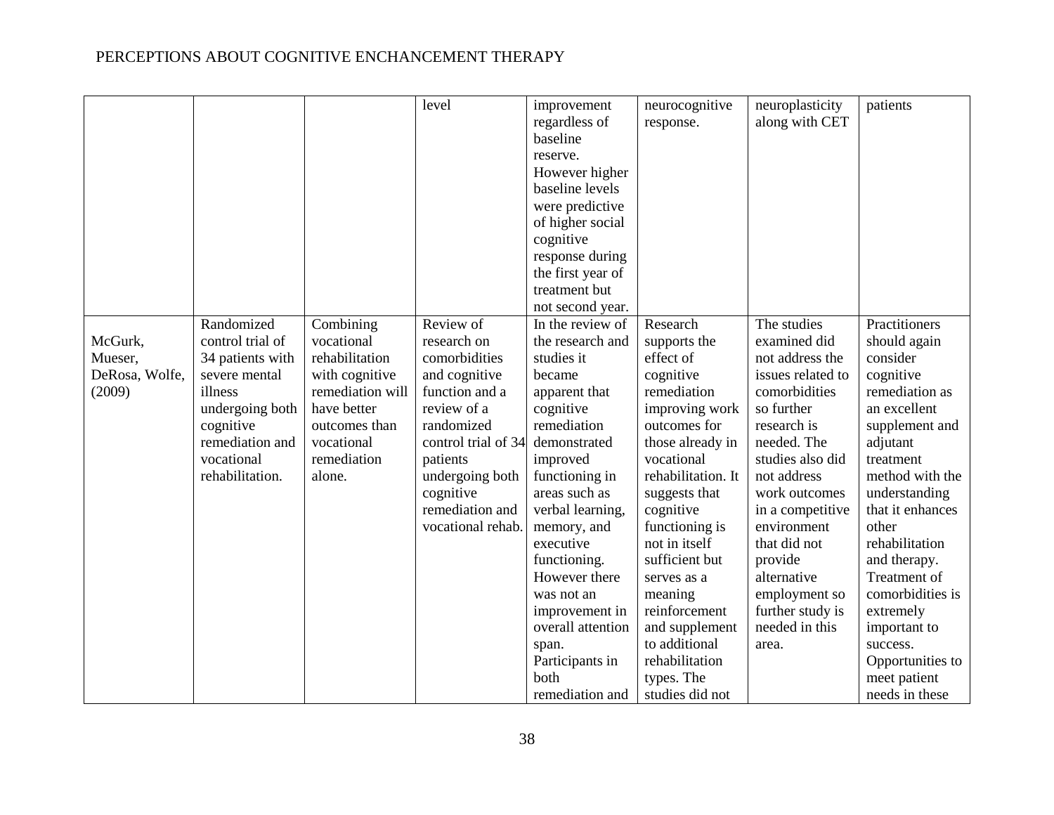|  |  |  | level | improvement regardless of baseline reserve. However higher baseline levels were predictive of higher social cognitive response during the first year of treatment but not second year. | neurocognitive response. | neuroplasticity along with CET | patients |
|---|---|---|---|---|---|---|---|
| McGurk, Mueser, DeRosa, Wolfe, (2009) | Randomized control trial of 34 patients with severe mental illness undergoing both cognitive remediation and vocational rehabilitation. | Combining vocational rehabilitation with cognitive remediation will have better outcomes than vocational remediation alone. | Review of research on comorbidities and cognitive function and a review of a randomized control trial of 34 patients undergoing both cognitive remediation and vocational rehab. | In the review of the research and studies it became apparent that cognitive remediation demonstrated improved functioning in areas such as verbal learning, memory, and executive functioning. However there was not an improvement in overall attention span. Participants in both remediation and | Research supports the effect of cognitive remediation improving work outcomes for those already in vocational rehabilitation. It suggests that cognitive functioning is not in itself sufficient but serves as a meaning reinforcement and supplement to additional rehabilitation types. The studies did not | The studies examined did not address the issues related to comorbidities so further research is needed. The studies also did not address work outcomes in a competitive environment that did not provide alternative employment so further study is needed in this area. | Practitioners should again consider cognitive remediation as an excellent supplement and adjutant treatment method with the understanding that it enhances other rehabilitation and therapy. Treatment of comorbidities is extremely important to success. Opportunities to meet patient needs in these |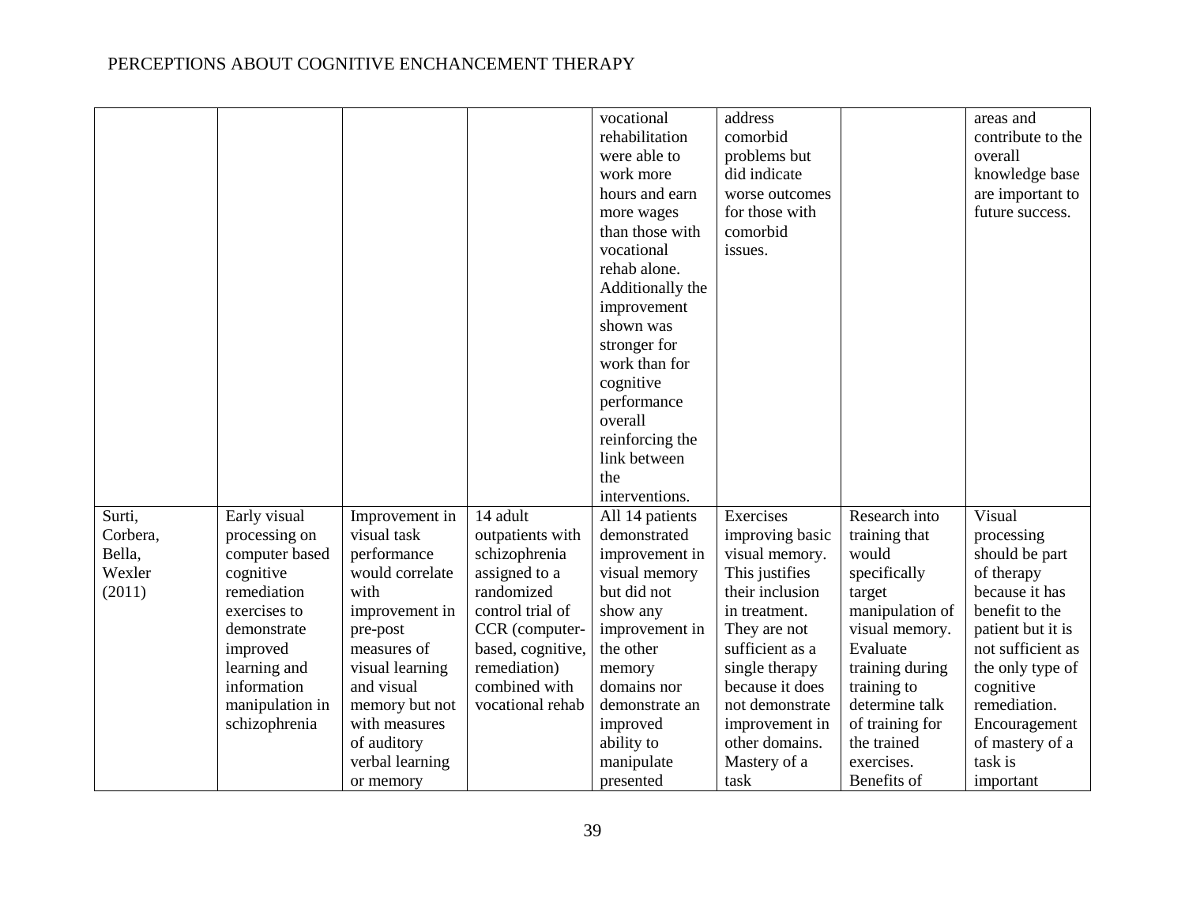| | | | | vocational rehabilitation were able to work more hours and earn more wages than those with vocational rehab alone. Additionally the improvement shown was stronger for work than for cognitive performance overall reinforcing the link between the interventions. | address comorbid problems but did indicate worse outcomes for those with comorbid issues. | | areas and contribute to the overall knowledge base are important to future success. |
|---|---|---|---|---|---|---|---|
| Surti, Corbera, Bella, Wexler (2011) | Early visual processing on computer based cognitive remediation exercises to demonstrate improved learning and information manipulation in schizophrenia | Improvement in visual task performance would correlate with improvement in pre-post measures of visual learning and visual memory but not with measures of auditory verbal learning or memory | 14 adult outpatients with schizophrenia assigned to a randomized control trial of CCR (computer-based, cognitive, remediation) combined with vocational rehab | All 14 patients demonstrated improvement in visual memory but did not show any improvement in the other memory domains nor demonstrate an improved ability to manipulate presented | Exercises improving basic visual memory. This justifies their inclusion in treatment. They are not sufficient as a single therapy because it does not demonstrate improvement in other domains. Mastery of a task | Research into training that would specifically target manipulation of visual memory. Evaluate training during training to determine talk of training for the trained exercises. Benefits of | Visual processing should be part of therapy because it has benefit to the patient but it is not sufficient as the only type of cognitive remediation. Encouragement of mastery of a task is important |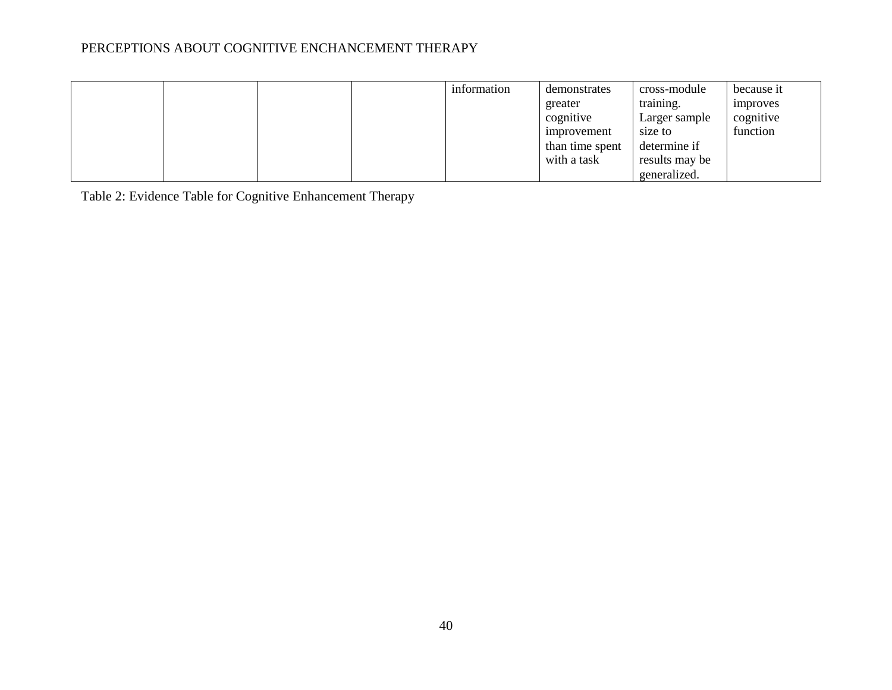| | | | | | | | |
|---|---|---|---|---|---|---|---|
| | | | | information | demonstrates greater cognitive improvement than time spent with a task | cross-module training. Larger sample size to determine if results may be generalized. | because it improves cognitive function |

Table 2: Evidence Table for Cognitive Enhancement Therapy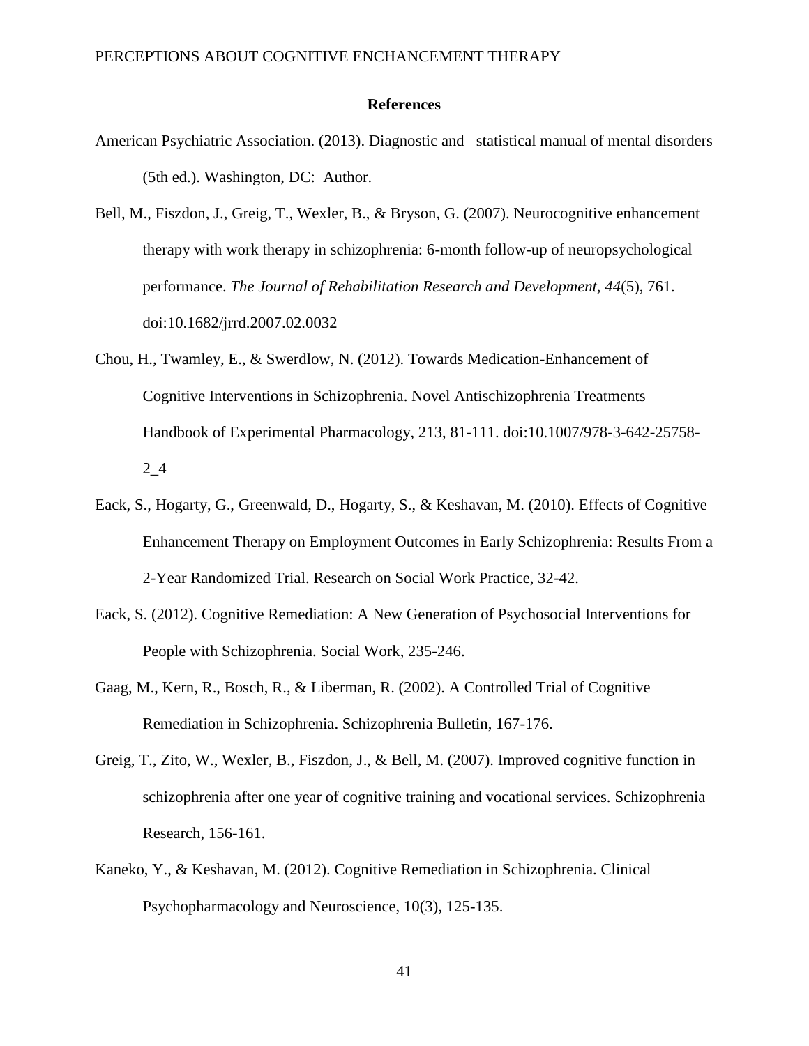## References

American Psychiatric Association. (2013). Diagnostic and statistical manual of mental disorders (5th ed.). Washington, DC: Author.

Bell, M., Fiszdon, J., Greig, T., Wexler, B., & Bryson, G. (2007). Neurocognitive enhancement therapy with work therapy in schizophrenia: 6-month follow-up of neuropsychological performance. *The Journal of Rehabilitation Research and Development, 44*(5), 761. doi:10.1682/jrrd.2007.02.0032

Chou, H., Twamley, E., & Swerdlow, N. (2012). Towards Medication-Enhancement of Cognitive Interventions in Schizophrenia. Novel Antischizophrenia Treatments Handbook of Experimental Pharmacology, 213, 81-111. doi:10.1007/978-3-642-25758-2_4

Eack, S., Hogarty, G., Greenwald, D., Hogarty, S., & Keshavan, M. (2010). Effects of Cognitive Enhancement Therapy on Employment Outcomes in Early Schizophrenia: Results From a 2-Year Randomized Trial. Research on Social Work Practice, 32-42.

Eack, S. (2012). Cognitive Remediation: A New Generation of Psychosocial Interventions for People with Schizophrenia. Social Work, 235-246.

Gaag, M., Kern, R., Bosch, R., & Liberman, R. (2002). A Controlled Trial of Cognitive Remediation in Schizophrenia. Schizophrenia Bulletin, 167-176.

Greig, T., Zito, W., Wexler, B., Fiszdon, J., & Bell, M. (2007). Improved cognitive function in schizophrenia after one year of cognitive training and vocational services. Schizophrenia Research, 156-161.

Kaneko, Y., & Keshavan, M. (2012). Cognitive Remediation in Schizophrenia. Clinical Psychopharmacology and Neuroscience, 10(3), 125-135.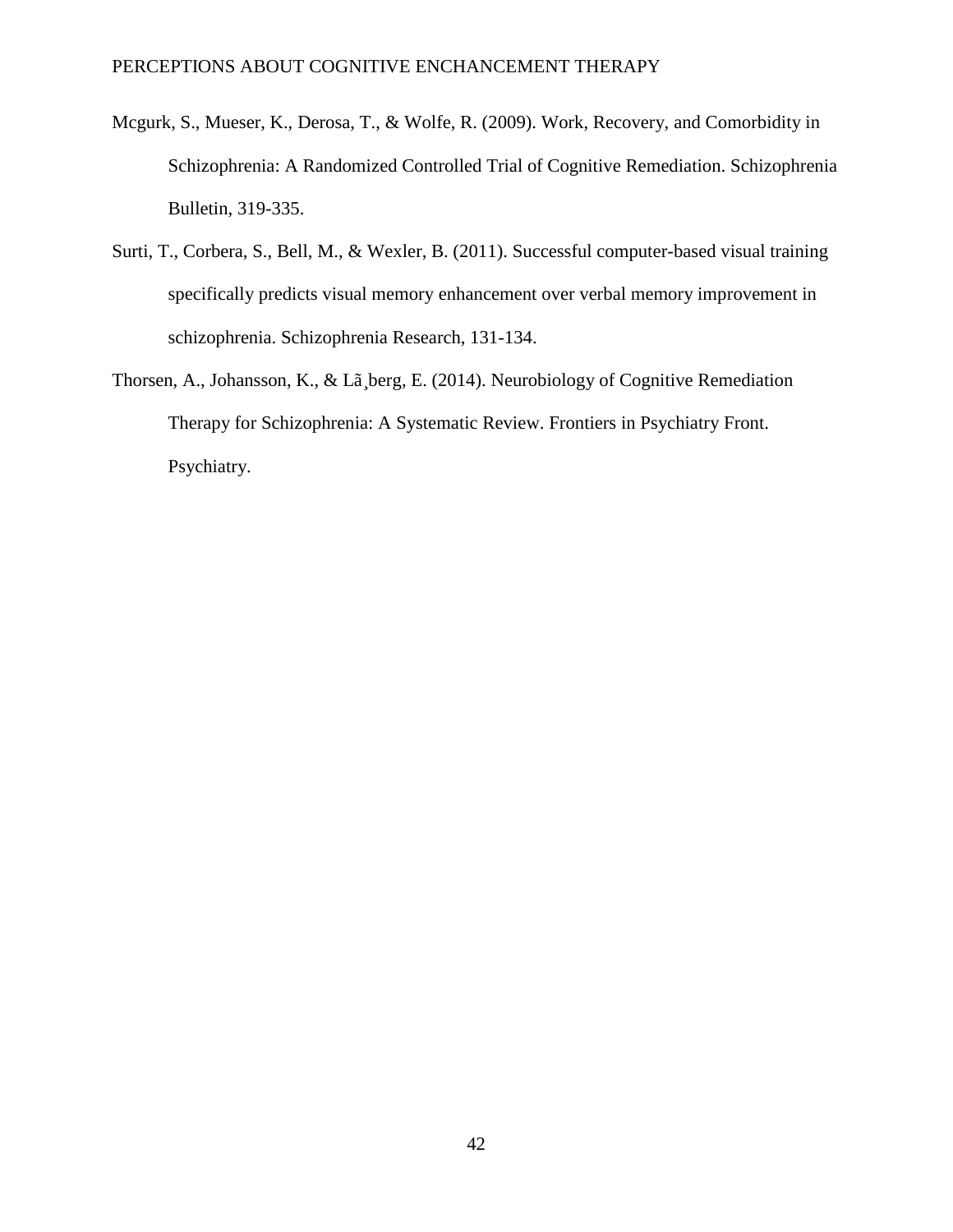Mcgurk, S., Mueser, K., Derosa, T., & Wolfe, R. (2009). Work, Recovery, and Comorbidity in Schizophrenia: A Randomized Controlled Trial of Cognitive Remediation. Schizophrenia Bulletin, 319-335.

Surti, T., Corbera, S., Bell, M., & Wexler, B. (2011). Successful computer-based visual training specifically predicts visual memory enhancement over verbal memory improvement in schizophrenia. Schizophrenia Research, 131-134.

Thorsen, A., Johansson, K., & Lã¸berg, E. (2014). Neurobiology of Cognitive Remediation Therapy for Schizophrenia: A Systematic Review. Frontiers in Psychiatry Front. Psychiatry.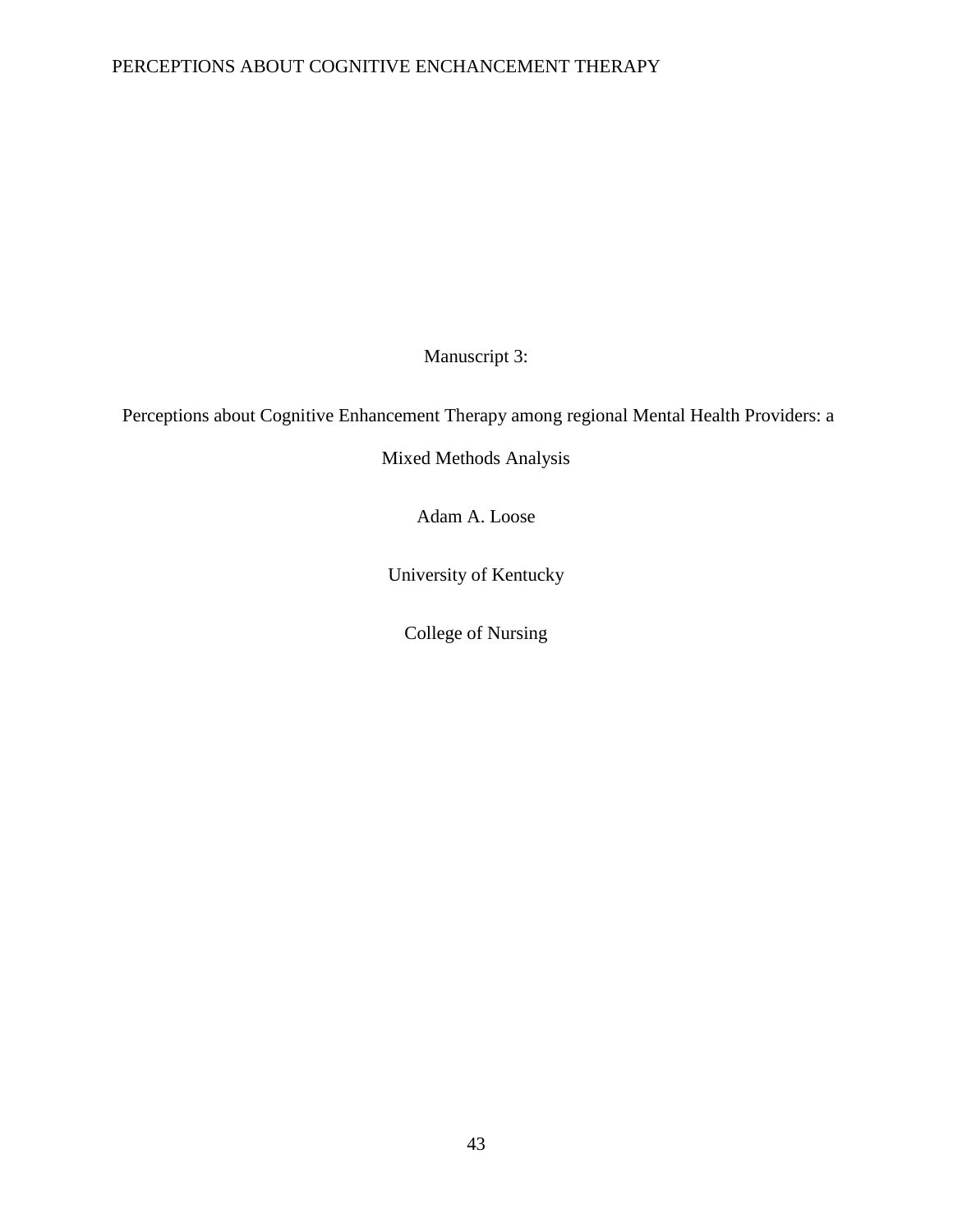Manuscript 3:

Perceptions about Cognitive Enhancement Therapy among regional Mental Health Providers: a Mixed Methods Analysis

Adam A. Loose

University of Kentucky

College of Nursing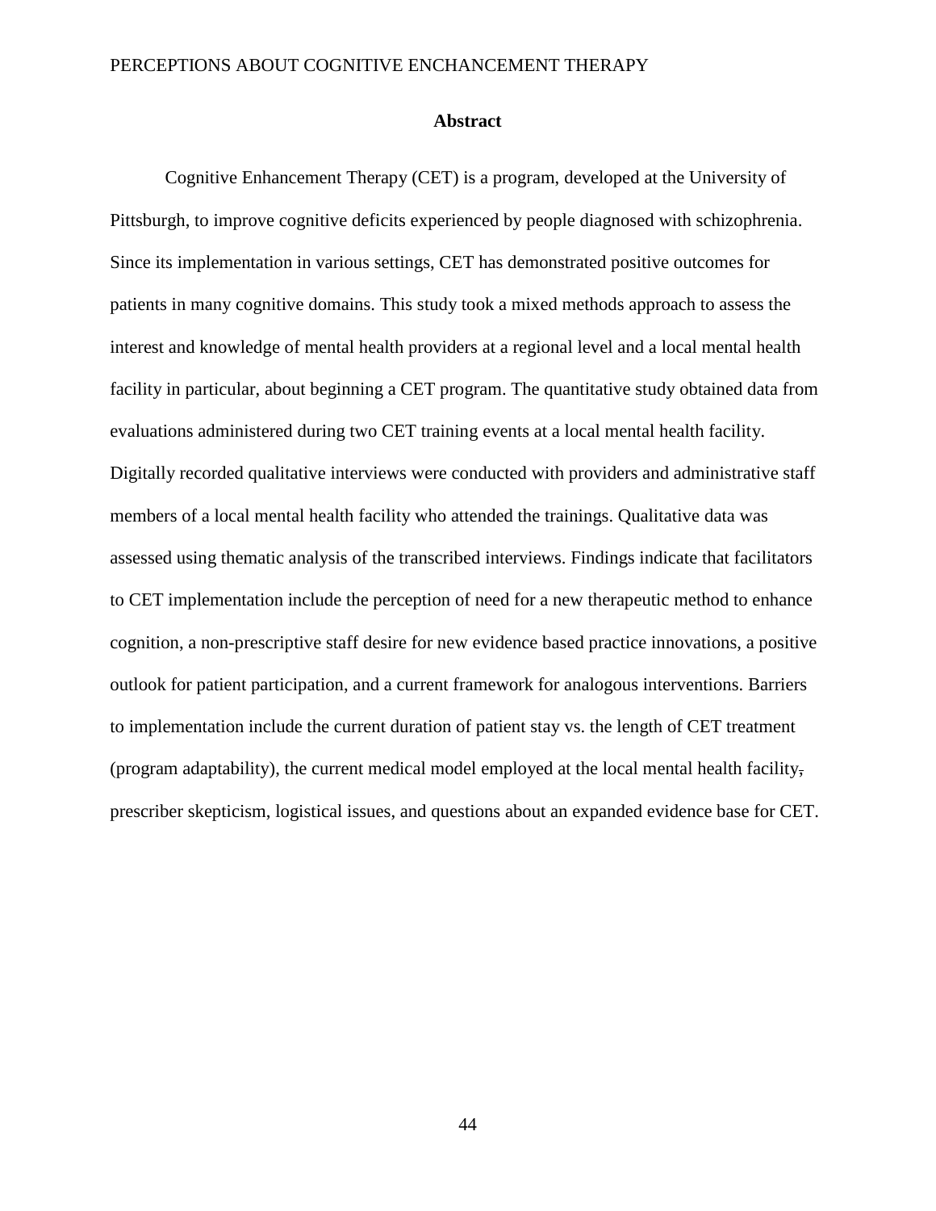## Abstract

Cognitive Enhancement Therapy (CET) is a program, developed at the University of Pittsburgh, to improve cognitive deficits experienced by people diagnosed with schizophrenia. Since its implementation in various settings, CET has demonstrated positive outcomes for patients in many cognitive domains. This study took a mixed methods approach to assess the interest and knowledge of mental health providers at a regional level and a local mental health facility in particular, about beginning a CET program. The quantitative study obtained data from evaluations administered during two CET training events at a local mental health facility. Digitally recorded qualitative interviews were conducted with providers and administrative staff members of a local mental health facility who attended the trainings. Qualitative data was assessed using thematic analysis of the transcribed interviews. Findings indicate that facilitators to CET implementation include the perception of need for a new therapeutic method to enhance cognition, a non-prescriptive staff desire for new evidence based practice innovations, a positive outlook for patient participation, and a current framework for analogous interventions. Barriers to implementation include the current duration of patient stay vs. the length of CET treatment (program adaptability), the current medical model employed at the local mental health facility, prescriber skepticism, logistical issues, and questions about an expanded evidence base for CET.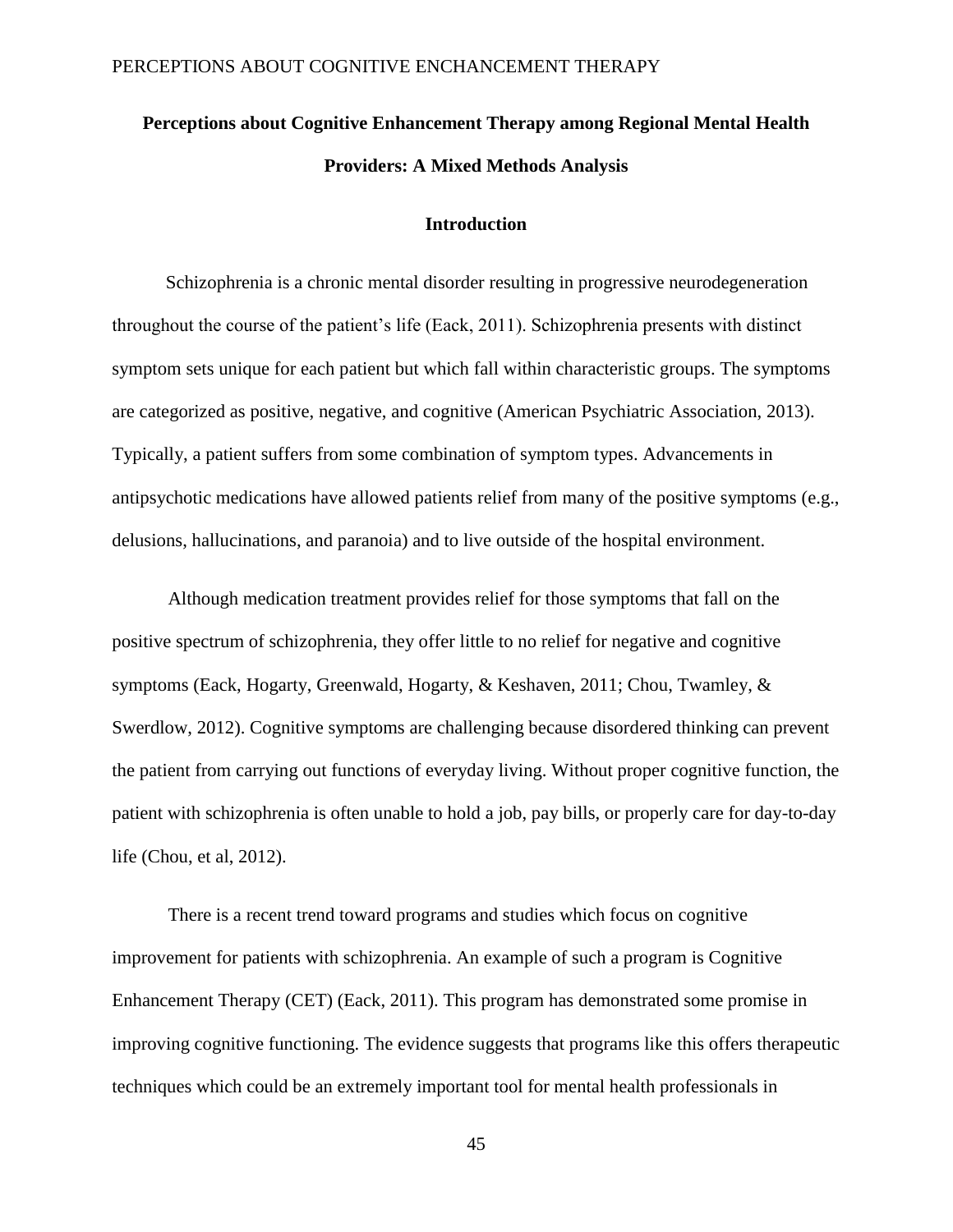**Perceptions about Cognitive Enhancement Therapy among Regional Mental Health Providers: A Mixed Methods Analysis**

## Introduction

Schizophrenia is a chronic mental disorder resulting in progressive neurodegeneration throughout the course of the patient's life (Eack, 2011). Schizophrenia presents with distinct symptom sets unique for each patient but which fall within characteristic groups. The symptoms are categorized as positive, negative, and cognitive (American Psychiatric Association, 2013). Typically, a patient suffers from some combination of symptom types. Advancements in antipsychotic medications have allowed patients relief from many of the positive symptoms (e.g., delusions, hallucinations, and paranoia) and to live outside of the hospital environment.

Although medication treatment provides relief for those symptoms that fall on the positive spectrum of schizophrenia, they offer little to no relief for negative and cognitive symptoms (Eack, Hogarty, Greenwald, Hogarty, & Keshaven, 2011; Chou, Twamley, & Swerdlow, 2012). Cognitive symptoms are challenging because disordered thinking can prevent the patient from carrying out functions of everyday living. Without proper cognitive function, the patient with schizophrenia is often unable to hold a job, pay bills, or properly care for day-to-day life (Chou, et al, 2012).

There is a recent trend toward programs and studies which focus on cognitive improvement for patients with schizophrenia. An example of such a program is Cognitive Enhancement Therapy (CET) (Eack, 2011). This program has demonstrated some promise in improving cognitive functioning. The evidence suggests that programs like this offers therapeutic techniques which could be an extremely important tool for mental health professionals in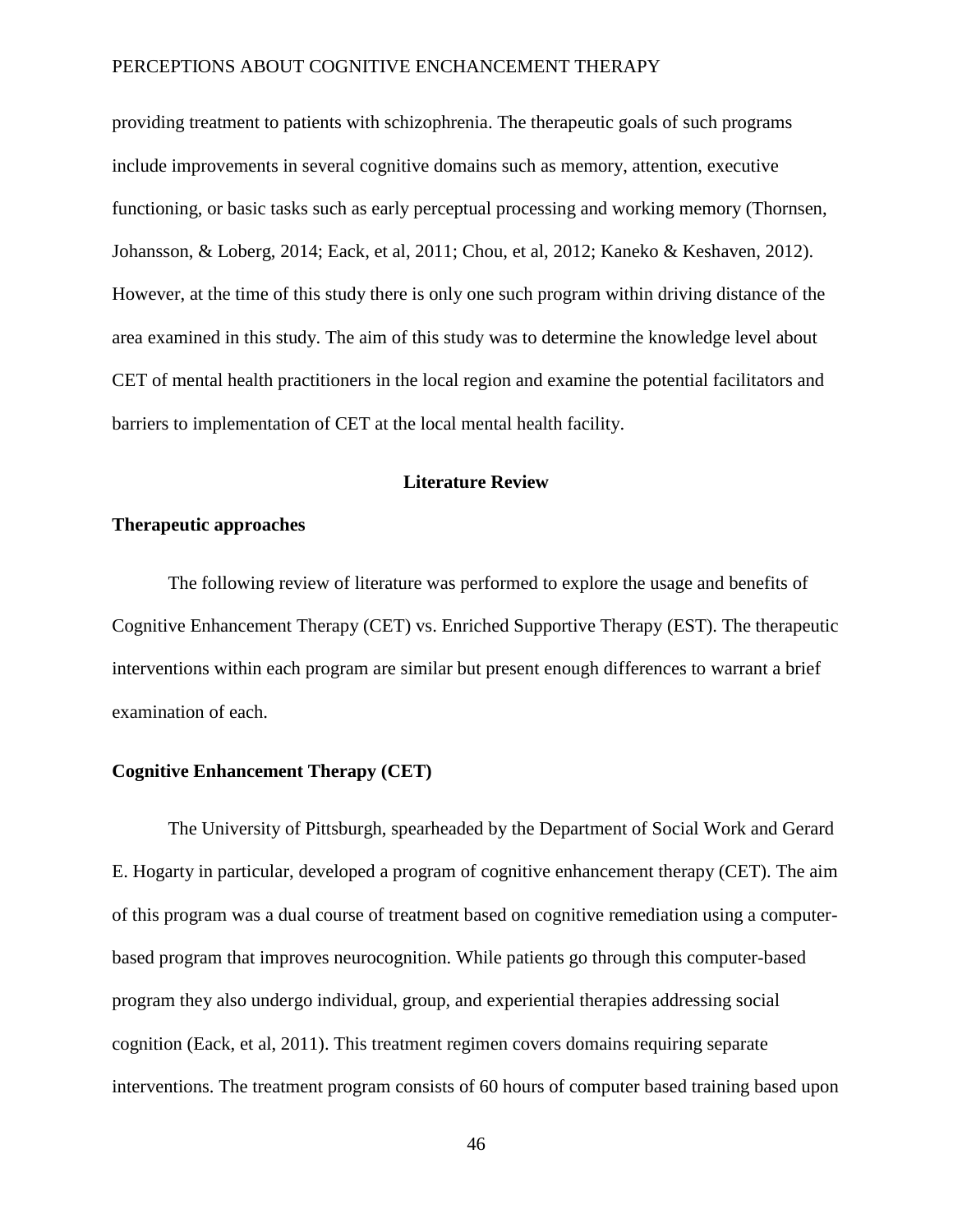providing treatment to patients with schizophrenia. The therapeutic goals of such programs include improvements in several cognitive domains such as memory, attention, executive functioning, or basic tasks such as early perceptual processing and working memory (Thornsen, Johansson, & Loberg, 2014; Eack, et al, 2011; Chou, et al, 2012; Kaneko & Keshaven, 2012). However, at the time of this study there is only one such program within driving distance of the area examined in this study. The aim of this study was to determine the knowledge level about CET of mental health practitioners in the local region and examine the potential facilitators and barriers to implementation of CET at the local mental health facility.

## Literature Review

### Therapeutic approaches

The following review of literature was performed to explore the usage and benefits of Cognitive Enhancement Therapy (CET) vs. Enriched Supportive Therapy (EST). The therapeutic interventions within each program are similar but present enough differences to warrant a brief examination of each.

### Cognitive Enhancement Therapy (CET)

The University of Pittsburgh, spearheaded by the Department of Social Work and Gerard E. Hogarty in particular, developed a program of cognitive enhancement therapy (CET). The aim of this program was a dual course of treatment based on cognitive remediation using a computer-based program that improves neurocognition. While patients go through this computer-based program they also undergo individual, group, and experiential therapies addressing social cognition (Eack, et al, 2011). This treatment regimen covers domains requiring separate interventions. The treatment program consists of 60 hours of computer based training based upon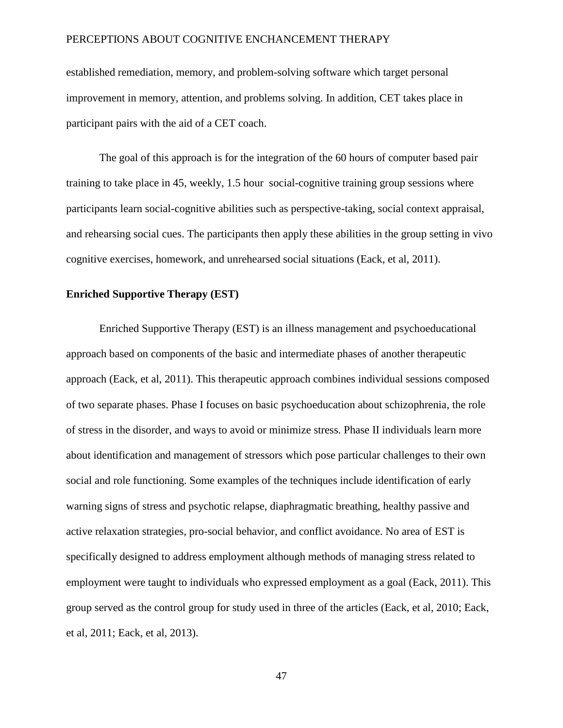established remediation, memory, and problem-solving software which target personal improvement in memory, attention, and problems solving. In addition, CET takes place in participant pairs with the aid of a CET coach.

The goal of this approach is for the integration of the 60 hours of computer based pair training to take place in 45, weekly, 1.5 hour social-cognitive training group sessions where participants learn social-cognitive abilities such as perspective-taking, social context appraisal, and rehearsing social cues. The participants then apply these abilities in the group setting in vivo cognitive exercises, homework, and unrehearsed social situations (Eack, et al, 2011).

**Enriched Supportive Therapy (EST)**

Enriched Supportive Therapy (EST) is an illness management and psychoeducational approach based on components of the basic and intermediate phases of another therapeutic approach (Eack, et al, 2011). This therapeutic approach combines individual sessions composed of two separate phases. Phase I focuses on basic psychoeducation about schizophrenia, the role of stress in the disorder, and ways to avoid or minimize stress. Phase II individuals learn more about identification and management of stressors which pose particular challenges to their own social and role functioning. Some examples of the techniques include identification of early warning signs of stress and psychotic relapse, diaphragmatic breathing, healthy passive and active relaxation strategies, pro-social behavior, and conflict avoidance. No area of EST is specifically designed to address employment although methods of managing stress related to employment were taught to individuals who expressed employment as a goal (Eack, 2011). This group served as the control group for study used in three of the articles (Eack, et al, 2010; Eack, et al, 2011; Eack, et al, 2013).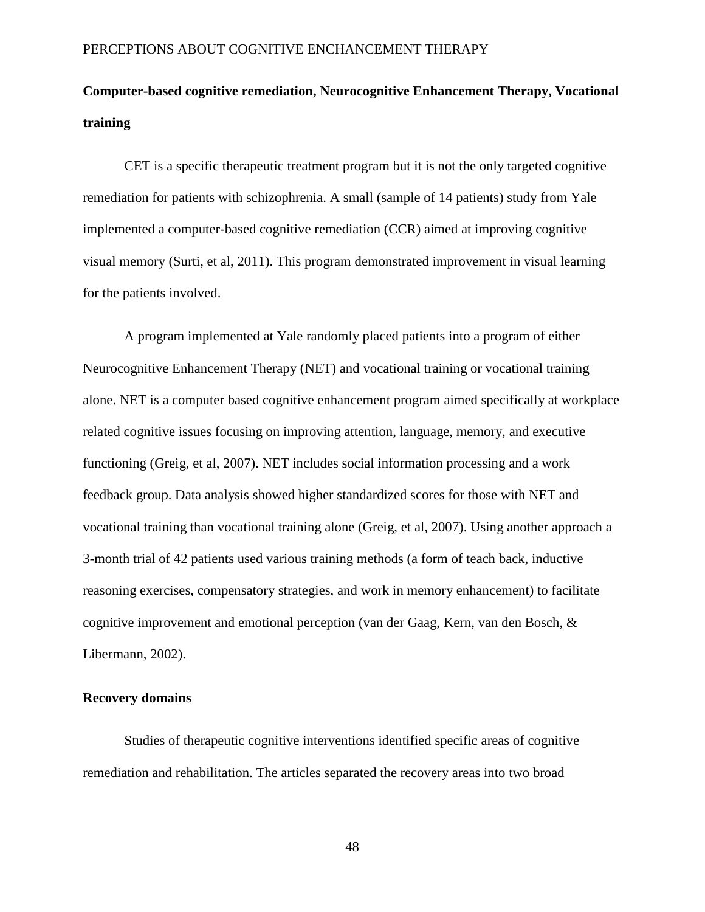**Computer-based cognitive remediation, Neurocognitive Enhancement Therapy, Vocational training**

CET is a specific therapeutic treatment program but it is not the only targeted cognitive remediation for patients with schizophrenia. A small (sample of 14 patients) study from Yale implemented a computer-based cognitive remediation (CCR) aimed at improving cognitive visual memory (Surti, et al, 2011). This program demonstrated improvement in visual learning for the patients involved.

A program implemented at Yale randomly placed patients into a program of either Neurocognitive Enhancement Therapy (NET) and vocational training or vocational training alone. NET is a computer based cognitive enhancement program aimed specifically at workplace related cognitive issues focusing on improving attention, language, memory, and executive functioning (Greig, et al, 2007). NET includes social information processing and a work feedback group. Data analysis showed higher standardized scores for those with NET and vocational training than vocational training alone (Greig, et al, 2007). Using another approach a 3-month trial of 42 patients used various training methods (a form of teach back, inductive reasoning exercises, compensatory strategies, and work in memory enhancement) to facilitate cognitive improvement and emotional perception (van der Gaag, Kern, van den Bosch, & Libermann, 2002).

**Recovery domains**

Studies of therapeutic cognitive interventions identified specific areas of cognitive remediation and rehabilitation. The articles separated the recovery areas into two broad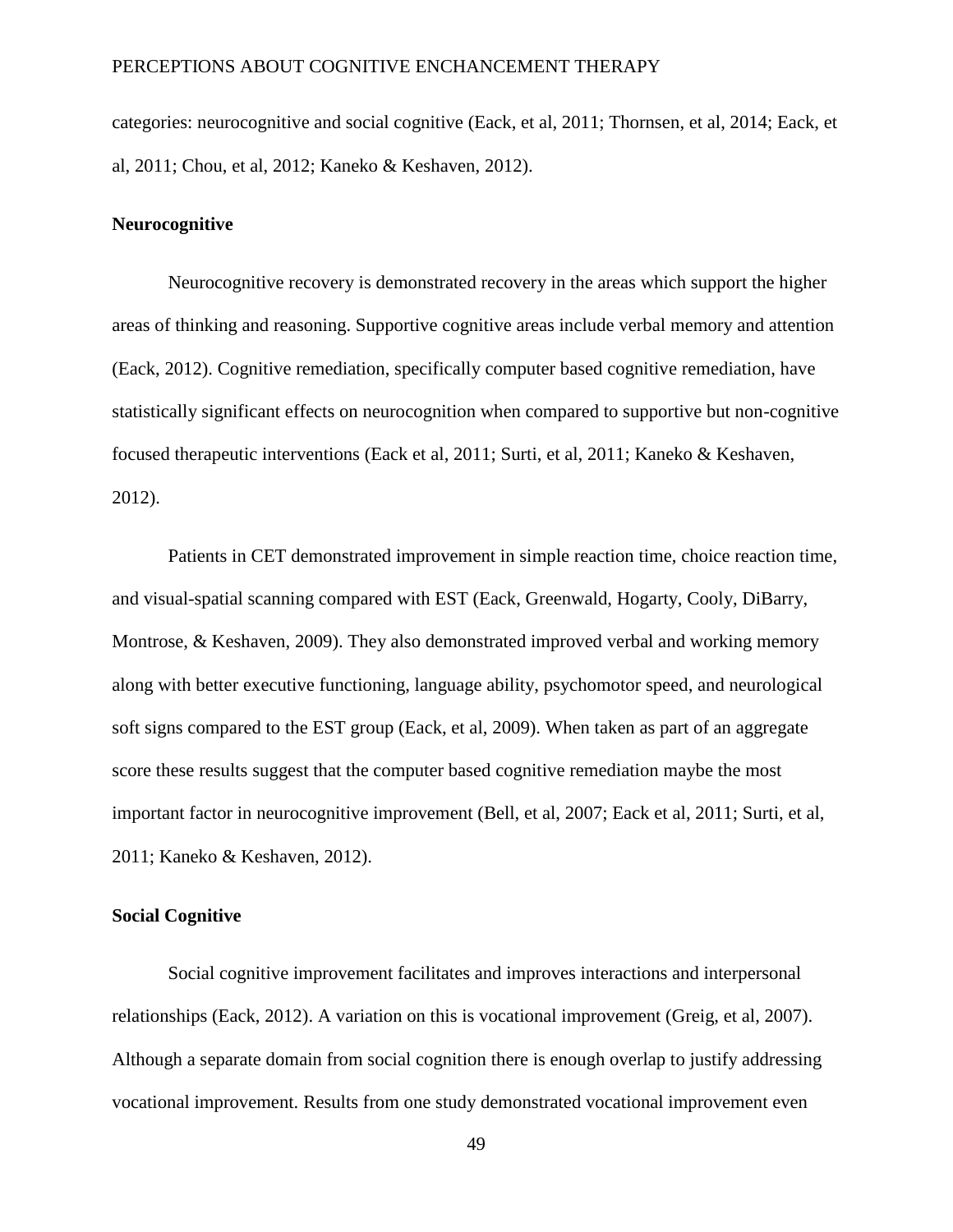categories: neurocognitive and social cognitive (Eack, et al, 2011; Thornsen, et al, 2014; Eack, et al, 2011; Chou, et al, 2012; Kaneko & Keshaven, 2012).

### Neurocognitive

Neurocognitive recovery is demonstrated recovery in the areas which support the higher areas of thinking and reasoning. Supportive cognitive areas include verbal memory and attention (Eack, 2012). Cognitive remediation, specifically computer based cognitive remediation, have statistically significant effects on neurocognition when compared to supportive but non-cognitive focused therapeutic interventions (Eack et al, 2011; Surti, et al, 2011; Kaneko & Keshaven, 2012).

Patients in CET demonstrated improvement in simple reaction time, choice reaction time, and visual-spatial scanning compared with EST (Eack, Greenwald, Hogarty, Cooly, DiBarry, Montrose, & Keshaven, 2009). They also demonstrated improved verbal and working memory along with better executive functioning, language ability, psychomotor speed, and neurological soft signs compared to the EST group (Eack, et al, 2009). When taken as part of an aggregate score these results suggest that the computer based cognitive remediation maybe the most important factor in neurocognitive improvement (Bell, et al, 2007; Eack et al, 2011; Surti, et al, 2011; Kaneko & Keshaven, 2012).

### Social Cognitive

Social cognitive improvement facilitates and improves interactions and interpersonal relationships (Eack, 2012). A variation on this is vocational improvement (Greig, et al, 2007). Although a separate domain from social cognition there is enough overlap to justify addressing vocational improvement. Results from one study demonstrated vocational improvement even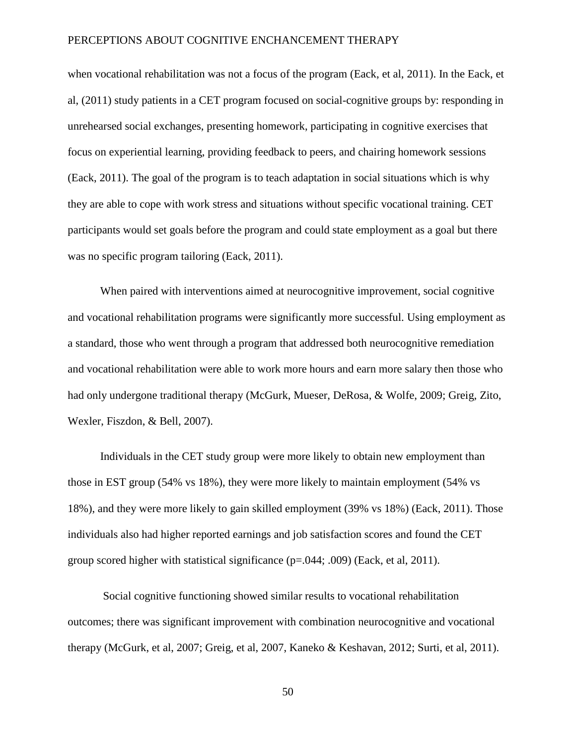when vocational rehabilitation was not a focus of the program (Eack, et al, 2011). In the Eack, et al, (2011) study patients in a CET program focused on social-cognitive groups by: responding in unrehearsed social exchanges, presenting homework, participating in cognitive exercises that focus on experiential learning, providing feedback to peers, and chairing homework sessions (Eack, 2011). The goal of the program is to teach adaptation in social situations which is why they are able to cope with work stress and situations without specific vocational training. CET participants would set goals before the program and could state employment as a goal but there was no specific program tailoring (Eack, 2011).

When paired with interventions aimed at neurocognitive improvement, social cognitive and vocational rehabilitation programs were significantly more successful. Using employment as a standard, those who went through a program that addressed both neurocognitive remediation and vocational rehabilitation were able to work more hours and earn more salary then those who had only undergone traditional therapy (McGurk, Mueser, DeRosa, & Wolfe, 2009; Greig, Zito, Wexler, Fiszdon, & Bell, 2007).

Individuals in the CET study group were more likely to obtain new employment than those in EST group (54% vs 18%), they were more likely to maintain employment (54% vs 18%), and they were more likely to gain skilled employment (39% vs 18%) (Eack, 2011). Those individuals also had higher reported earnings and job satisfaction scores and found the CET group scored higher with statistical significance (p=.044; .009) (Eack, et al, 2011).

Social cognitive functioning showed similar results to vocational rehabilitation outcomes; there was significant improvement with combination neurocognitive and vocational therapy (McGurk, et al, 2007; Greig, et al, 2007, Kaneko & Keshavan, 2012; Surti, et al, 2011).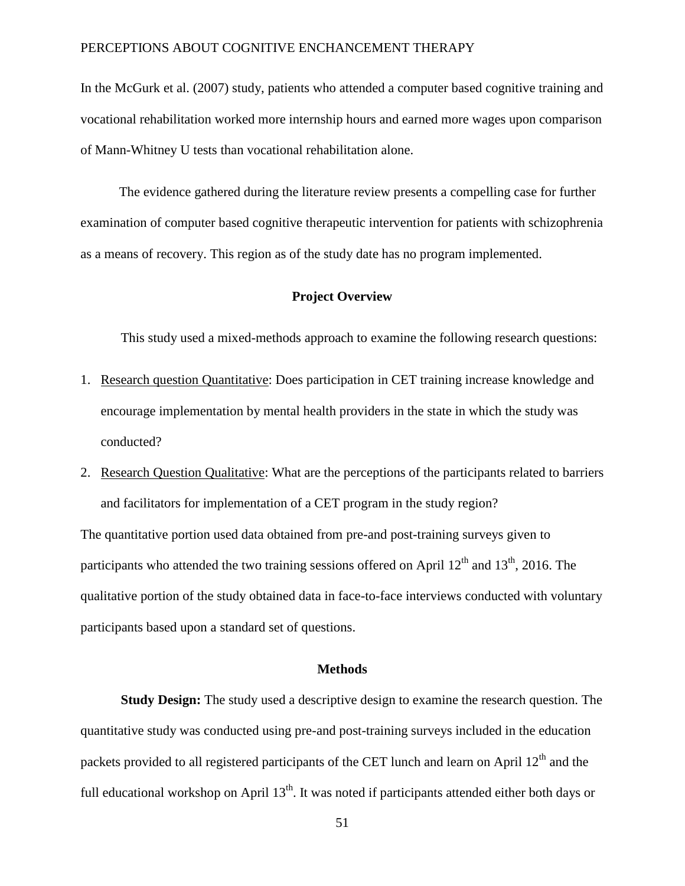In the McGurk et al. (2007) study, patients who attended a computer based cognitive training and vocational rehabilitation worked more internship hours and earned more wages upon comparison of Mann-Whitney U tests than vocational rehabilitation alone.

The evidence gathered during the literature review presents a compelling case for further examination of computer based cognitive therapeutic intervention for patients with schizophrenia as a means of recovery. This region as of the study date has no program implemented.

## Project Overview

This study used a mixed-methods approach to examine the following research questions:

1. Research question Quantitative: Does participation in CET training increase knowledge and encourage implementation by mental health providers in the state in which the study was conducted?
2. Research Question Qualitative: What are the perceptions of the participants related to barriers and facilitators for implementation of a CET program in the study region?

The quantitative portion used data obtained from pre-and post-training surveys given to participants who attended the two training sessions offered on April 12th and 13th, 2016. The qualitative portion of the study obtained data in face-to-face interviews conducted with voluntary participants based upon a standard set of questions.

## Methods

**Study Design:** The study used a descriptive design to examine the research question. The quantitative study was conducted using pre-and post-training surveys included in the education packets provided to all registered participants of the CET lunch and learn on April 12th and the full educational workshop on April 13th. It was noted if participants attended either both days or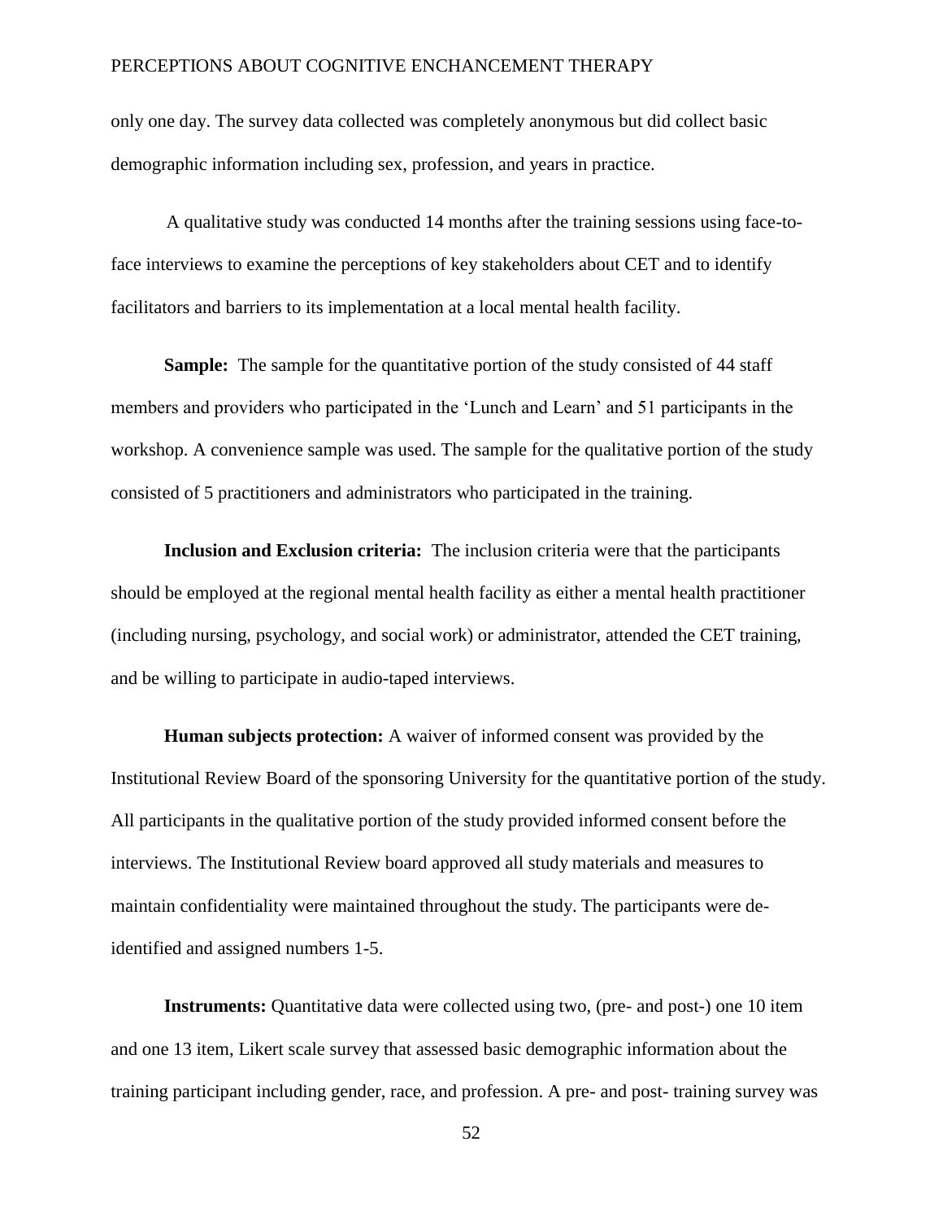only one day. The survey data collected was completely anonymous but did collect basic demographic information including sex, profession, and years in practice.

A qualitative study was conducted 14 months after the training sessions using face-to-face interviews to examine the perceptions of key stakeholders about CET and to identify facilitators and barriers to its implementation at a local mental health facility.

**Sample:** The sample for the quantitative portion of the study consisted of 44 staff members and providers who participated in the 'Lunch and Learn' and 51 participants in the workshop. A convenience sample was used. The sample for the qualitative portion of the study consisted of 5 practitioners and administrators who participated in the training.

**Inclusion and Exclusion criteria:** The inclusion criteria were that the participants should be employed at the regional mental health facility as either a mental health practitioner (including nursing, psychology, and social work) or administrator, attended the CET training, and be willing to participate in audio-taped interviews.

**Human subjects protection:** A waiver of informed consent was provided by the Institutional Review Board of the sponsoring University for the quantitative portion of the study. All participants in the qualitative portion of the study provided informed consent before the interviews. The Institutional Review board approved all study materials and measures to maintain confidentiality were maintained throughout the study. The participants were de-identified and assigned numbers 1-5.

**Instruments:** Quantitative data were collected using two, (pre- and post-) one 10 item and one 13 item, Likert scale survey that assessed basic demographic information about the training participant including gender, race, and profession. A pre- and post- training survey was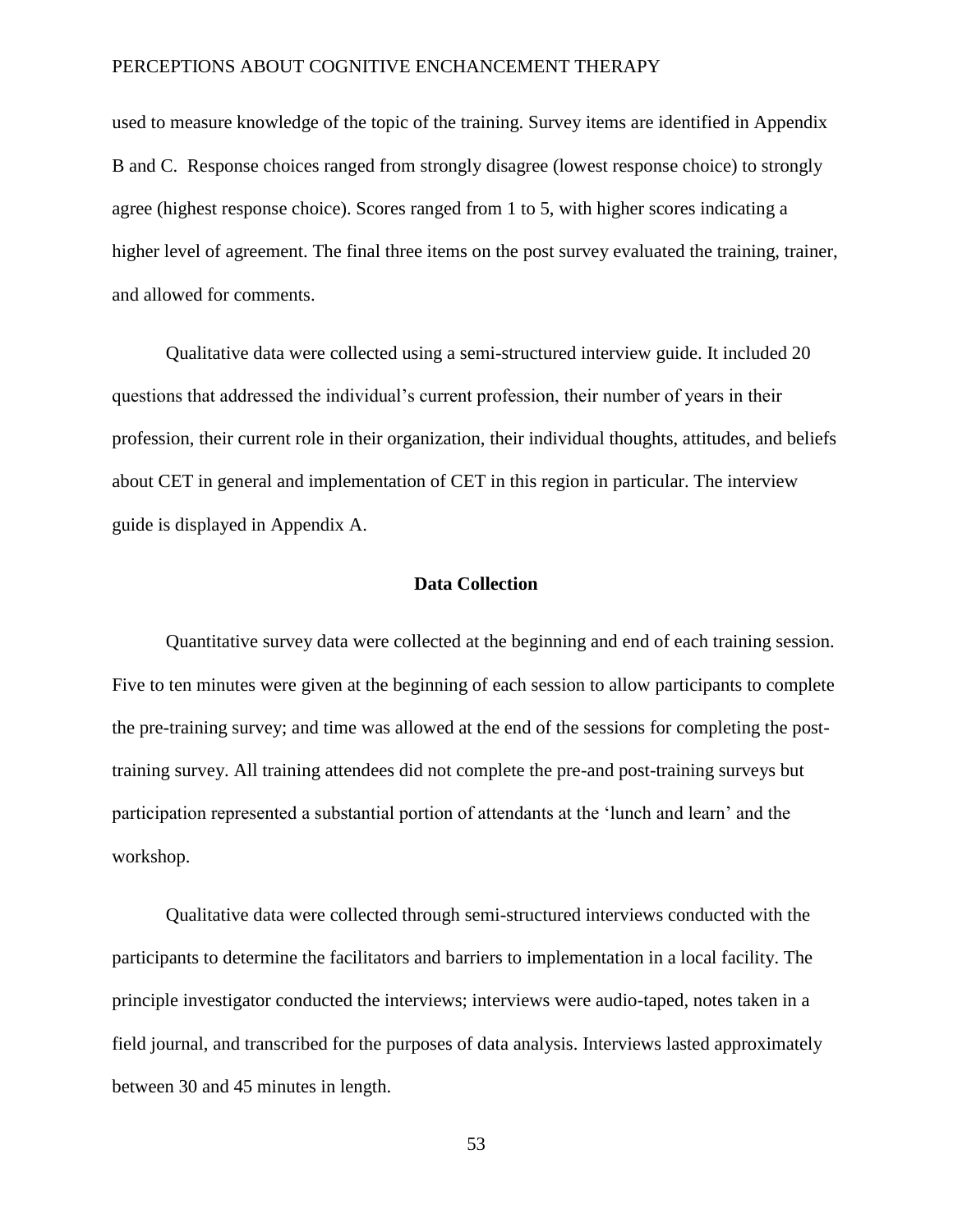used to measure knowledge of the topic of the training. Survey items are identified in Appendix B and C. Response choices ranged from strongly disagree (lowest response choice) to strongly agree (highest response choice). Scores ranged from 1 to 5, with higher scores indicating a higher level of agreement. The final three items on the post survey evaluated the training, trainer, and allowed for comments.

Qualitative data were collected using a semi-structured interview guide. It included 20 questions that addressed the individual's current profession, their number of years in their profession, their current role in their organization, their individual thoughts, attitudes, and beliefs about CET in general and implementation of CET in this region in particular. The interview guide is displayed in Appendix A.

## Data Collection

Quantitative survey data were collected at the beginning and end of each training session. Five to ten minutes were given at the beginning of each session to allow participants to complete the pre-training survey; and time was allowed at the end of the sessions for completing the post-training survey. All training attendees did not complete the pre-and post-training surveys but participation represented a substantial portion of attendants at the 'lunch and learn' and the workshop.

Qualitative data were collected through semi-structured interviews conducted with the participants to determine the facilitators and barriers to implementation in a local facility. The principle investigator conducted the interviews; interviews were audio-taped, notes taken in a field journal, and transcribed for the purposes of data analysis. Interviews lasted approximately between 30 and 45 minutes in length.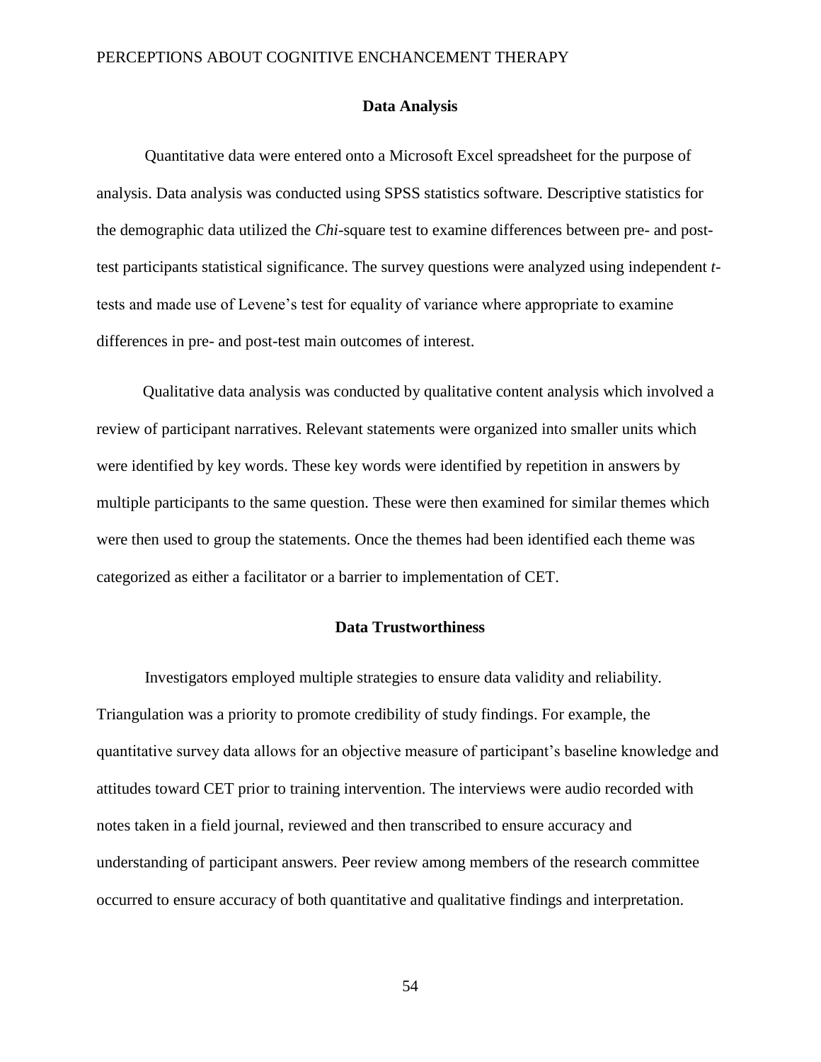## Data Analysis

Quantitative data were entered onto a Microsoft Excel spreadsheet for the purpose of analysis. Data analysis was conducted using SPSS statistics software. Descriptive statistics for the demographic data utilized the *Chi*-square test to examine differences between pre- and post-test participants statistical significance. The survey questions were analyzed using independent *t*-tests and made use of Levene's test for equality of variance where appropriate to examine differences in pre- and post-test main outcomes of interest.

Qualitative data analysis was conducted by qualitative content analysis which involved a review of participant narratives. Relevant statements were organized into smaller units which were identified by key words. These key words were identified by repetition in answers by multiple participants to the same question. These were then examined for similar themes which were then used to group the statements. Once the themes had been identified each theme was categorized as either a facilitator or a barrier to implementation of CET.

## Data Trustworthiness

Investigators employed multiple strategies to ensure data validity and reliability. Triangulation was a priority to promote credibility of study findings. For example, the quantitative survey data allows for an objective measure of participant's baseline knowledge and attitudes toward CET prior to training intervention. The interviews were audio recorded with notes taken in a field journal, reviewed and then transcribed to ensure accuracy and understanding of participant answers. Peer review among members of the research committee occurred to ensure accuracy of both quantitative and qualitative findings and interpretation.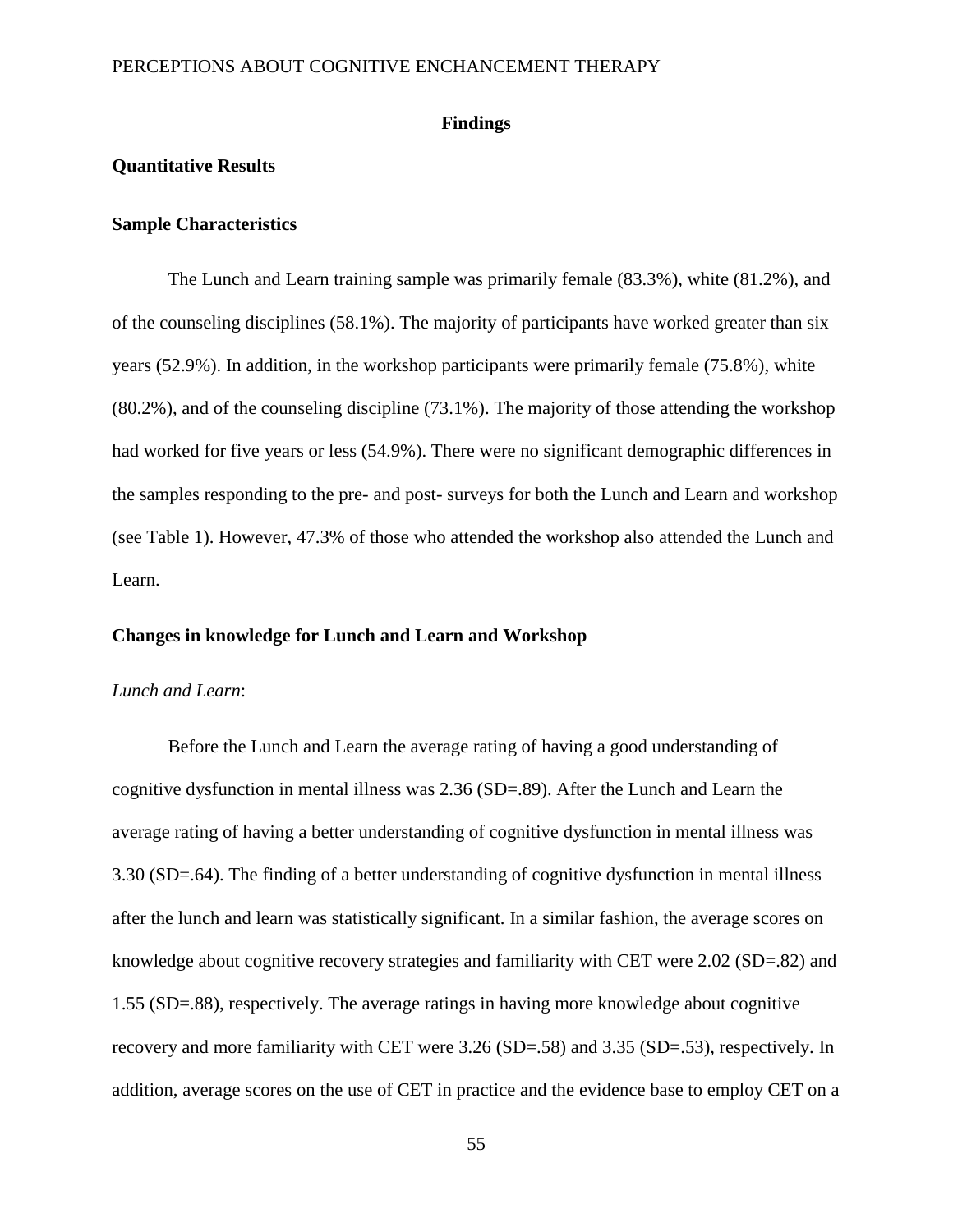# Findings

## Quantitative Results

### Sample Characteristics

The Lunch and Learn training sample was primarily female (83.3%), white (81.2%), and of the counseling disciplines (58.1%). The majority of participants have worked greater than six years (52.9%). In addition, in the workshop participants were primarily female (75.8%), white (80.2%), and of the counseling discipline (73.1%). The majority of those attending the workshop had worked for five years or less (54.9%). There were no significant demographic differences in the samples responding to the pre- and post- surveys for both the Lunch and Learn and workshop (see Table 1). However, 47.3% of those who attended the workshop also attended the Lunch and Learn.

### Changes in knowledge for Lunch and Learn and Workshop

*Lunch and Learn*:

Before the Lunch and Learn the average rating of having a good understanding of cognitive dysfunction in mental illness was 2.36 (SD=.89). After the Lunch and Learn the average rating of having a better understanding of cognitive dysfunction in mental illness was 3.30 (SD=.64). The finding of a better understanding of cognitive dysfunction in mental illness after the lunch and learn was statistically significant. In a similar fashion, the average scores on knowledge about cognitive recovery strategies and familiarity with CET were 2.02 (SD=.82) and 1.55 (SD=.88), respectively. The average ratings in having more knowledge about cognitive recovery and more familiarity with CET were 3.26 (SD=.58) and 3.35 (SD=.53), respectively. In addition, average scores on the use of CET in practice and the evidence base to employ CET on a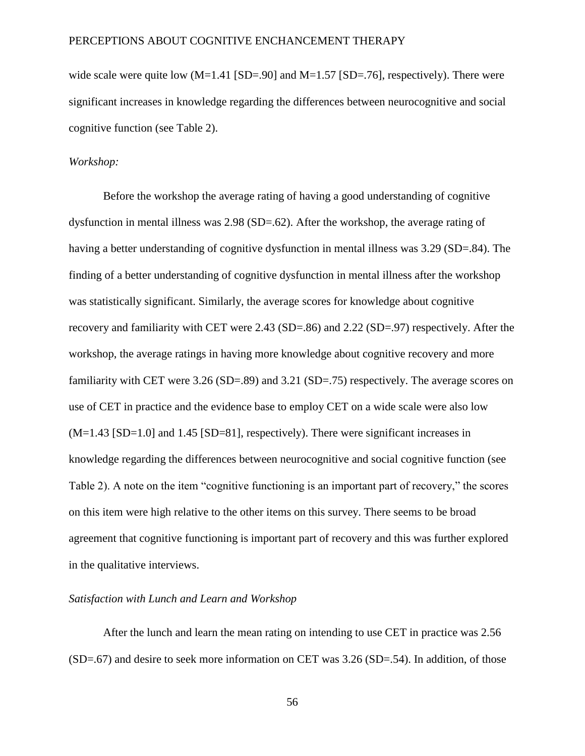wide scale were quite low (M=1.41 [SD=.90] and M=1.57 [SD=.76], respectively). There were significant increases in knowledge regarding the differences between neurocognitive and social cognitive function (see Table 2).

*Workshop:*

Before the workshop the average rating of having a good understanding of cognitive dysfunction in mental illness was 2.98 (SD=.62). After the workshop, the average rating of having a better understanding of cognitive dysfunction in mental illness was 3.29 (SD=.84). The finding of a better understanding of cognitive dysfunction in mental illness after the workshop was statistically significant. Similarly, the average scores for knowledge about cognitive recovery and familiarity with CET were 2.43 (SD=.86) and 2.22 (SD=.97) respectively. After the workshop, the average ratings in having more knowledge about cognitive recovery and more familiarity with CET were 3.26 (SD=.89) and 3.21 (SD=.75) respectively. The average scores on use of CET in practice and the evidence base to employ CET on a wide scale were also low (M=1.43 [SD=1.0] and 1.45 [SD=81], respectively). There were significant increases in knowledge regarding the differences between neurocognitive and social cognitive function (see Table 2). A note on the item "cognitive functioning is an important part of recovery," the scores on this item were high relative to the other items on this survey. There seems to be broad agreement that cognitive functioning is important part of recovery and this was further explored in the qualitative interviews.

*Satisfaction with Lunch and Learn and Workshop*

After the lunch and learn the mean rating on intending to use CET in practice was 2.56 (SD=.67) and desire to seek more information on CET was 3.26 (SD=.54). In addition, of those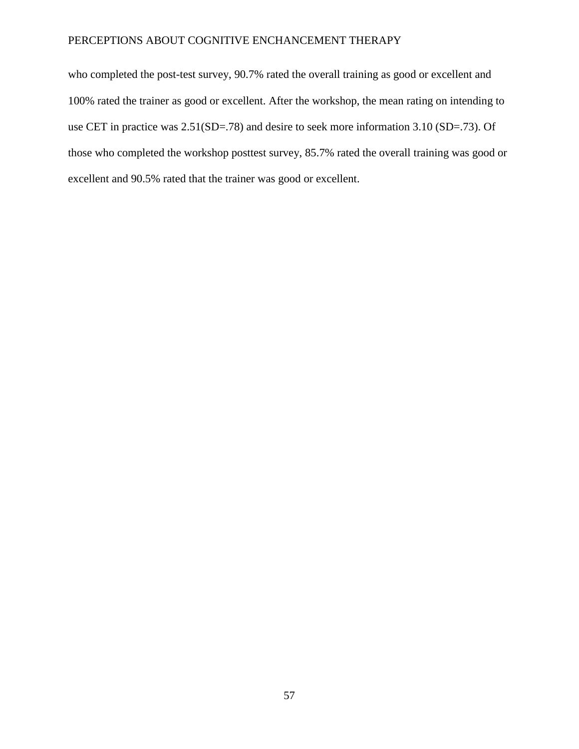who completed the post-test survey, 90.7% rated the overall training as good or excellent and 100% rated the trainer as good or excellent. After the workshop, the mean rating on intending to use CET in practice was 2.51(SD=.78) and desire to seek more information 3.10 (SD=.73). Of those who completed the workshop posttest survey, 85.7% rated the overall training was good or excellent and 90.5% rated that the trainer was good or excellent.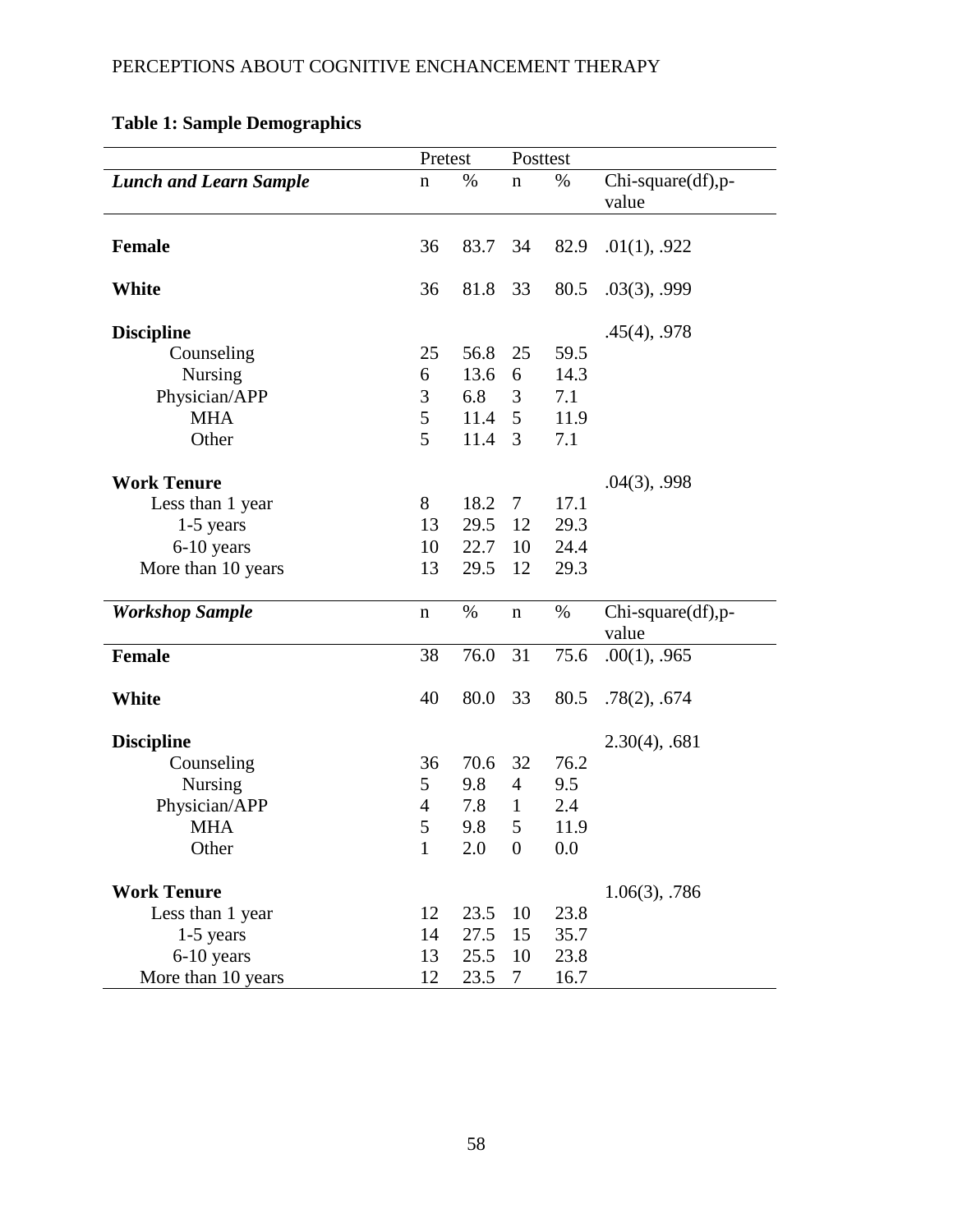**Table 1: Sample Demographics**

| | Pretest | | Posttest | | |
|---|---|---|---|---|---|
| ***Lunch and Learn Sample*** | n | % | n | % | Chi-square(df),p-value |
| **Female** | 36 | 83.7 | 34 | 82.9 | .01(1), .922 |
| **White** | 36 | 81.8 | 33 | 80.5 | .03(3), .999 |
| **Discipline** | | | | | .45(4), .978 |
| Counseling | 25 | 56.8 | 25 | 59.5 | |
| Nursing | 6 | 13.6 | 6 | 14.3 | |
| Physician/APP | 3 | 6.8 | 3 | 7.1 | |
| MHA | 5 | 11.4 | 5 | 11.9 | |
| Other | 5 | 11.4 | 3 | 7.1 | |
| **Work Tenure** | | | | | .04(3), .998 |
| Less than 1 year | 8 | 18.2 | 7 | 17.1 | |
| 1-5 years | 13 | 29.5 | 12 | 29.3 | |
| 6-10 years | 10 | 22.7 | 10 | 24.4 | |
| More than 10 years | 13 | 29.5 | 12 | 29.3 | |
| ***Workshop Sample*** | n | % | n | % | Chi-square(df),p-value |
| **Female** | 38 | 76.0 | 31 | 75.6 | .00(1), .965 |
| **White** | 40 | 80.0 | 33 | 80.5 | .78(2), .674 |
| **Discipline** | | | | | 2.30(4), .681 |
| Counseling | 36 | 70.6 | 32 | 76.2 | |
| Nursing | 5 | 9.8 | 4 | 9.5 | |
| Physician/APP | 4 | 7.8 | 1 | 2.4 | |
| MHA | 5 | 9.8 | 5 | 11.9 | |
| Other | 1 | 2.0 | 0 | 0.0 | |
| **Work Tenure** | | | | | 1.06(3), .786 |
| Less than 1 year | 12 | 23.5 | 10 | 23.8 | |
| 1-5 years | 14 | 27.5 | 15 | 35.7 | |
| 6-10 years | 13 | 25.5 | 10 | 23.8 | |
| More than 10 years | 12 | 23.5 | 7 | 16.7 | |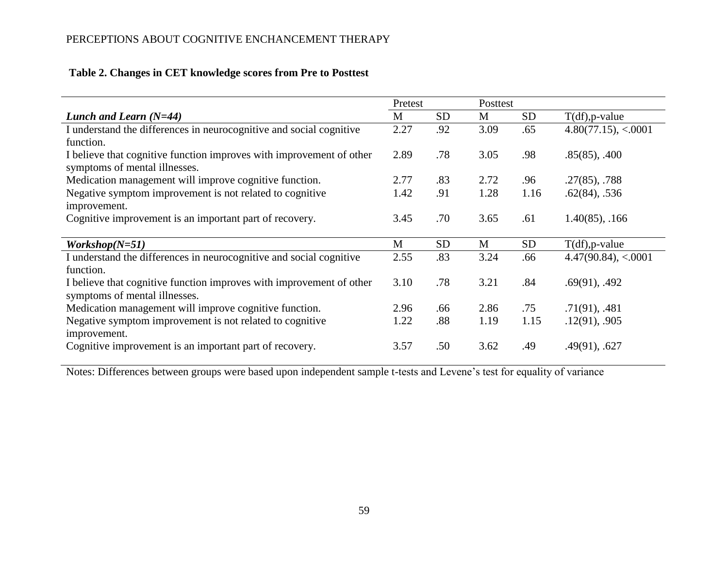**Table 2. Changes in CET knowledge scores from Pre to Posttest**

| | Pretest | | Posttest | | |
|---|---|---|---|---|---|
| ***Lunch and Learn (N=44)*** | M | SD | M | SD | T(df),p-value |
| I understand the differences in neurocognitive and social cognitive function. | 2.27 | .92 | 3.09 | .65 | 4.80(77.15), <.0001 |
| I believe that cognitive function improves with improvement of other symptoms of mental illnesses. | 2.89 | .78 | 3.05 | .98 | .85(85), .400 |
| Medication management will improve cognitive function. | 2.77 | .83 | 2.72 | .96 | .27(85), .788 |
| Negative symptom improvement is not related to cognitive improvement. | 1.42 | .91 | 1.28 | 1.16 | .62(84), .536 |
| Cognitive improvement is an important part of recovery. | 3.45 | .70 | 3.65 | .61 | 1.40(85), .166 |
| ***Workshop(N=51)*** | M | SD | M | SD | T(df),p-value |
| I understand the differences in neurocognitive and social cognitive function. | 2.55 | .83 | 3.24 | .66 | 4.47(90.84), <.0001 |
| I believe that cognitive function improves with improvement of other symptoms of mental illnesses. | 3.10 | .78 | 3.21 | .84 | .69(91), .492 |
| Medication management will improve cognitive function. | 2.96 | .66 | 2.86 | .75 | .71(91), .481 |
| Negative symptom improvement is not related to cognitive improvement. | 1.22 | .88 | 1.19 | 1.15 | .12(91), .905 |
| Cognitive improvement is an important part of recovery. | 3.57 | .50 | 3.62 | .49 | .49(91), .627 |

Notes: Differences between groups were based upon independent sample t-tests and Levene's test for equality of variance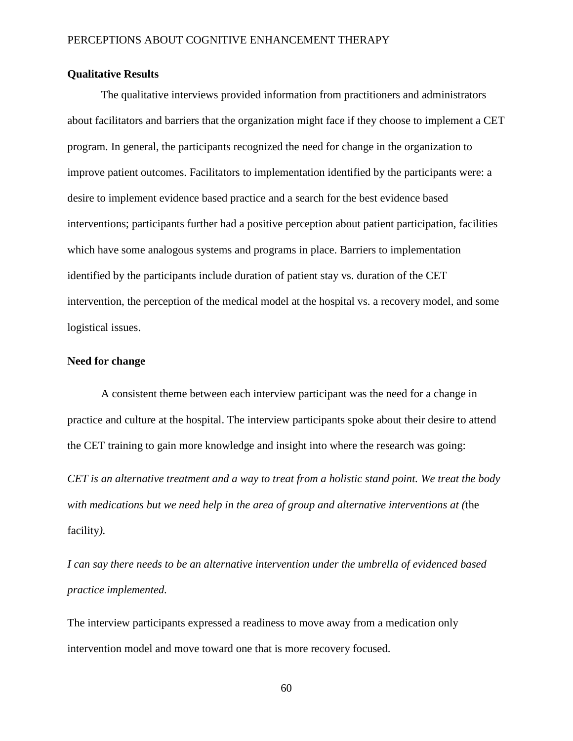## Qualitative Results

The qualitative interviews provided information from practitioners and administrators about facilitators and barriers that the organization might face if they choose to implement a CET program. In general, the participants recognized the need for change in the organization to improve patient outcomes. Facilitators to implementation identified by the participants were: a desire to implement evidence based practice and a search for the best evidence based interventions; participants further had a positive perception about patient participation, facilities which have some analogous systems and programs in place. Barriers to implementation identified by the participants include duration of patient stay vs. duration of the CET intervention, the perception of the medical model at the hospital vs. a recovery model, and some logistical issues.

### Need for change

A consistent theme between each interview participant was the need for a change in practice and culture at the hospital. The interview participants spoke about their desire to attend the CET training to gain more knowledge and insight into where the research was going:

*CET is an alternative treatment and a way to treat from a holistic stand point. We treat the body with medications but we need help in the area of group and alternative interventions at (*the facility*).*

*I can say there needs to be an alternative intervention under the umbrella of evidenced based practice implemented.*

The interview participants expressed a readiness to move away from a medication only intervention model and move toward one that is more recovery focused.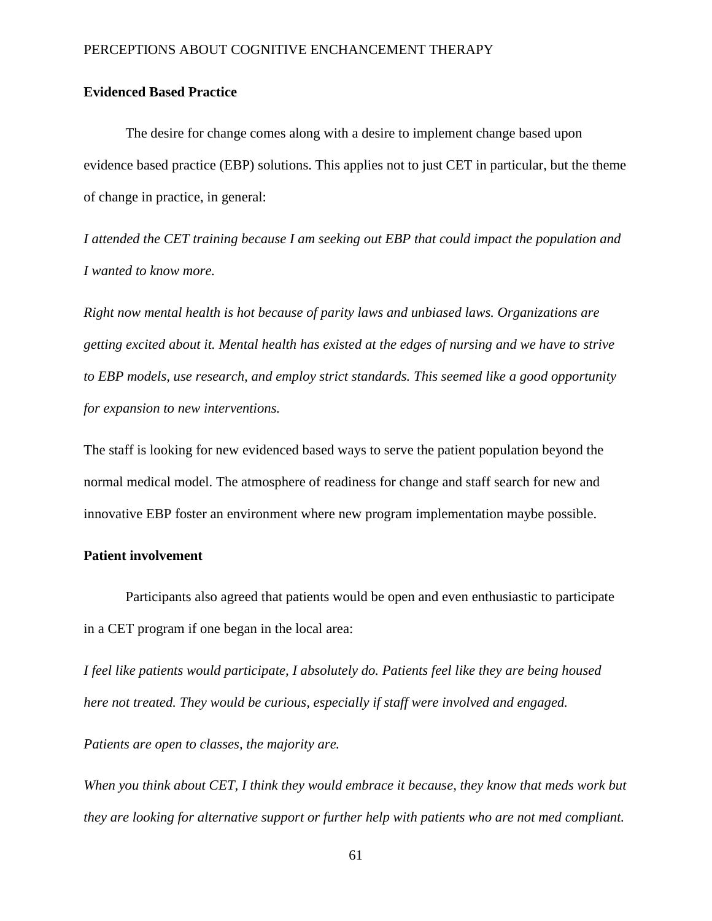**Evidenced Based Practice**

The desire for change comes along with a desire to implement change based upon evidence based practice (EBP) solutions. This applies not to just CET in particular, but the theme of change in practice, in general:

*I attended the CET training because I am seeking out EBP that could impact the population and I wanted to know more.*

*Right now mental health is hot because of parity laws and unbiased laws. Organizations are getting excited about it. Mental health has existed at the edges of nursing and we have to strive to EBP models, use research, and employ strict standards. This seemed like a good opportunity for expansion to new interventions.*

The staff is looking for new evidenced based ways to serve the patient population beyond the normal medical model. The atmosphere of readiness for change and staff search for new and innovative EBP foster an environment where new program implementation maybe possible.

**Patient involvement**

Participants also agreed that patients would be open and even enthusiastic to participate in a CET program if one began in the local area:

*I feel like patients would participate, I absolutely do. Patients feel like they are being housed here not treated. They would be curious, especially if staff were involved and engaged.*

*Patients are open to classes, the majority are.*

*When you think about CET, I think they would embrace it because, they know that meds work but they are looking for alternative support or further help with patients who are not med compliant.*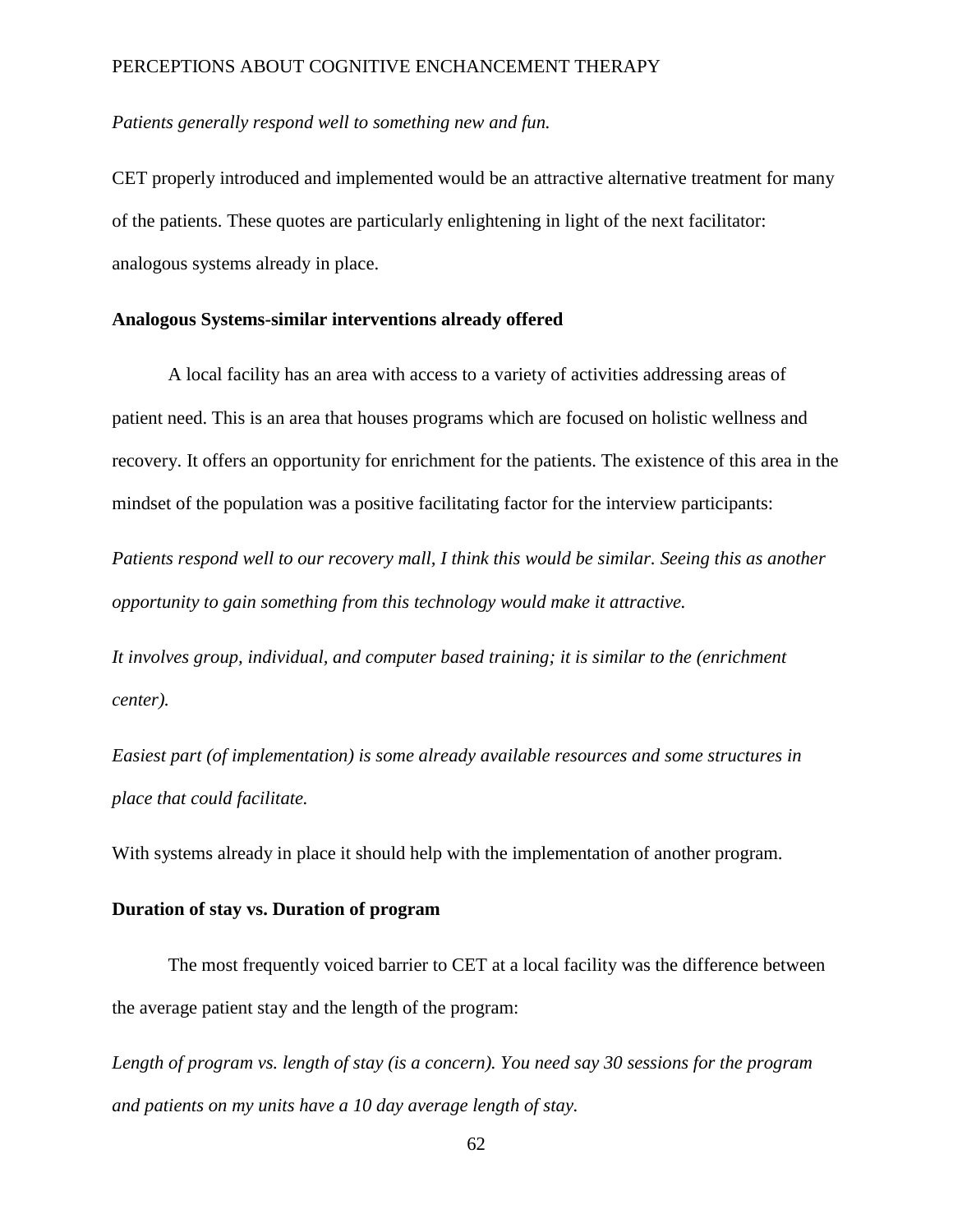*Patients generally respond well to something new and fun.*

CET properly introduced and implemented would be an attractive alternative treatment for many of the patients. These quotes are particularly enlightening in light of the next facilitator: analogous systems already in place.

**Analogous Systems-similar interventions already offered**

A local facility has an area with access to a variety of activities addressing areas of patient need. This is an area that houses programs which are focused on holistic wellness and recovery. It offers an opportunity for enrichment for the patients. The existence of this area in the mindset of the population was a positive facilitating factor for the interview participants:

*Patients respond well to our recovery mall, I think this would be similar. Seeing this as another opportunity to gain something from this technology would make it attractive.*

*It involves group, individual, and computer based training; it is similar to the (enrichment center).*

*Easiest part (of implementation) is some already available resources and some structures in place that could facilitate.*

With systems already in place it should help with the implementation of another program.

**Duration of stay vs. Duration of program**

The most frequently voiced barrier to CET at a local facility was the difference between the average patient stay and the length of the program:

*Length of program vs. length of stay (is a concern). You need say 30 sessions for the program and patients on my units have a 10 day average length of stay.*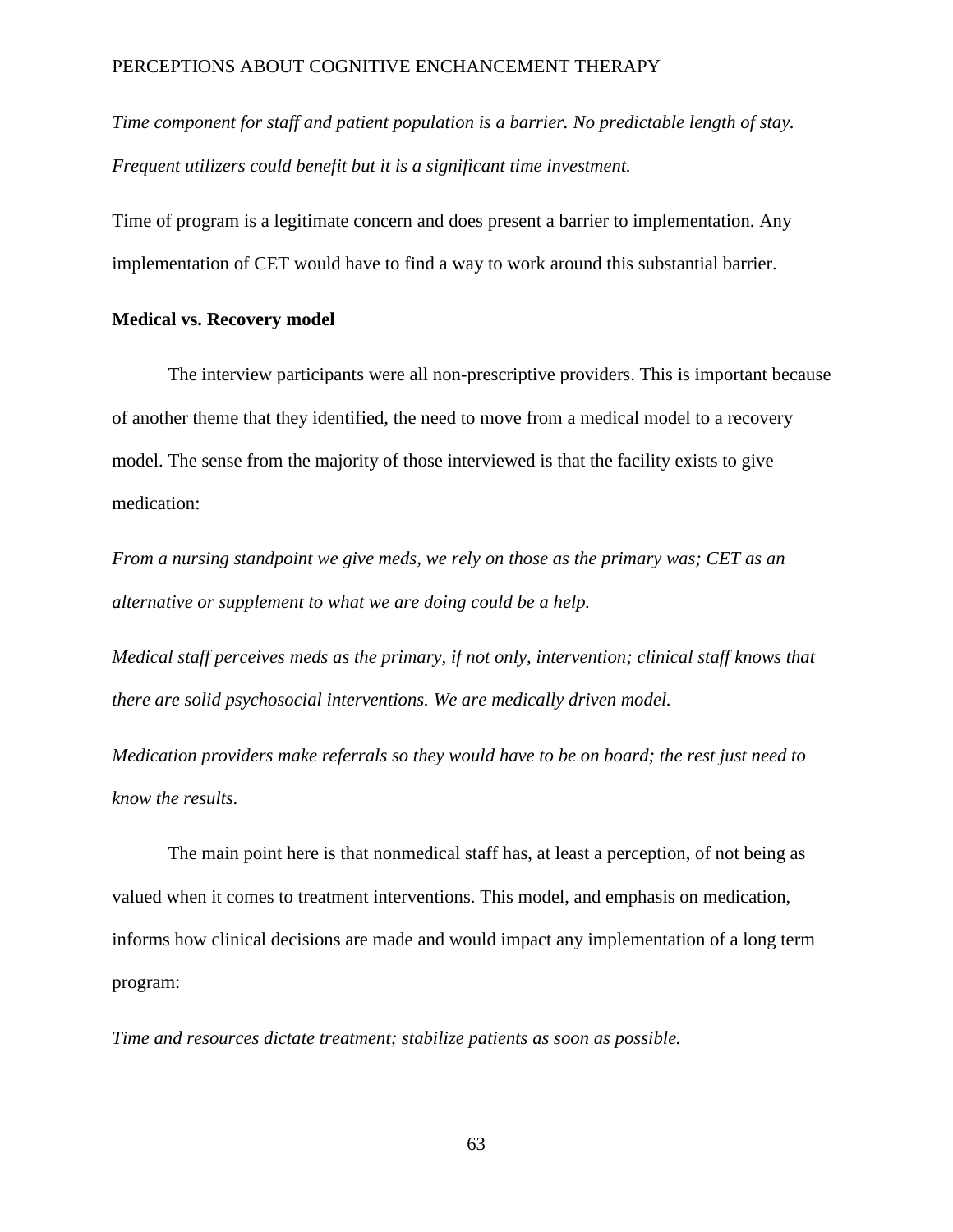*Time component for staff and patient population is a barrier. No predictable length of stay. Frequent utilizers could benefit but it is a significant time investment.*

Time of program is a legitimate concern and does present a barrier to implementation. Any implementation of CET would have to find a way to work around this substantial barrier.

**Medical vs. Recovery model**

The interview participants were all non-prescriptive providers. This is important because of another theme that they identified, the need to move from a medical model to a recovery model. The sense from the majority of those interviewed is that the facility exists to give medication:

*From a nursing standpoint we give meds, we rely on those as the primary was; CET as an alternative or supplement to what we are doing could be a help.*

*Medical staff perceives meds as the primary, if not only, intervention; clinical staff knows that there are solid psychosocial interventions. We are medically driven model.*

*Medication providers make referrals so they would have to be on board; the rest just need to know the results.*

The main point here is that nonmedical staff has, at least a perception, of not being as valued when it comes to treatment interventions. This model, and emphasis on medication, informs how clinical decisions are made and would impact any implementation of a long term program:

*Time and resources dictate treatment; stabilize patients as soon as possible.*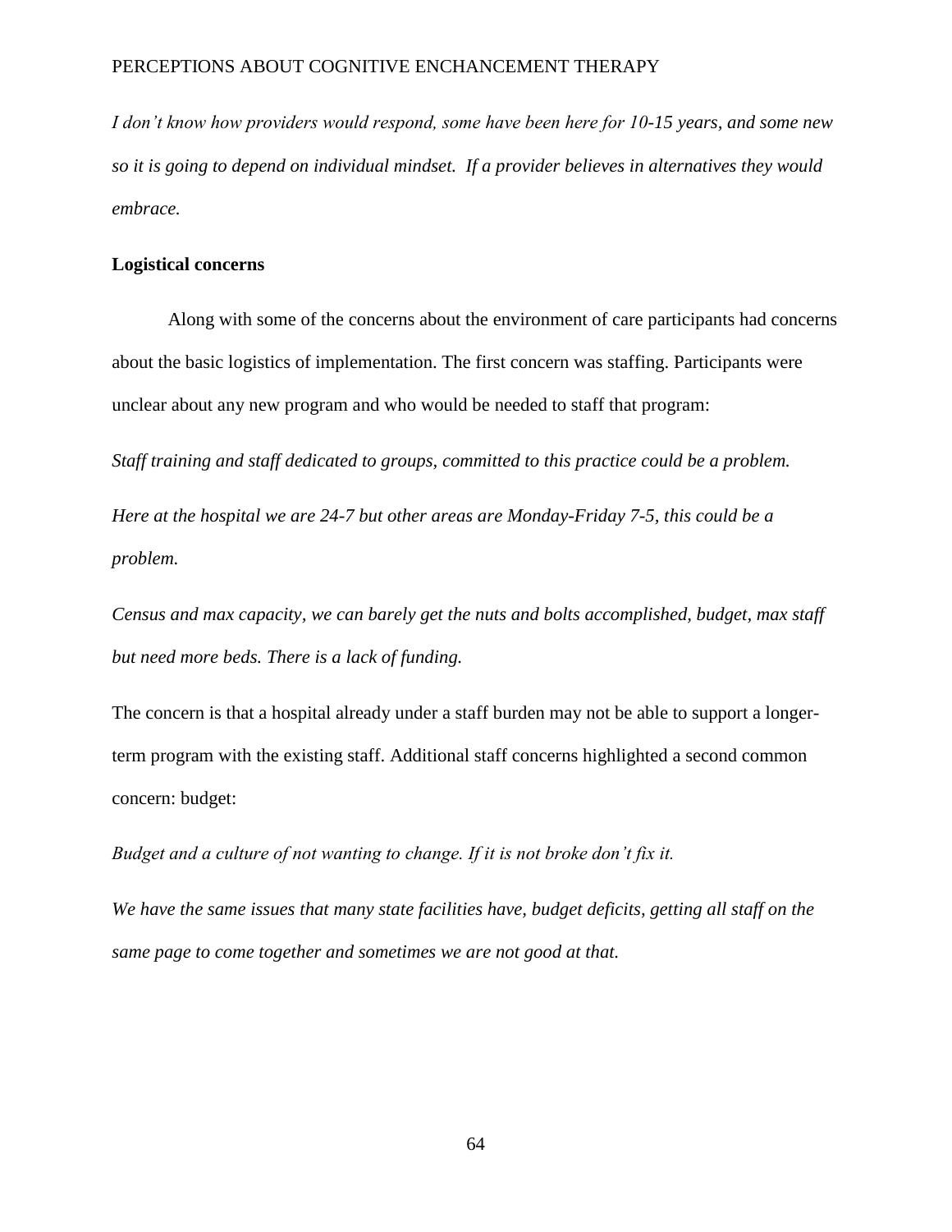*I don't know how providers would respond, some have been here for 10-15 years, and some new so it is going to depend on individual mindset. If a provider believes in alternatives they would embrace.*

**Logistical concerns**

Along with some of the concerns about the environment of care participants had concerns about the basic logistics of implementation. The first concern was staffing. Participants were unclear about any new program and who would be needed to staff that program:

*Staff training and staff dedicated to groups, committed to this practice could be a problem.*

*Here at the hospital we are 24-7 but other areas are Monday-Friday 7-5, this could be a problem.*

*Census and max capacity, we can barely get the nuts and bolts accomplished, budget, max staff but need more beds. There is a lack of funding.*

The concern is that a hospital already under a staff burden may not be able to support a longer-term program with the existing staff. Additional staff concerns highlighted a second common concern: budget:

*Budget and a culture of not wanting to change. If it is not broke don't fix it.*

*We have the same issues that many state facilities have, budget deficits, getting all staff on the same page to come together and sometimes we are not good at that.*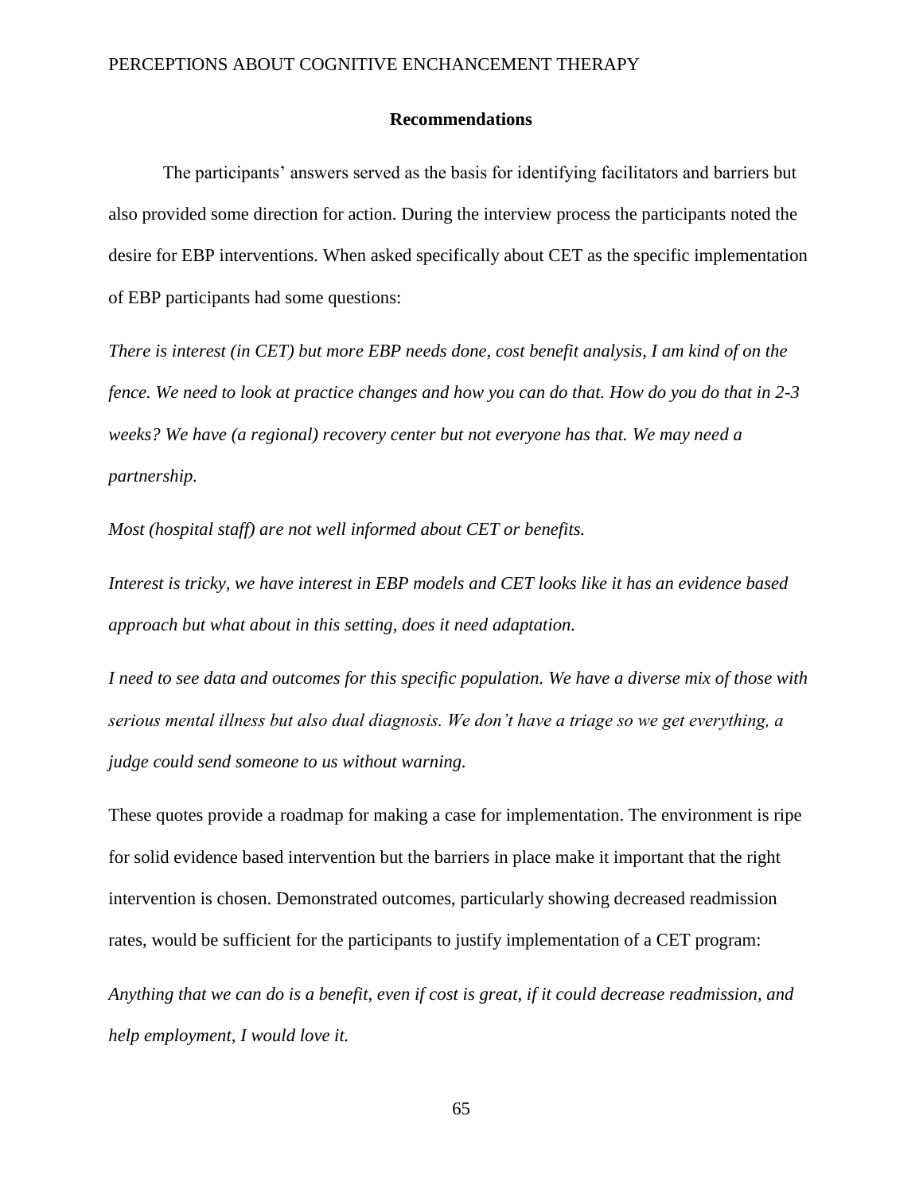## Recommendations

The participants' answers served as the basis for identifying facilitators and barriers but also provided some direction for action. During the interview process the participants noted the desire for EBP interventions. When asked specifically about CET as the specific implementation of EBP participants had some questions:

*There is interest (in CET) but more EBP needs done, cost benefit analysis, I am kind of on the fence. We need to look at practice changes and how you can do that. How do you do that in 2-3 weeks? We have (a regional) recovery center but not everyone has that. We may need a partnership.*

*Most (hospital staff) are not well informed about CET or benefits.*

*Interest is tricky, we have interest in EBP models and CET looks like it has an evidence based approach but what about in this setting, does it need adaptation.*

*I need to see data and outcomes for this specific population. We have a diverse mix of those with serious mental illness but also dual diagnosis. We don't have a triage so we get everything, a judge could send someone to us without warning.*

These quotes provide a roadmap for making a case for implementation. The environment is ripe for solid evidence based intervention but the barriers in place make it important that the right intervention is chosen. Demonstrated outcomes, particularly showing decreased readmission rates, would be sufficient for the participants to justify implementation of a CET program:

*Anything that we can do is a benefit, even if cost is great, if it could decrease readmission, and help employment, I would love it.*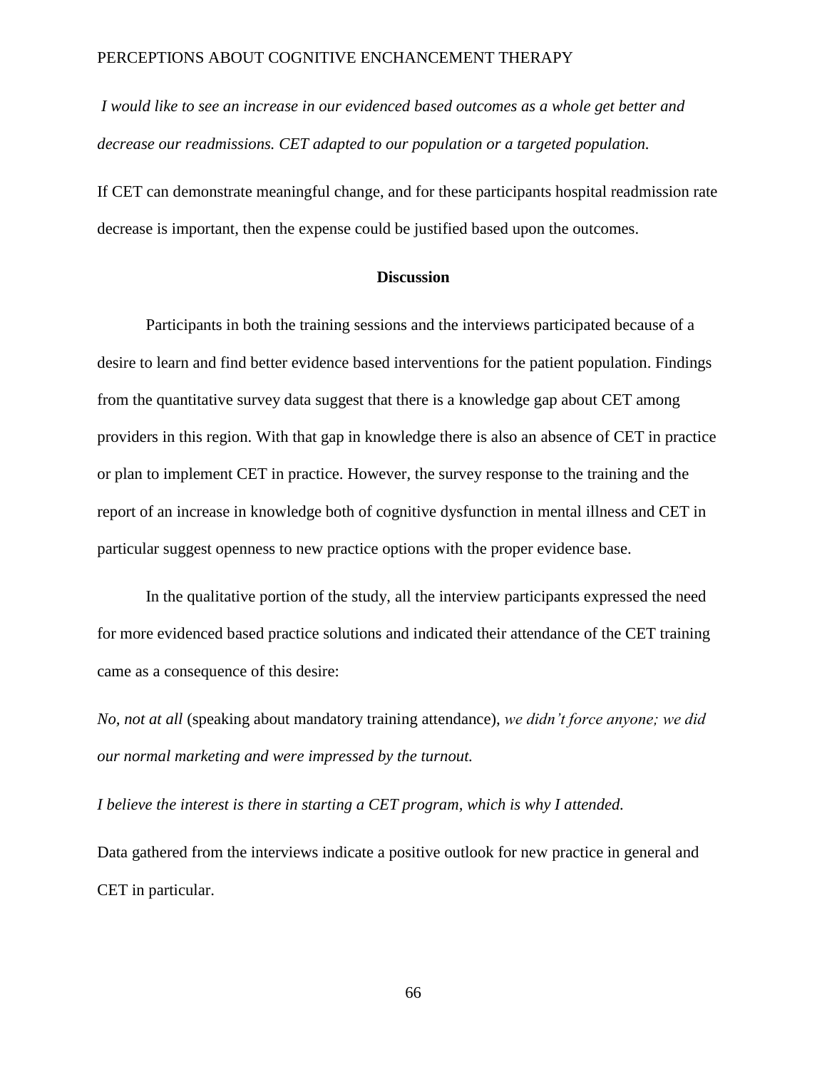*I would like to see an increase in our evidenced based outcomes as a whole get better and decrease our readmissions. CET adapted to our population or a targeted population.*

If CET can demonstrate meaningful change, and for these participants hospital readmission rate decrease is important, then the expense could be justified based upon the outcomes.

## Discussion

Participants in both the training sessions and the interviews participated because of a desire to learn and find better evidence based interventions for the patient population. Findings from the quantitative survey data suggest that there is a knowledge gap about CET among providers in this region. With that gap in knowledge there is also an absence of CET in practice or plan to implement CET in practice. However, the survey response to the training and the report of an increase in knowledge both of cognitive dysfunction in mental illness and CET in particular suggest openness to new practice options with the proper evidence base.

In the qualitative portion of the study, all the interview participants expressed the need for more evidenced based practice solutions and indicated their attendance of the CET training came as a consequence of this desire:

*No, not at all* (speaking about mandatory training attendance), *we didn't force anyone; we did our normal marketing and were impressed by the turnout.*

*I believe the interest is there in starting a CET program, which is why I attended.*

Data gathered from the interviews indicate a positive outlook for new practice in general and CET in particular.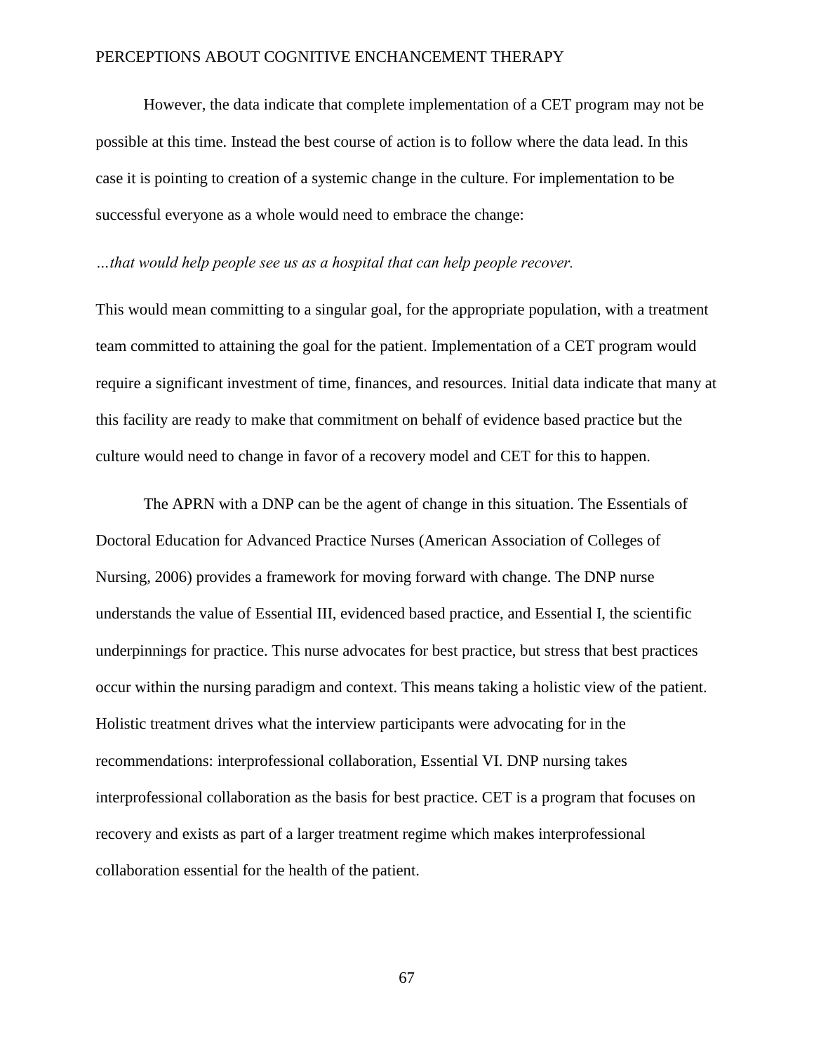However, the data indicate that complete implementation of a CET program may not be possible at this time. Instead the best course of action is to follow where the data lead. In this case it is pointing to creation of a systemic change in the culture. For implementation to be successful everyone as a whole would need to embrace the change:

*…that would help people see us as a hospital that can help people recover.*

This would mean committing to a singular goal, for the appropriate population, with a treatment team committed to attaining the goal for the patient. Implementation of a CET program would require a significant investment of time, finances, and resources. Initial data indicate that many at this facility are ready to make that commitment on behalf of evidence based practice but the culture would need to change in favor of a recovery model and CET for this to happen.

The APRN with a DNP can be the agent of change in this situation. The Essentials of Doctoral Education for Advanced Practice Nurses (American Association of Colleges of Nursing, 2006) provides a framework for moving forward with change. The DNP nurse understands the value of Essential III, evidenced based practice, and Essential I, the scientific underpinnings for practice. This nurse advocates for best practice, but stress that best practices occur within the nursing paradigm and context. This means taking a holistic view of the patient. Holistic treatment drives what the interview participants were advocating for in the recommendations: interprofessional collaboration, Essential VI. DNP nursing takes interprofessional collaboration as the basis for best practice. CET is a program that focuses on recovery and exists as part of a larger treatment regime which makes interprofessional collaboration essential for the health of the patient.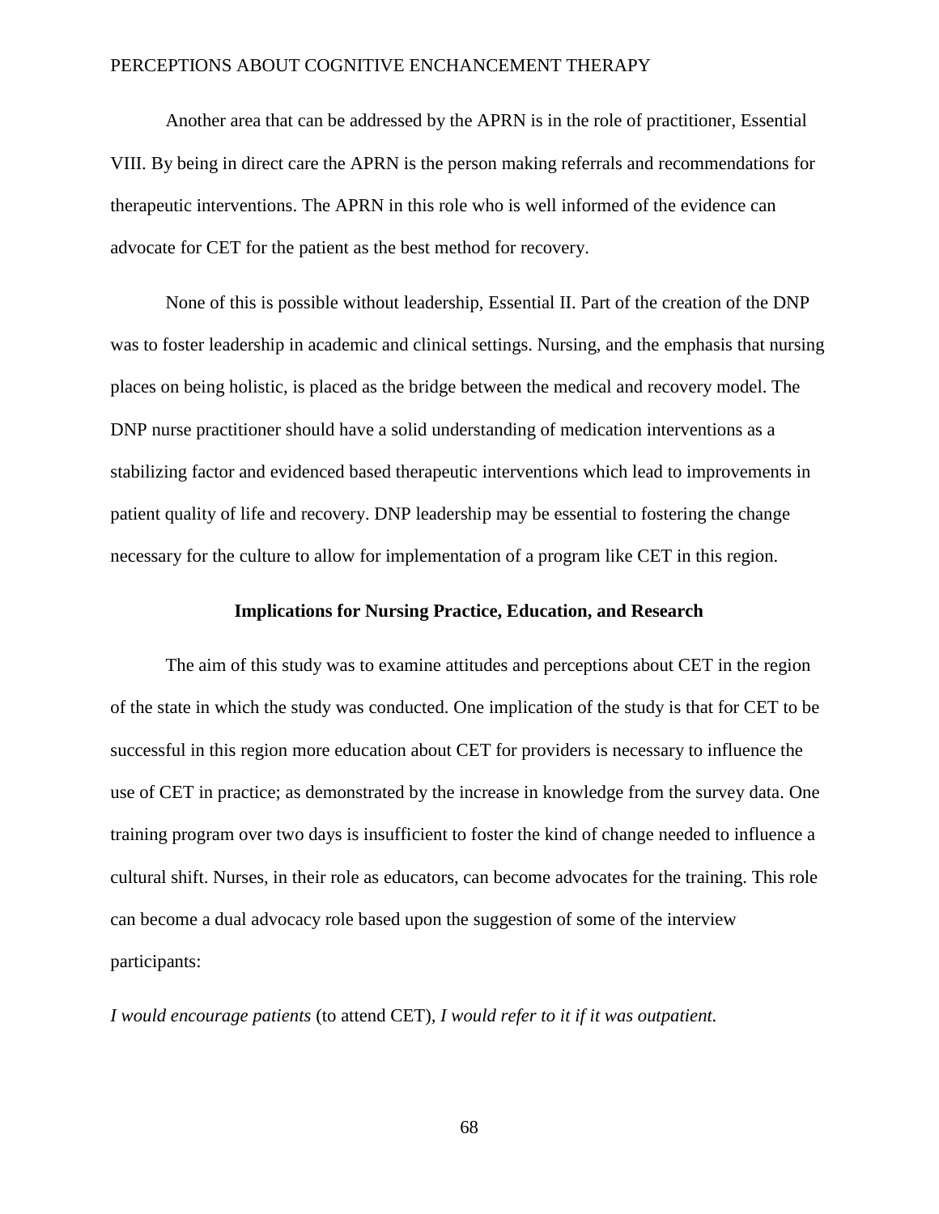Another area that can be addressed by the APRN is in the role of practitioner, Essential VIII. By being in direct care the APRN is the person making referrals and recommendations for therapeutic interventions. The APRN in this role who is well informed of the evidence can advocate for CET for the patient as the best method for recovery.

None of this is possible without leadership, Essential II. Part of the creation of the DNP was to foster leadership in academic and clinical settings. Nursing, and the emphasis that nursing places on being holistic, is placed as the bridge between the medical and recovery model. The DNP nurse practitioner should have a solid understanding of medication interventions as a stabilizing factor and evidenced based therapeutic interventions which lead to improvements in patient quality of life and recovery. DNP leadership may be essential to fostering the change necessary for the culture to allow for implementation of a program like CET in this region.

## Implications for Nursing Practice, Education, and Research

The aim of this study was to examine attitudes and perceptions about CET in the region of the state in which the study was conducted. One implication of the study is that for CET to be successful in this region more education about CET for providers is necessary to influence the use of CET in practice; as demonstrated by the increase in knowledge from the survey data. One training program over two days is insufficient to foster the kind of change needed to influence a cultural shift. Nurses, in their role as educators, can become advocates for the training. This role can become a dual advocacy role based upon the suggestion of some of the interview participants:

*I would encourage patients* (to attend CET)*, I would refer to it if it was outpatient.*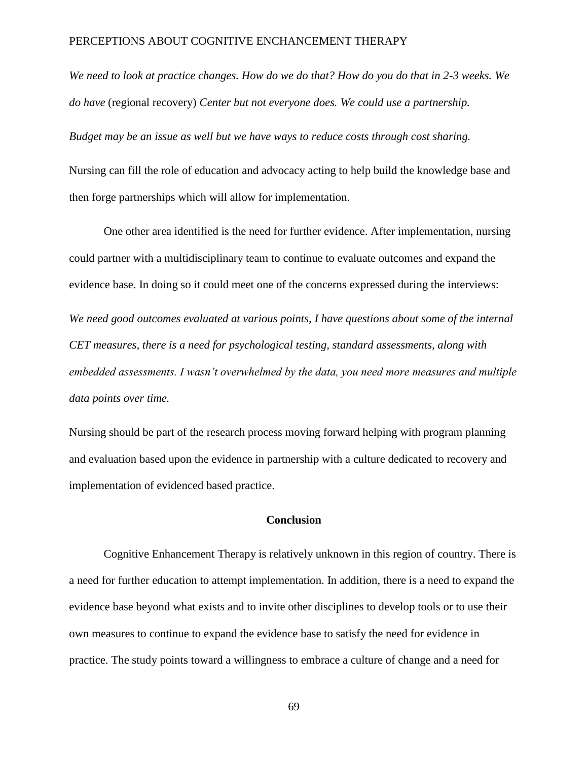*We need to look at practice changes. How do we do that? How do you do that in 2-3 weeks. We do have* (regional recovery) *Center but not everyone does. We could use a partnership.*

*Budget may be an issue as well but we have ways to reduce costs through cost sharing.*

Nursing can fill the role of education and advocacy acting to help build the knowledge base and then forge partnerships which will allow for implementation.

One other area identified is the need for further evidence. After implementation, nursing could partner with a multidisciplinary team to continue to evaluate outcomes and expand the evidence base. In doing so it could meet one of the concerns expressed during the interviews:

*We need good outcomes evaluated at various points, I have questions about some of the internal CET measures, there is a need for psychological testing, standard assessments, along with embedded assessments. I wasn't overwhelmed by the data, you need more measures and multiple data points over time.*

Nursing should be part of the research process moving forward helping with program planning and evaluation based upon the evidence in partnership with a culture dedicated to recovery and implementation of evidenced based practice.

## Conclusion

Cognitive Enhancement Therapy is relatively unknown in this region of country. There is a need for further education to attempt implementation. In addition, there is a need to expand the evidence base beyond what exists and to invite other disciplines to develop tools or to use their own measures to continue to expand the evidence base to satisfy the need for evidence in practice. The study points toward a willingness to embrace a culture of change and a need for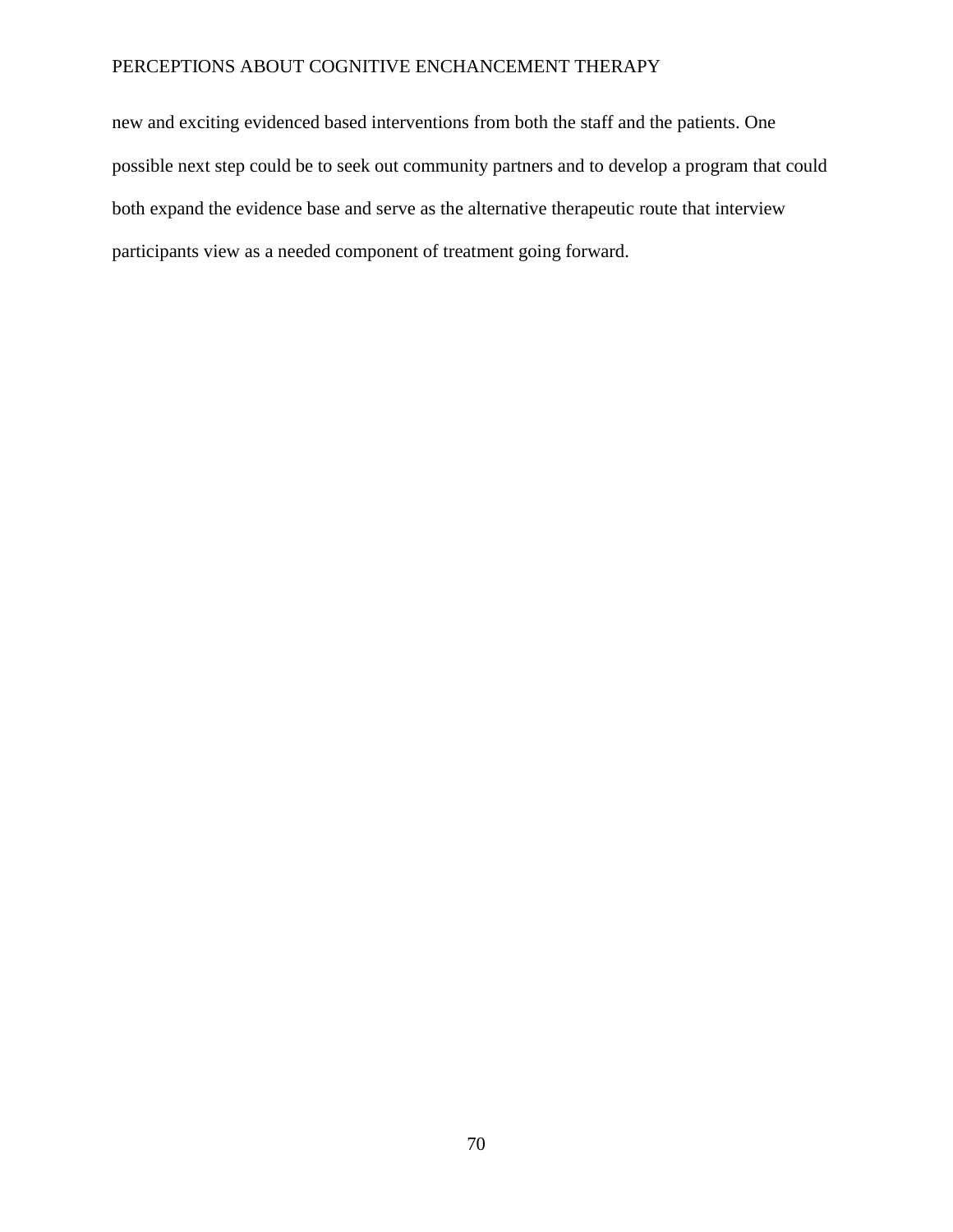new and exciting evidenced based interventions from both the staff and the patients. One possible next step could be to seek out community partners and to develop a program that could both expand the evidence base and serve as the alternative therapeutic route that interview participants view as a needed component of treatment going forward.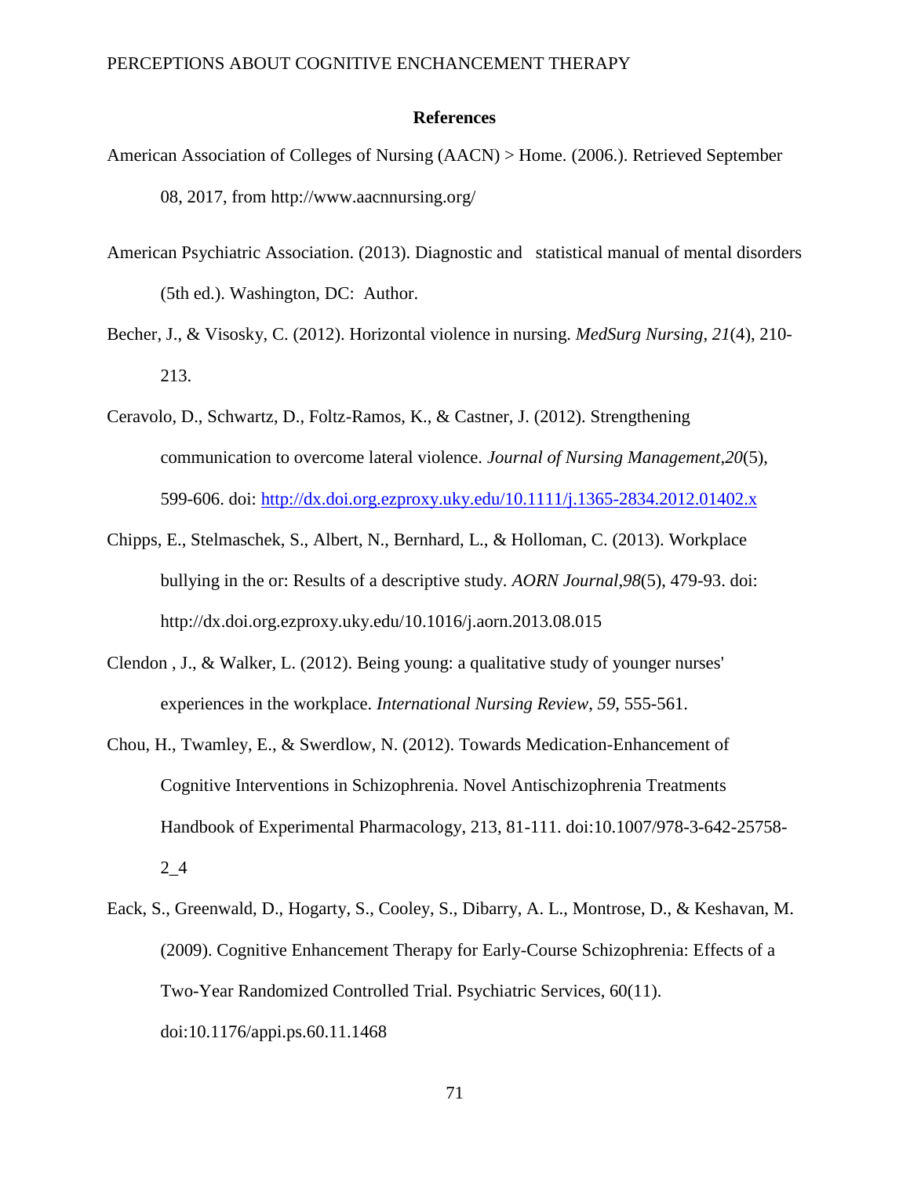## References

American Association of Colleges of Nursing (AACN) > Home. (2006.). Retrieved September 08, 2017, from http://www.aacnnursing.org/

American Psychiatric Association. (2013). Diagnostic and statistical manual of mental disorders (5th ed.). Washington, DC: Author.

Becher, J., & Visosky, C. (2012). Horizontal violence in nursing. *MedSurg Nursing*, *21*(4), 210-213.

Ceravolo, D., Schwartz, D., Foltz-Ramos, K., & Castner, J. (2012). Strengthening communication to overcome lateral violence. *Journal of Nursing Management*,*20*(5), 599-606. doi: http://dx.doi.org.ezproxy.uky.edu/10.1111/j.1365-2834.2012.01402.x

Chipps, E., Stelmaschek, S., Albert, N., Bernhard, L., & Holloman, C. (2013). Workplace bullying in the or: Results of a descriptive study. *AORN Journal*,*98*(5), 479-93. doi: http://dx.doi.org.ezproxy.uky.edu/10.1016/j.aorn.2013.08.015

Clendon , J., & Walker, L. (2012). Being young: a qualitative study of younger nurses' experiences in the workplace. *International Nursing Review*, *59*, 555-561.

Chou, H., Twamley, E., & Swerdlow, N. (2012). Towards Medication-Enhancement of Cognitive Interventions in Schizophrenia. Novel Antischizophrenia Treatments Handbook of Experimental Pharmacology, 213, 81-111. doi:10.1007/978-3-642-25758-2_4

Eack, S., Greenwald, D., Hogarty, S., Cooley, S., Dibarry, A. L., Montrose, D., & Keshavan, M. (2009). Cognitive Enhancement Therapy for Early-Course Schizophrenia: Effects of a Two-Year Randomized Controlled Trial. Psychiatric Services, 60(11). doi:10.1176/appi.ps.60.11.1468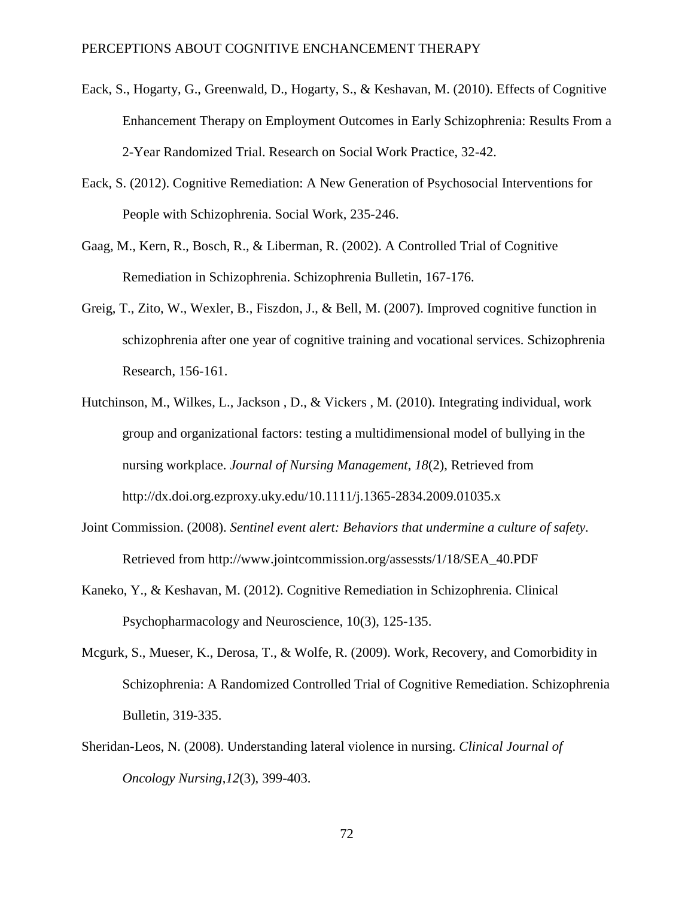Eack, S., Hogarty, G., Greenwald, D., Hogarty, S., & Keshavan, M. (2010). Effects of Cognitive Enhancement Therapy on Employment Outcomes in Early Schizophrenia: Results From a 2-Year Randomized Trial. Research on Social Work Practice, 32-42.

Eack, S. (2012). Cognitive Remediation: A New Generation of Psychosocial Interventions for People with Schizophrenia. Social Work, 235-246.

Gaag, M., Kern, R., Bosch, R., & Liberman, R. (2002). A Controlled Trial of Cognitive Remediation in Schizophrenia. Schizophrenia Bulletin, 167-176.

Greig, T., Zito, W., Wexler, B., Fiszdon, J., & Bell, M. (2007). Improved cognitive function in schizophrenia after one year of cognitive training and vocational services. Schizophrenia Research, 156-161.

Hutchinson, M., Wilkes, L., Jackson , D., & Vickers , M. (2010). Integrating individual, work group and organizational factors: testing a multidimensional model of bullying in the nursing workplace. *Journal of Nursing Management*, *18*(2), Retrieved from http://dx.doi.org.ezproxy.uky.edu/10.1111/j.1365-2834.2009.01035.x

Joint Commission. (2008). *Sentinel event alert: Behaviors that undermine a culture of safety*. Retrieved from http://www.jointcommission.org/assessts/1/18/SEA_40.PDF

Kaneko, Y., & Keshavan, M. (2012). Cognitive Remediation in Schizophrenia. Clinical Psychopharmacology and Neuroscience, 10(3), 125-135.

Mcgurk, S., Mueser, K., Derosa, T., & Wolfe, R. (2009). Work, Recovery, and Comorbidity in Schizophrenia: A Randomized Controlled Trial of Cognitive Remediation. Schizophrenia Bulletin, 319-335.

Sheridan-Leos, N. (2008). Understanding lateral violence in nursing. *Clinical Journal of Oncology Nursing*,*12*(3), 399-403.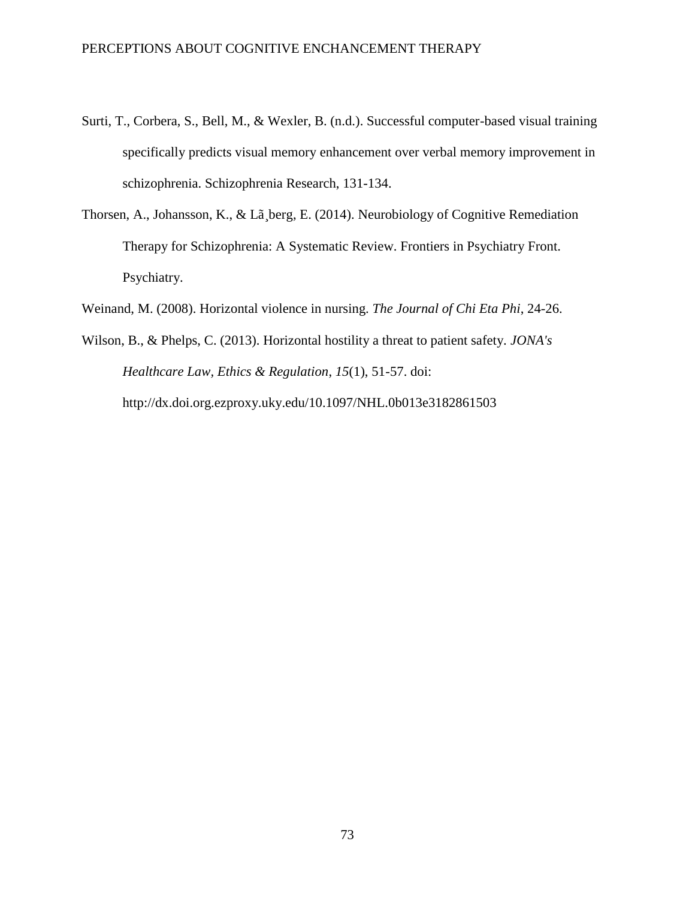Surti, T., Corbera, S., Bell, M., & Wexler, B. (n.d.). Successful computer-based visual training specifically predicts visual memory enhancement over verbal memory improvement in schizophrenia. Schizophrenia Research, 131-134.

Thorsen, A., Johansson, K., & Lã¸berg, E. (2014). Neurobiology of Cognitive Remediation Therapy for Schizophrenia: A Systematic Review. Frontiers in Psychiatry Front. Psychiatry.

Weinand, M. (2008). Horizontal violence in nursing. *The Journal of Chi Eta Phi*, 24-26.

Wilson, B., & Phelps, C. (2013). Horizontal hostility a threat to patient safety. *JONA's Healthcare Law, Ethics & Regulation*, *15*(1), 51-57. doi: http://dx.doi.org.ezproxy.uky.edu/10.1097/NHL.0b013e3182861503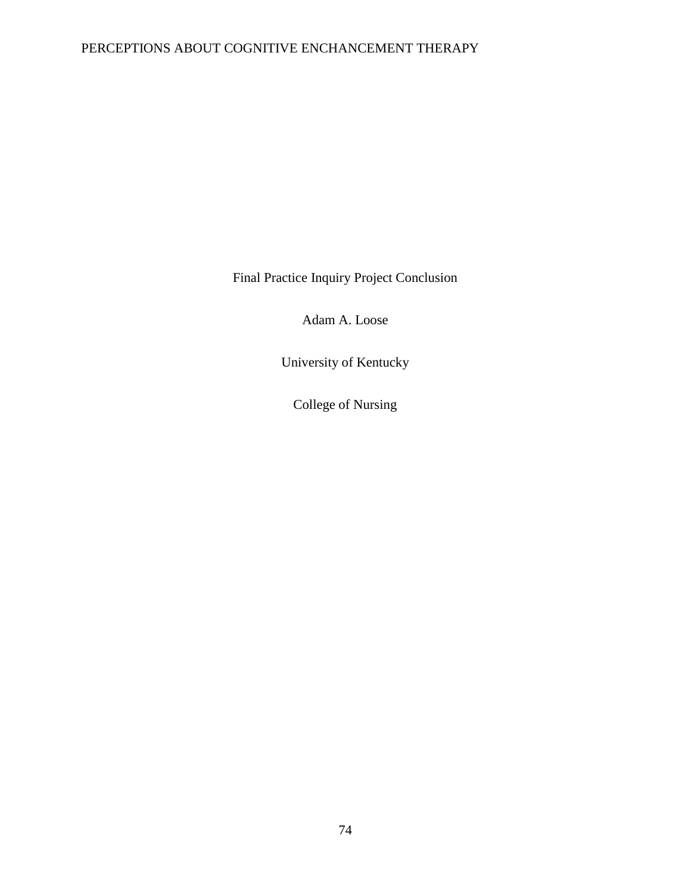Final Practice Inquiry Project Conclusion

Adam A. Loose

University of Kentucky

College of Nursing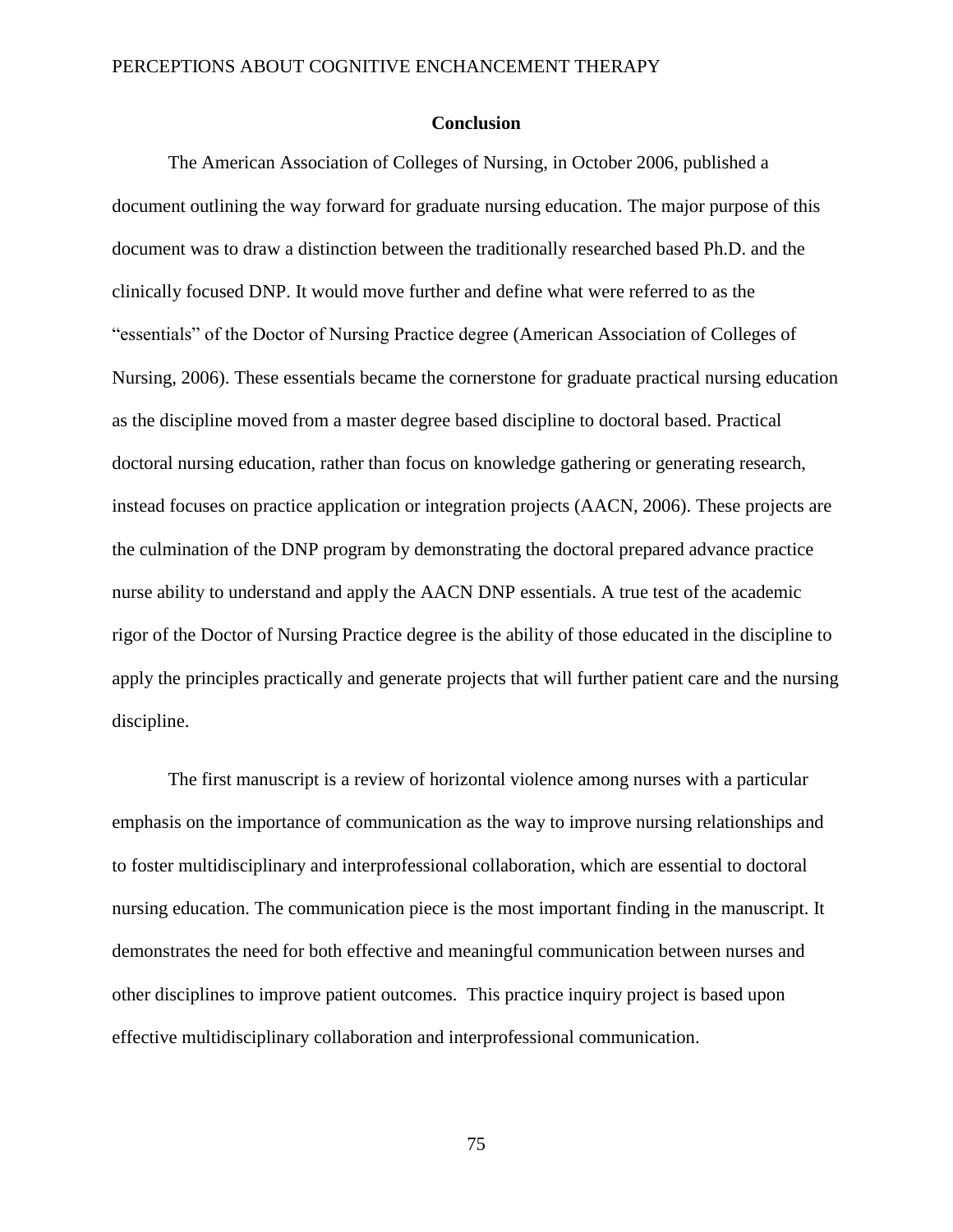## Conclusion

The American Association of Colleges of Nursing, in October 2006, published a document outlining the way forward for graduate nursing education. The major purpose of this document was to draw a distinction between the traditionally researched based Ph.D. and the clinically focused DNP. It would move further and define what were referred to as the "essentials" of the Doctor of Nursing Practice degree (American Association of Colleges of Nursing, 2006). These essentials became the cornerstone for graduate practical nursing education as the discipline moved from a master degree based discipline to doctoral based. Practical doctoral nursing education, rather than focus on knowledge gathering or generating research, instead focuses on practice application or integration projects (AACN, 2006). These projects are the culmination of the DNP program by demonstrating the doctoral prepared advance practice nurse ability to understand and apply the AACN DNP essentials. A true test of the academic rigor of the Doctor of Nursing Practice degree is the ability of those educated in the discipline to apply the principles practically and generate projects that will further patient care and the nursing discipline.

The first manuscript is a review of horizontal violence among nurses with a particular emphasis on the importance of communication as the way to improve nursing relationships and to foster multidisciplinary and interprofessional collaboration, which are essential to doctoral nursing education. The communication piece is the most important finding in the manuscript. It demonstrates the need for both effective and meaningful communication between nurses and other disciplines to improve patient outcomes. This practice inquiry project is based upon effective multidisciplinary collaboration and interprofessional communication.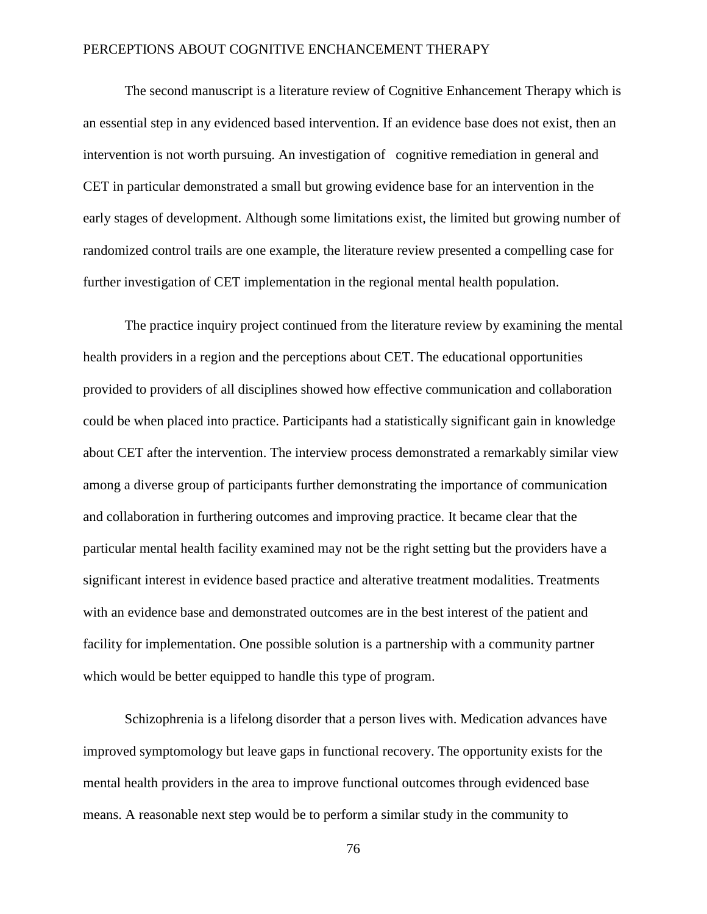The second manuscript is a literature review of Cognitive Enhancement Therapy which is an essential step in any evidenced based intervention. If an evidence base does not exist, then an intervention is not worth pursuing. An investigation of  cognitive remediation in general and CET in particular demonstrated a small but growing evidence base for an intervention in the early stages of development. Although some limitations exist, the limited but growing number of randomized control trails are one example, the literature review presented a compelling case for further investigation of CET implementation in the regional mental health population.

The practice inquiry project continued from the literature review by examining the mental health providers in a region and the perceptions about CET. The educational opportunities provided to providers of all disciplines showed how effective communication and collaboration could be when placed into practice. Participants had a statistically significant gain in knowledge about CET after the intervention. The interview process demonstrated a remarkably similar view among a diverse group of participants further demonstrating the importance of communication and collaboration in furthering outcomes and improving practice. It became clear that the particular mental health facility examined may not be the right setting but the providers have a significant interest in evidence based practice and alterative treatment modalities. Treatments with an evidence base and demonstrated outcomes are in the best interest of the patient and facility for implementation. One possible solution is a partnership with a community partner which would be better equipped to handle this type of program.

Schizophrenia is a lifelong disorder that a person lives with. Medication advances have improved symptomology but leave gaps in functional recovery. The opportunity exists for the mental health providers in the area to improve functional outcomes through evidenced base means. A reasonable next step would be to perform a similar study in the community to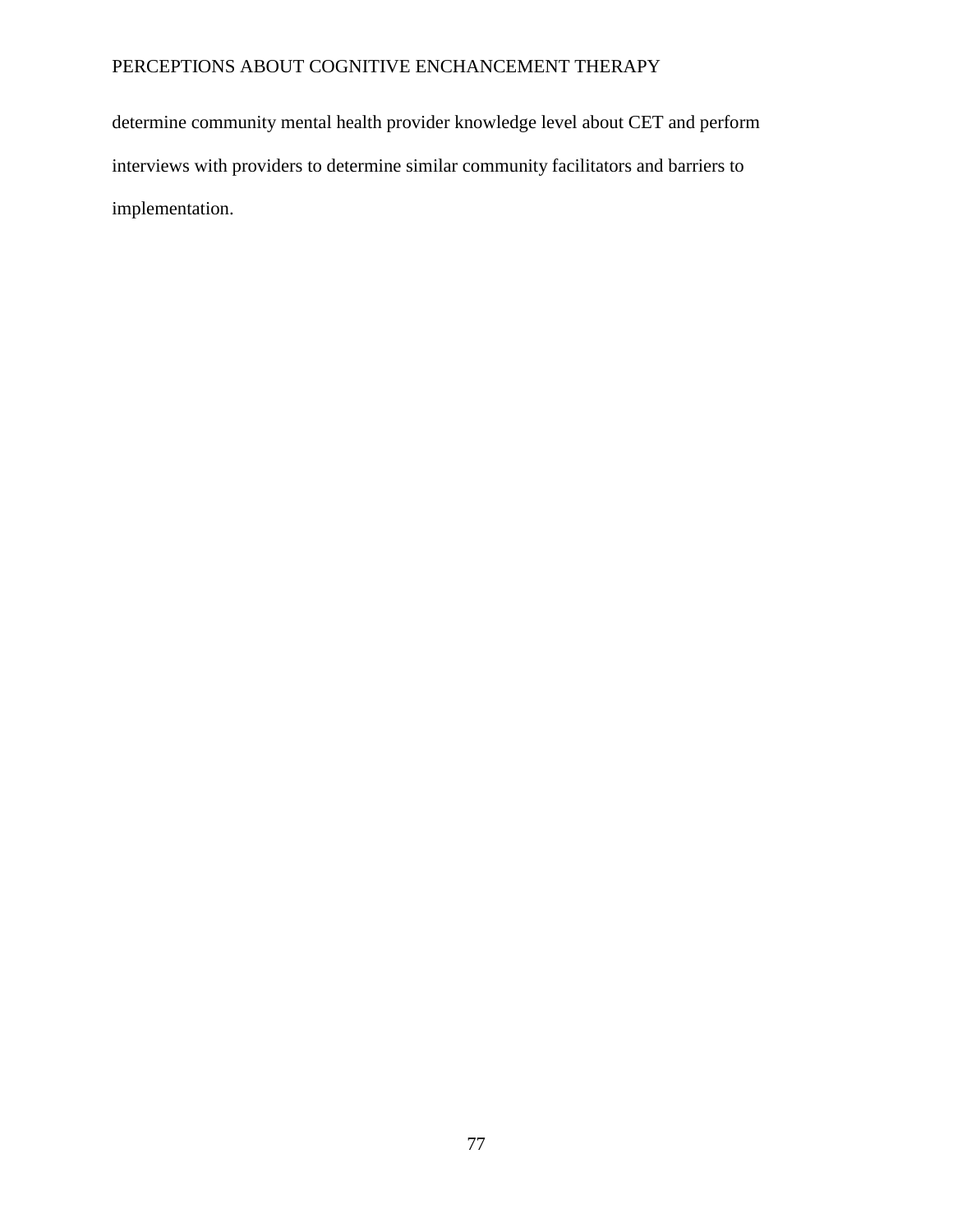determine community mental health provider knowledge level about CET and perform interviews with providers to determine similar community facilitators and barriers to implementation.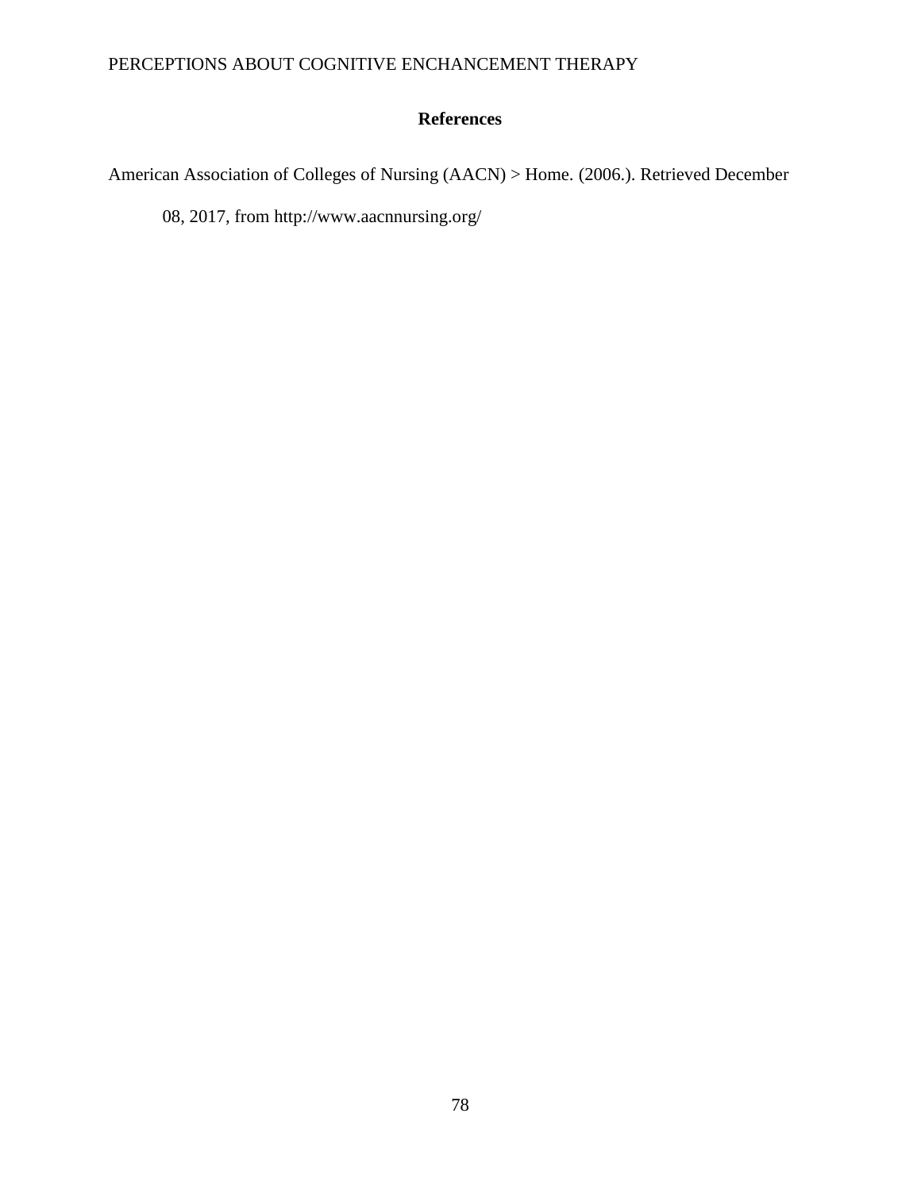## References

American Association of Colleges of Nursing (AACN) > Home. (2006.). Retrieved December 08, 2017, from http://www.aacnnursing.org/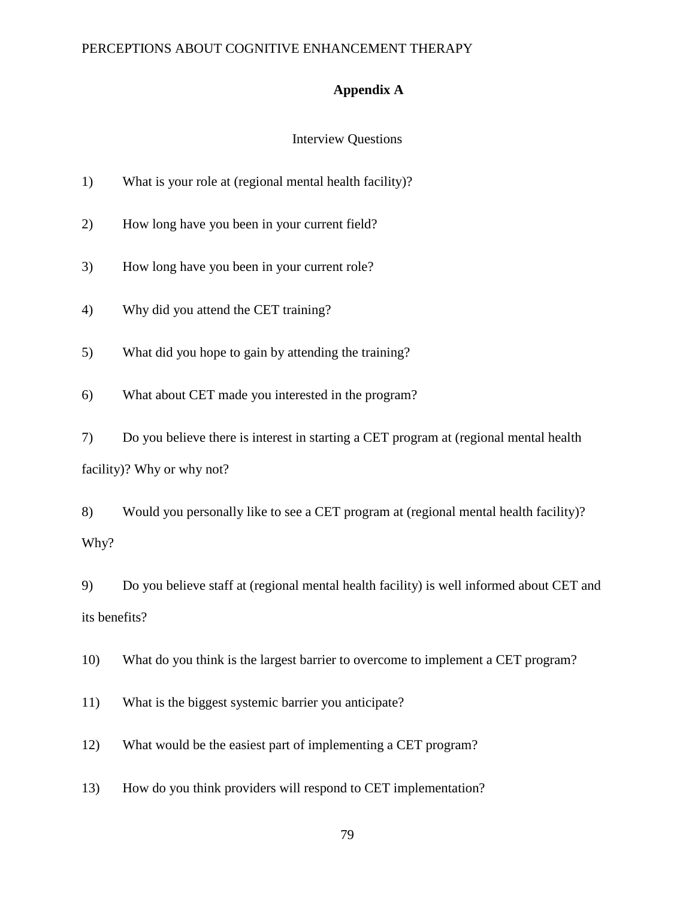# Appendix A

Interview Questions

1) What is your role at (regional mental health facility)?

2) How long have you been in your current field?

3) How long have you been in your current role?

4) Why did you attend the CET training?

5) What did you hope to gain by attending the training?

6) What about CET made you interested in the program?

7) Do you believe there is interest in starting a CET program at (regional mental health facility)? Why or why not?

8) Would you personally like to see a CET program at (regional mental health facility)? Why?

9) Do you believe staff at (regional mental health facility) is well informed about CET and its benefits?

10) What do you think is the largest barrier to overcome to implement a CET program?

11) What is the biggest systemic barrier you anticipate?

12) What would be the easiest part of implementing a CET program?

13) How do you think providers will respond to CET implementation?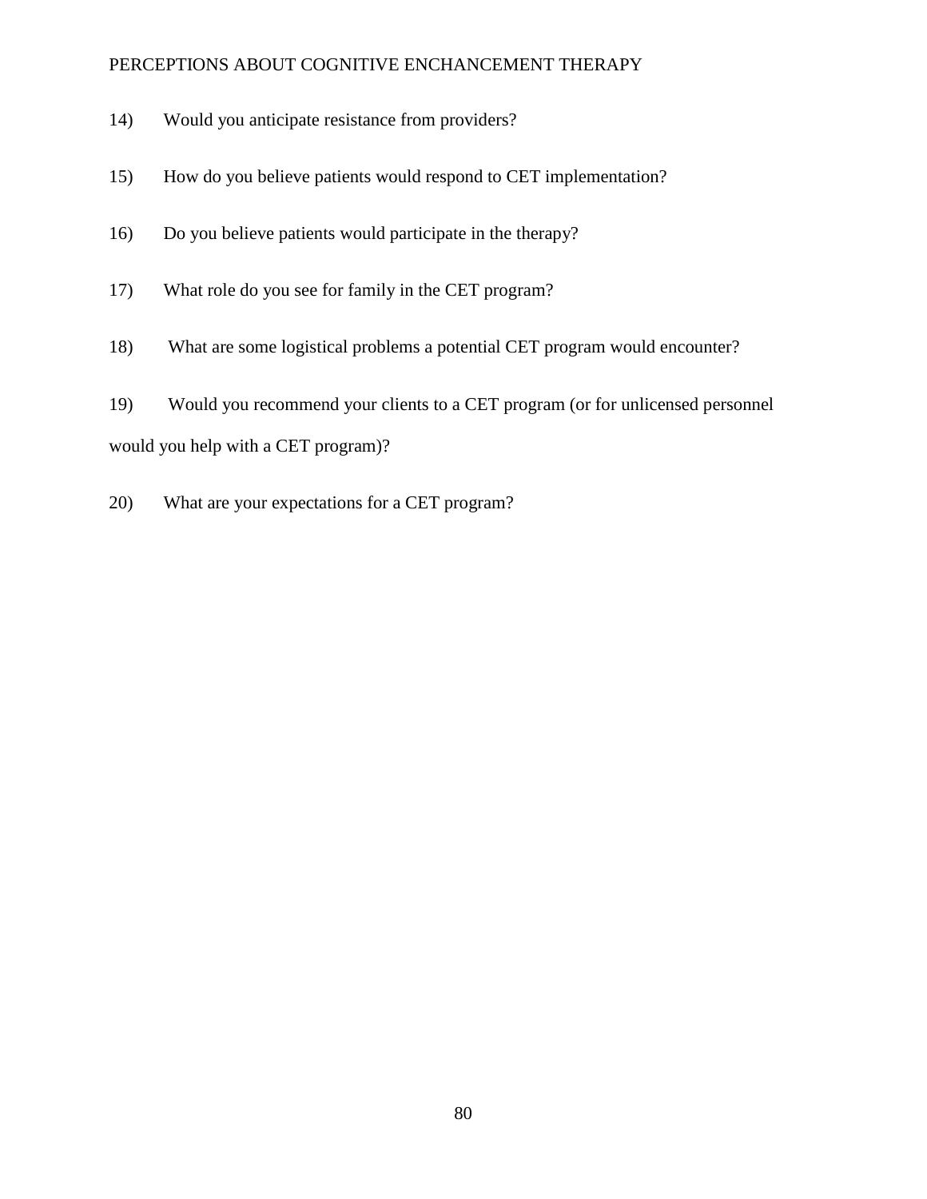14) Would you anticipate resistance from providers?

15) How do you believe patients would respond to CET implementation?

16) Do you believe patients would participate in the therapy?

17) What role do you see for family in the CET program?

18) What are some logistical problems a potential CET program would encounter?

19) Would you recommend your clients to a CET program (or for unlicensed personnel would you help with a CET program)?

20) What are your expectations for a CET program?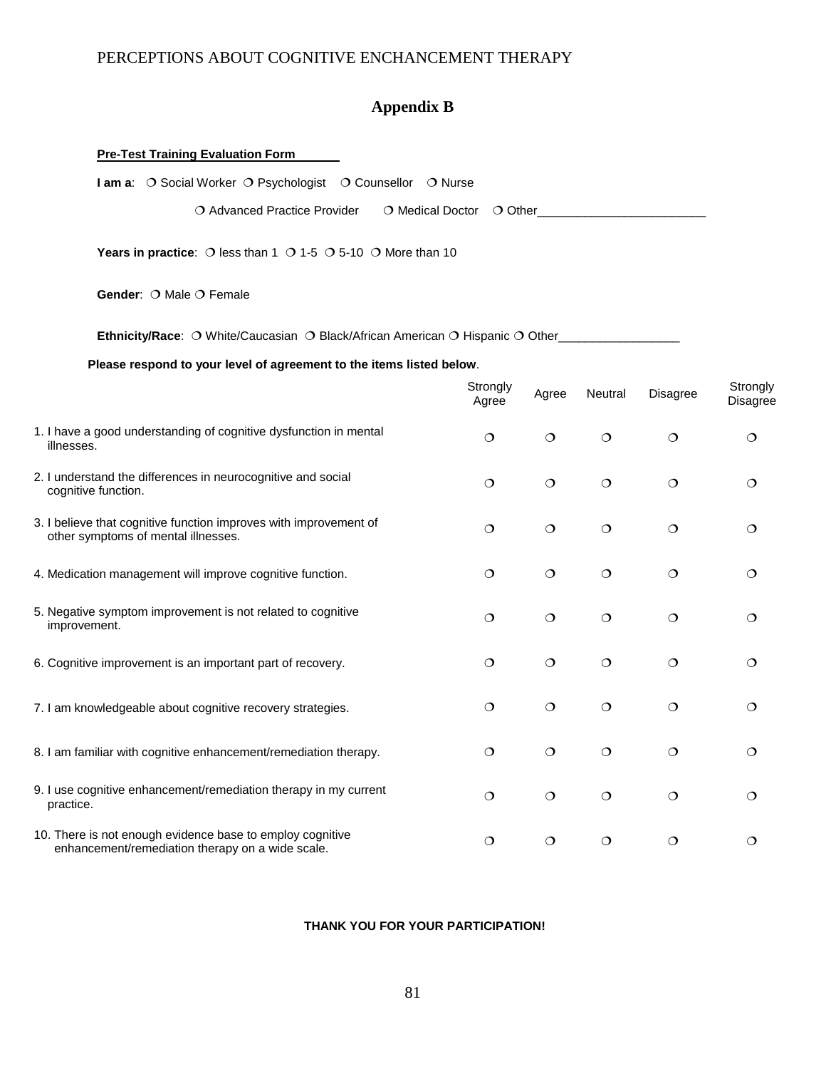## Appendix B

**Pre-Test Training Evaluation Form**

**I am a**: ❍ Social Worker ❍ Psychologist ❍ Counsellor ❍ Nurse

❍ Advanced Practice Provider ❍ Medical Doctor ❍ Other________________________

**Years in practice**: ❍ less than 1 ❍ 1-5 ❍ 5-10 ❍ More than 10

**Gender**: ❍ Male ❍ Female

**Ethnicity/Race**: ❍ White/Caucasian ❍ Black/African American ❍ Hispanic ❍ Other__________________

**Please respond to your level of agreement to the items listed below**.

| | Strongly Agree | Agree | Neutral | Disagree | Strongly Disagree |
|---|---|---|---|---|---|
| 1. I have a good understanding of cognitive dysfunction in mental illnesses. | ❍ | ❍ | ❍ | ❍ | ❍ |
| 2. I understand the differences in neurocognitive and social cognitive function. | ❍ | ❍ | ❍ | ❍ | ❍ |
| 3. I believe that cognitive function improves with improvement of other symptoms of mental illnesses. | ❍ | ❍ | ❍ | ❍ | ❍ |
| 4. Medication management will improve cognitive function. | ❍ | ❍ | ❍ | ❍ | ❍ |
| 5. Negative symptom improvement is not related to cognitive improvement. | ❍ | ❍ | ❍ | ❍ | ❍ |
| 6. Cognitive improvement is an important part of recovery. | ❍ | ❍ | ❍ | ❍ | ❍ |
| 7. I am knowledgeable about cognitive recovery strategies. | ❍ | ❍ | ❍ | ❍ | ❍ |
| 8. I am familiar with cognitive enhancement/remediation therapy. | ❍ | ❍ | ❍ | ❍ | ❍ |
| 9. I use cognitive enhancement/remediation therapy in my current practice. | ❍ | ❍ | ❍ | ❍ | ❍ |
| 10. There is not enough evidence base to employ cognitive enhancement/remediation therapy on a wide scale. | ❍ | ❍ | ❍ | ❍ | ❍ |

**THANK YOU FOR YOUR PARTICIPATION!**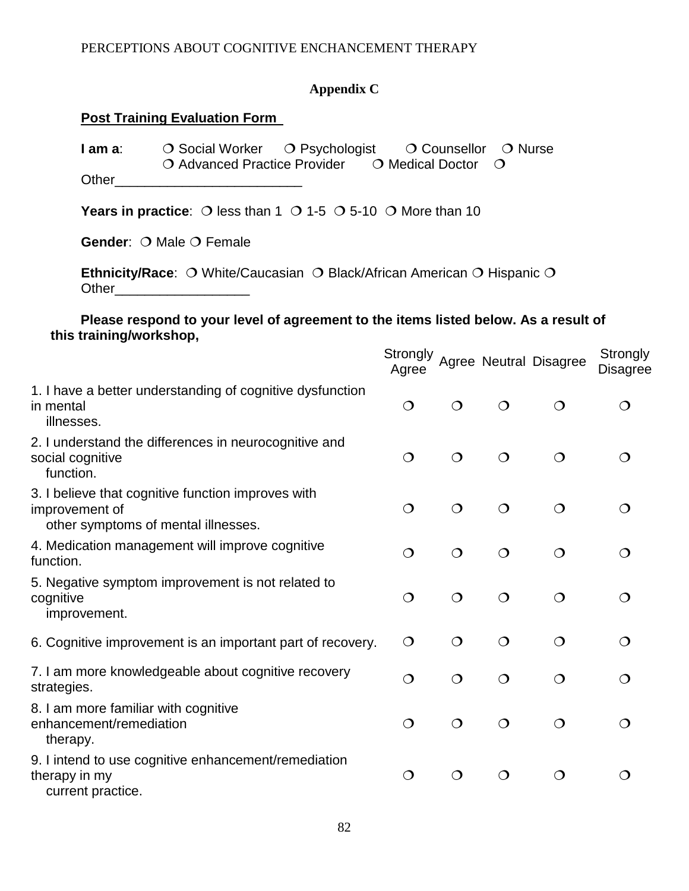**Appendix C**

**<u>Post Training Evaluation Form</u>**

**I am a**: ❍ Social Worker ❍ Psychologist ❍ Counsellor ❍ Nurse ❍ Advanced Practice Provider ❍ Medical Doctor ❍ Other_________________________

**Years in practice**: ❍ less than 1 ❍ 1-5 ❍ 5-10 ❍ More than 10

**Gender**: ❍ Male ❍ Female

**Ethnicity/Race**: ❍ White/Caucasian ❍ Black/African American ❍ Hispanic ❍ Other__________________

**Please respond to your level of agreement to the items listed below. As a result of this training/workshop,**

| | Strongly Agree | Agree | Neutral | Disagree | Strongly Disagree |
|---|---|---|---|---|---|
| 1. I have a better understanding of cognitive dysfunction in mental illnesses. | ❍ | ❍ | ❍ | ❍ | ❍ |
| 2. I understand the differences in neurocognitive and social cognitive function. | ❍ | ❍ | ❍ | ❍ | ❍ |
| 3. I believe that cognitive function improves with improvement of other symptoms of mental illnesses. | ❍ | ❍ | ❍ | ❍ | ❍ |
| 4. Medication management will improve cognitive function. | ❍ | ❍ | ❍ | ❍ | ❍ |
| 5. Negative symptom improvement is not related to cognitive improvement. | ❍ | ❍ | ❍ | ❍ | ❍ |
| 6. Cognitive improvement is an important part of recovery. | ❍ | ❍ | ❍ | ❍ | ❍ |
| 7. I am more knowledgeable about cognitive recovery strategies. | ❍ | ❍ | ❍ | ❍ | ❍ |
| 8. I am more familiar with cognitive enhancement/remediation therapy. | ❍ | ❍ | ❍ | ❍ | ❍ |
| 9. I intend to use cognitive enhancement/remediation therapy in my current practice. | ❍ | ❍ | ❍ | ❍ | ❍ |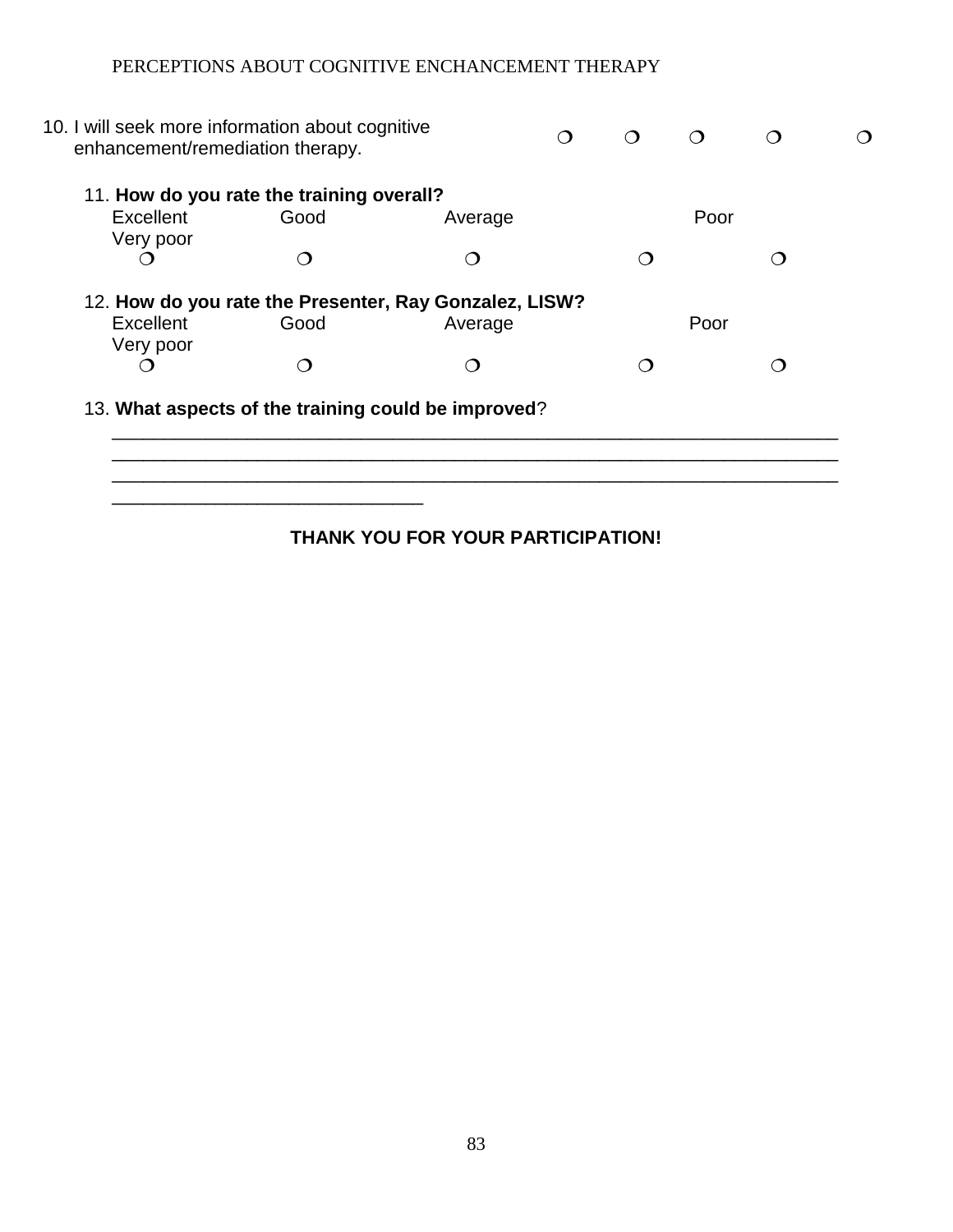10. I will seek more information about cognitive enhancement/remediation therapy. ❍ ❍ ❍ ❍ ❍

11. **How do you rate the training overall?**

| Excellent | Good | Average | Poor | Very poor |
|---|---|---|---|---|
| ❍ | ❍ | ❍ | ❍ | ❍ |

12. **How do you rate the Presenter, Ray Gonzalez, LISW?**

| Excellent | Good | Average | Poor | Very poor |
|---|---|---|---|---|
| ❍ | ❍ | ❍ | ❍ | ❍ |

13. **What aspects of the training could be improved**?

______________________________________________________________________
______________________________________________________________________
______________________________________________________________________
______________________________

**THANK YOU FOR YOUR PARTICIPATION!**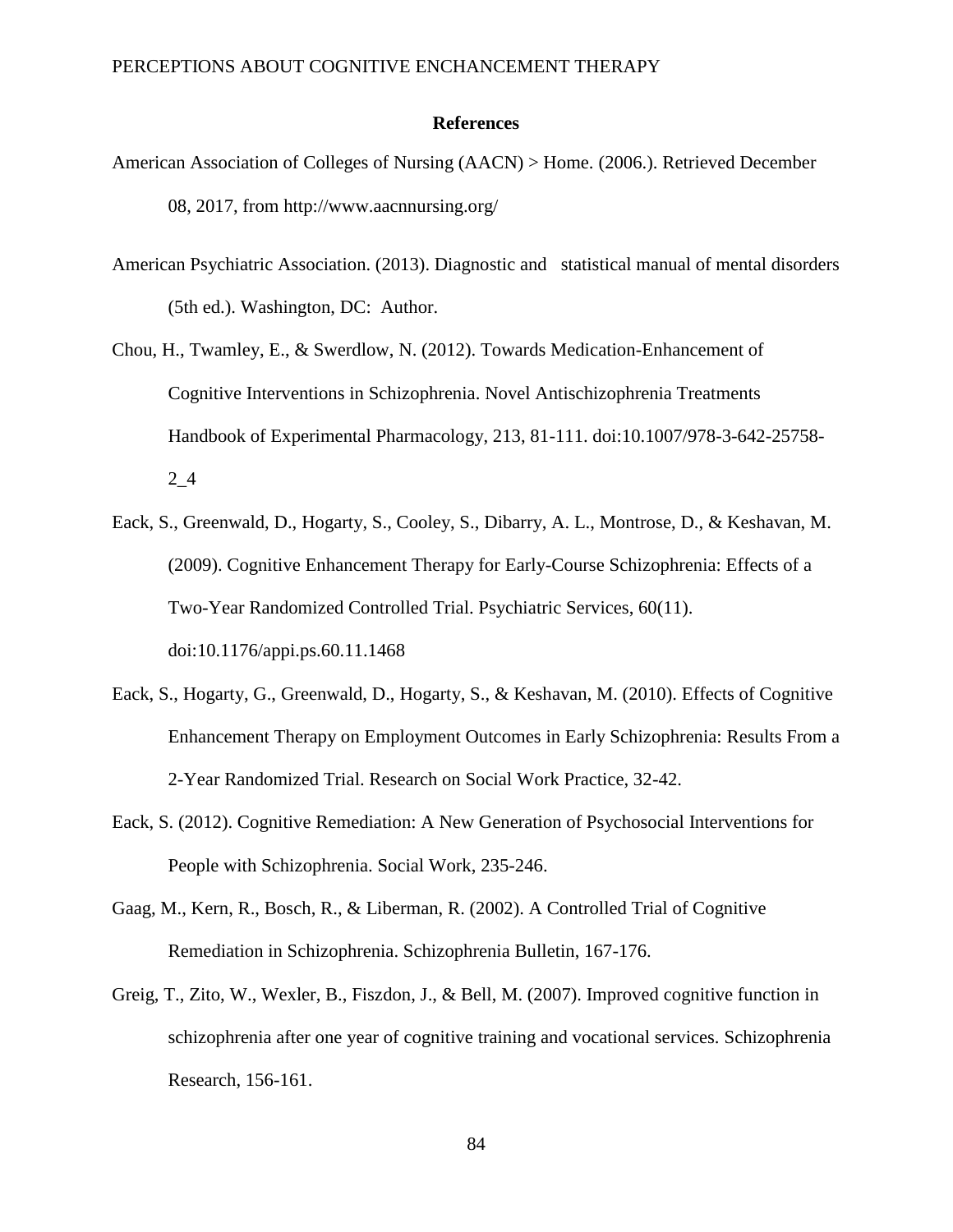**References**

American Association of Colleges of Nursing (AACN) > Home. (2006.). Retrieved December 08, 2017, from http://www.aacnnursing.org/

American Psychiatric Association. (2013). Diagnostic and statistical manual of mental disorders (5th ed.). Washington, DC: Author.

Chou, H., Twamley, E., & Swerdlow, N. (2012). Towards Medication-Enhancement of Cognitive Interventions in Schizophrenia. Novel Antischizophrenia Treatments Handbook of Experimental Pharmacology, 213, 81-111. doi:10.1007/978-3-642-25758-2_4

Eack, S., Greenwald, D., Hogarty, S., Cooley, S., Dibarry, A. L., Montrose, D., & Keshavan, M. (2009). Cognitive Enhancement Therapy for Early-Course Schizophrenia: Effects of a Two-Year Randomized Controlled Trial. Psychiatric Services, 60(11). doi:10.1176/appi.ps.60.11.1468

Eack, S., Hogarty, G., Greenwald, D., Hogarty, S., & Keshavan, M. (2010). Effects of Cognitive Enhancement Therapy on Employment Outcomes in Early Schizophrenia: Results From a 2-Year Randomized Trial. Research on Social Work Practice, 32-42.

Eack, S. (2012). Cognitive Remediation: A New Generation of Psychosocial Interventions for People with Schizophrenia. Social Work, 235-246.

Gaag, M., Kern, R., Bosch, R., & Liberman, R. (2002). A Controlled Trial of Cognitive Remediation in Schizophrenia. Schizophrenia Bulletin, 167-176.

Greig, T., Zito, W., Wexler, B., Fiszdon, J., & Bell, M. (2007). Improved cognitive function in schizophrenia after one year of cognitive training and vocational services. Schizophrenia Research, 156-161.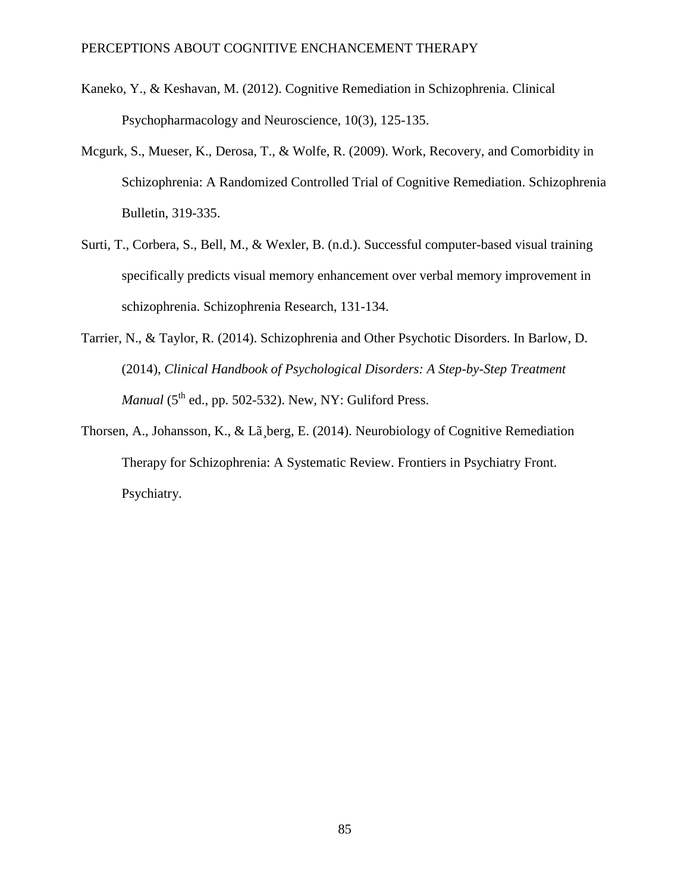Kaneko, Y., & Keshavan, M. (2012). Cognitive Remediation in Schizophrenia. Clinical Psychopharmacology and Neuroscience, 10(3), 125-135.

Mcgurk, S., Mueser, K., Derosa, T., & Wolfe, R. (2009). Work, Recovery, and Comorbidity in Schizophrenia: A Randomized Controlled Trial of Cognitive Remediation. Schizophrenia Bulletin, 319-335.

Surti, T., Corbera, S., Bell, M., & Wexler, B. (n.d.). Successful computer-based visual training specifically predicts visual memory enhancement over verbal memory improvement in schizophrenia. Schizophrenia Research, 131-134.

Tarrier, N., & Taylor, R. (2014). Schizophrenia and Other Psychotic Disorders. In Barlow, D. (2014), *Clinical Handbook of Psychological Disorders: A Step-by-Step Treatment Manual* (5th ed., pp. 502-532). New, NY: Guliford Press.

Thorsen, A., Johansson, K., & Lã¸berg, E. (2014). Neurobiology of Cognitive Remediation Therapy for Schizophrenia: A Systematic Review. Frontiers in Psychiatry Front. Psychiatry.